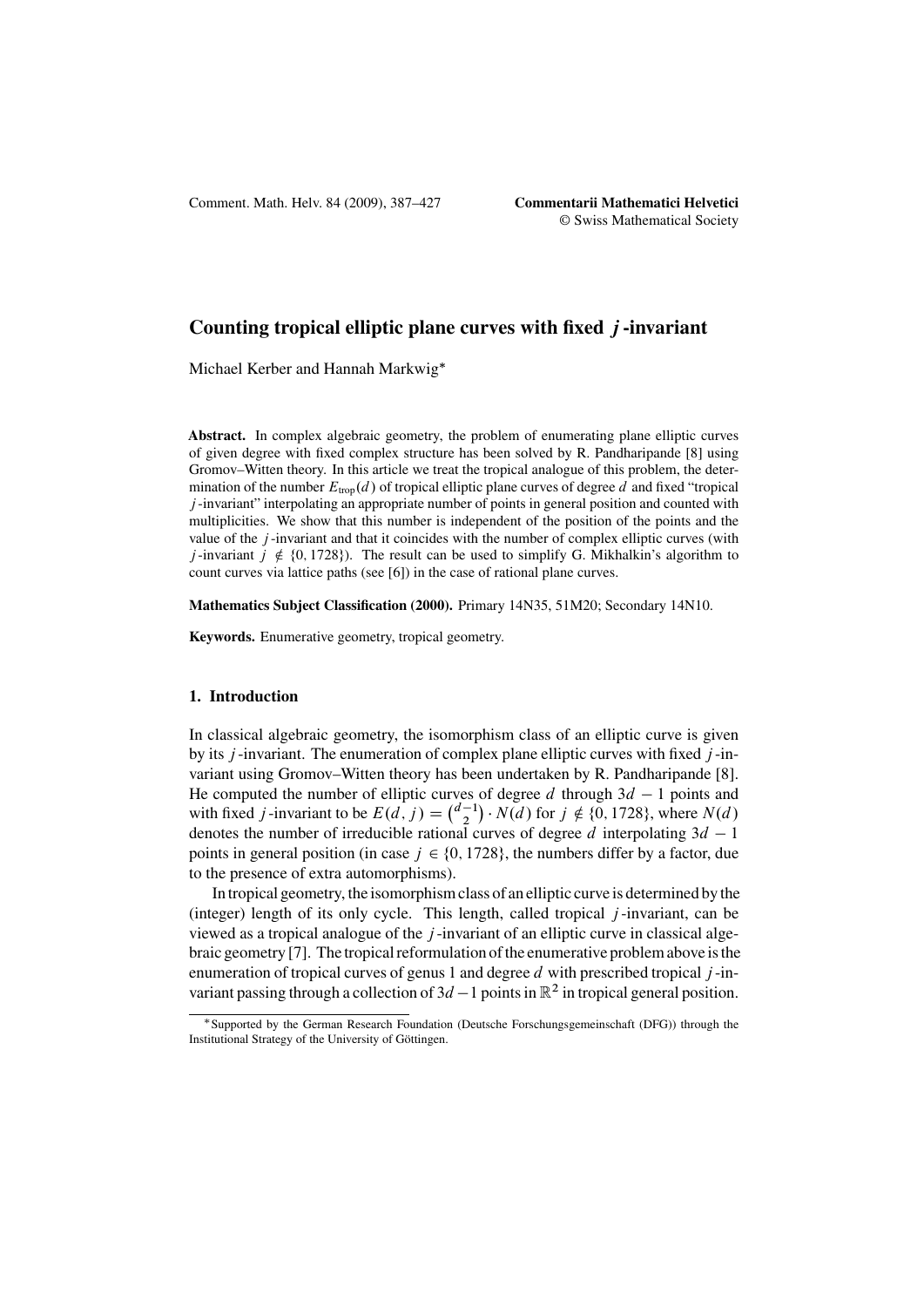# Counting tropical elliptic plane curves with fixed $j$-invariant

Michael Kerber and Hannah Markwig*

**Abstract.** In complex algebraic geometry, the problem of enumerating plane elliptic curves of given degree with fixed complex structure has been solved by R. Pandharipande [8] using Gromov–Witten theory. In this article we treat the tropical analogue of this problem, the determination of the number $E_{\text{trop}}(d)$ of tropical elliptic plane curves of degree $d$ and fixed "tropical $j$-invariant" interpolating an appropriate number of points in general position and counted with multiplicities. We show that this number is independent of the position of the points and the value of the $j$-invariant and that it coincides with the number of complex elliptic curves (with $j$-invariant $j \notin \{0, 1728\}$). The result can be used to simplify G. Mikhalkin's algorithm to count curves via lattice paths (see [6]) in the case of rational plane curves.

**Mathematics Subject Classification (2000).** Primary 14N35, 51M20; Secondary 14N10.

**Keywords.** Enumerative geometry, tropical geometry.

## 1. Introduction

In classical algebraic geometry, the isomorphism class of an elliptic curve is given by its $j$-invariant. The enumeration of complex plane elliptic curves with fixed $j$-invariant using Gromov–Witten theory has been undertaken by R. Pandharipande [8]. He computed the number of elliptic curves of degree $d$ through $3d - 1$ points and with fixed $j$-invariant to be $E(d, j) = \binom{d-1}{2} \cdot N(d)$ for $j \notin \{0, 1728\}$, where $N(d)$ denotes the number of irreducible rational curves of degree $d$ interpolating $3d - 1$ points in general position (in case $j \in \{0, 1728\}$, the numbers differ by a factor, due to the presence of extra automorphisms).

In tropical geometry, the isomorphism class of an elliptic curve is determined by the (integer) length of its only cycle. This length, called tropical $j$-invariant, can be viewed as a tropical analogue of the $j$-invariant of an elliptic curve in classical algebraic geometry [7]. The tropical reformulation of the enumerative problem above is the enumeration of tropical curves of genus 1 and degree $d$ with prescribed tropical $j$-invariant passing through a collection of $3d - 1$ points in $\mathbb{R}^2$ in tropical general position.

*Supported by the German Research Foundation (Deutsche Forschungsgemeinschaft (DFG)) through the Institutional Strategy of the University of Göttingen.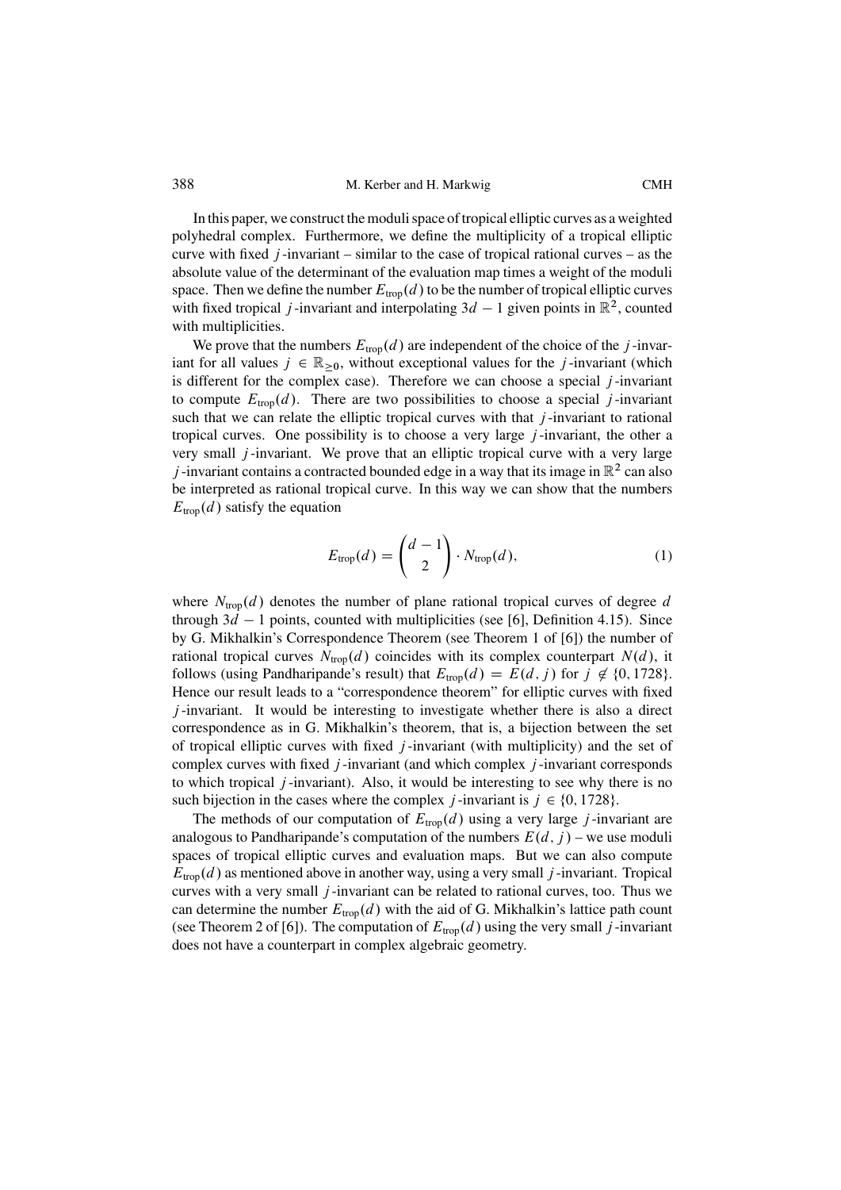In this paper, we construct the moduli space of tropical elliptic curves as a weighted polyhedral complex. Furthermore, we define the multiplicity of a tropical elliptic curve with fixed $j$-invariant – similar to the case of tropical rational curves – as the absolute value of the determinant of the evaluation map times a weight of the moduli space. Then we define the number $E_{\text{trop}}(d)$ to be the number of tropical elliptic curves with fixed tropical $j$-invariant and interpolating $3d-1$ given points in $\mathbb{R}^2$, counted with multiplicities.

We prove that the numbers $E_{\text{trop}}(d)$ are independent of the choice of the $j$-invariant for all values $j \in \mathbb{R}_{\geq 0}$, without exceptional values for the $j$-invariant (which is different for the complex case). Therefore we can choose a special $j$-invariant to compute $E_{\text{trop}}(d)$. There are two possibilities to choose a special $j$-invariant such that we can relate the elliptic tropical curves with that $j$-invariant to rational tropical curves. One possibility is to choose a very large $j$-invariant, the other a very small $j$-invariant. We prove that an elliptic tropical curve with a very large $j$-invariant contains a contracted bounded edge in a way that its image in $\mathbb{R}^2$ can also be interpreted as rational tropical curve. In this way we can show that the numbers $E_{\text{trop}}(d)$ satisfy the equation

$$E_{\text{trop}}(d) = \binom{d-1}{2} \cdot N_{\text{trop}}(d), \tag{1}$$

where $N_{\text{trop}}(d)$ denotes the number of plane rational tropical curves of degree $d$ through $3d-1$ points, counted with multiplicities (see [6], Definition 4.15). Since by G. Mikhalkin's Correspondence Theorem (see Theorem 1 of [6]) the number of rational tropical curves $N_{\text{trop}}(d)$ coincides with its complex counterpart $N(d)$, it follows (using Pandharipande's result) that $E_{\text{trop}}(d) = E(d, j)$ for $j \notin \{0, 1728\}$. Hence our result leads to a "correspondence theorem" for elliptic curves with fixed $j$-invariant. It would be interesting to investigate whether there is also a direct correspondence as in G. Mikhalkin's theorem, that is, a bijection between the set of tropical elliptic curves with fixed $j$-invariant (with multiplicity) and the set of complex curves with fixed $j$-invariant (and which complex $j$-invariant corresponds to which tropical $j$-invariant). Also, it would be interesting to see why there is no such bijection in the cases where the complex $j$-invariant is $j \in \{0, 1728\}$.

The methods of our computation of $E_{\text{trop}}(d)$ using a very large $j$-invariant are analogous to Pandharipande's computation of the numbers $E(d, j)$ – we use moduli spaces of tropical elliptic curves and evaluation maps. But we can also compute $E_{\text{trop}}(d)$ as mentioned above in another way, using a very small $j$-invariant. Tropical curves with a very small $j$-invariant can be related to rational curves, too. Thus we can determine the number $E_{\text{trop}}(d)$ with the aid of G. Mikhalkin's lattice path count (see Theorem 2 of [6]). The computation of $E_{\text{trop}}(d)$ using the very small $j$-invariant does not have a counterpart in complex algebraic geometry.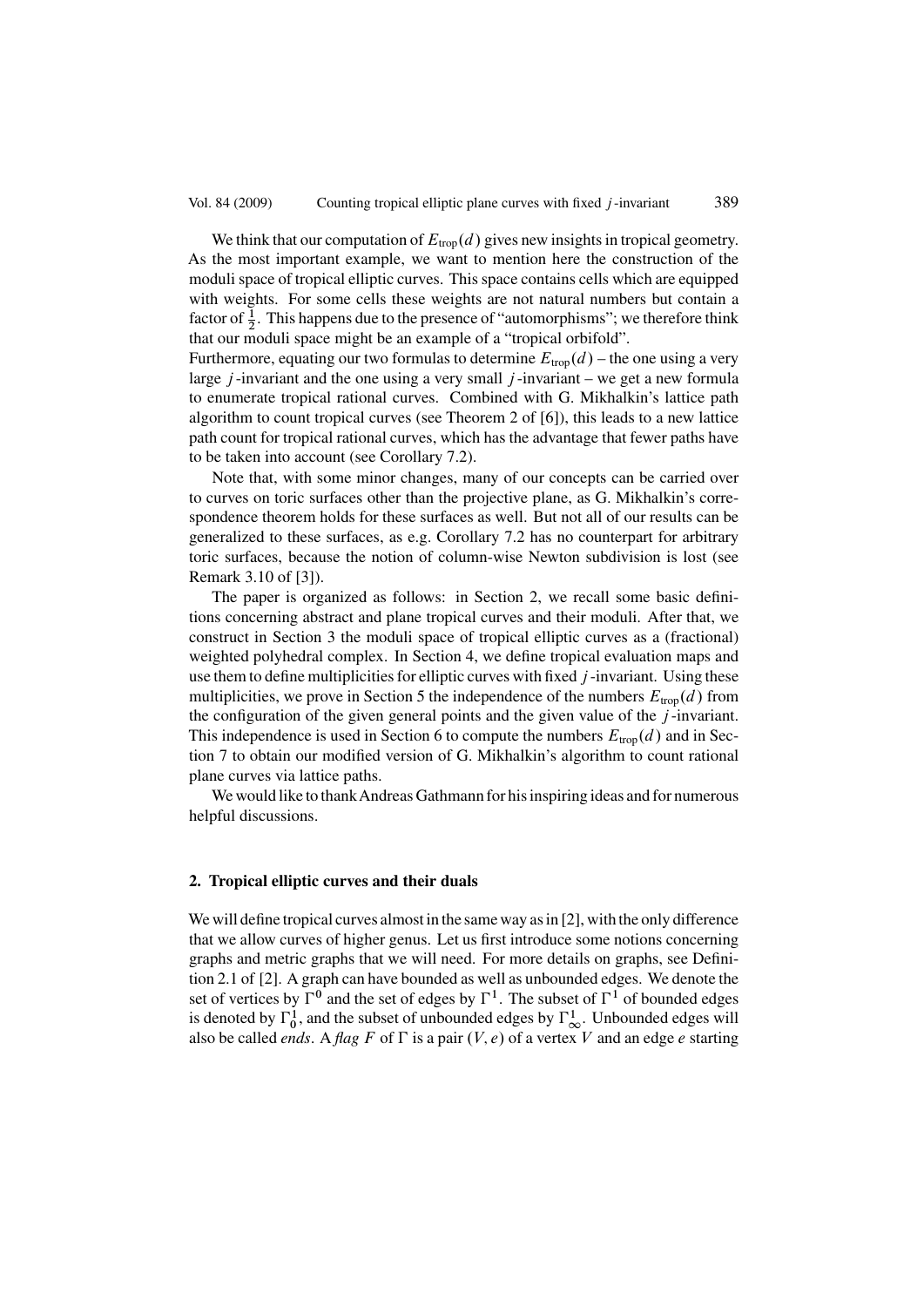We think that our computation of $E_{\text{trop}}(d)$ gives new insights in tropical geometry. As the most important example, we want to mention here the construction of the moduli space of tropical elliptic curves. This space contains cells which are equipped with weights. For some cells these weights are not natural numbers but contain a factor of $\frac{1}{2}$. This happens due to the presence of "automorphisms"; we therefore think that our moduli space might be an example of a "tropical orbifold".

Furthermore, equating our two formulas to determine $E_{\text{trop}}(d)$ – the one using a very large $j$-invariant and the one using a very small $j$-invariant – we get a new formula to enumerate tropical rational curves. Combined with G. Mikhalkin's lattice path algorithm to count tropical curves (see Theorem 2 of [6]), this leads to a new lattice path count for tropical rational curves, which has the advantage that fewer paths have to be taken into account (see Corollary 7.2).

Note that, with some minor changes, many of our concepts can be carried over to curves on toric surfaces other than the projective plane, as G. Mikhalkin's correspondence theorem holds for these surfaces as well. But not all of our results can be generalized to these surfaces, as e.g. Corollary 7.2 has no counterpart for arbitrary toric surfaces, because the notion of column-wise Newton subdivision is lost (see Remark 3.10 of [3]).

The paper is organized as follows: in Section 2, we recall some basic definitions concerning abstract and plane tropical curves and their moduli. After that, we construct in Section 3 the moduli space of tropical elliptic curves as a (fractional) weighted polyhedral complex. In Section 4, we define tropical evaluation maps and use them to define multiplicities for elliptic curves with fixed $j$-invariant. Using these multiplicities, we prove in Section 5 the independence of the numbers $E_{\text{trop}}(d)$ from the configuration of the given general points and the given value of the $j$-invariant. This independence is used in Section 6 to compute the numbers $E_{\text{trop}}(d)$ and in Section 7 to obtain our modified version of G. Mikhalkin's algorithm to count rational plane curves via lattice paths.

We would like to thank Andreas Gathmann for his inspiring ideas and for numerous helpful discussions.

## 2. Tropical elliptic curves and their duals

We will define tropical curves almost in the same way as in [2], with the only difference that we allow curves of higher genus. Let us first introduce some notions concerning graphs and metric graphs that we will need. For more details on graphs, see Definition 2.1 of [2]. A graph can have bounded as well as unbounded edges. We denote the set of vertices by $\Gamma^0$ and the set of edges by $\Gamma^1$. The subset of $\Gamma^1$ of bounded edges is denoted by $\Gamma^1_0$, and the subset of unbounded edges by $\Gamma^1_\infty$. Unbounded edges will also be called *ends*. A *flag* $F$ of $\Gamma$ is a pair $(V, e)$ of a vertex $V$ and an edge $e$ starting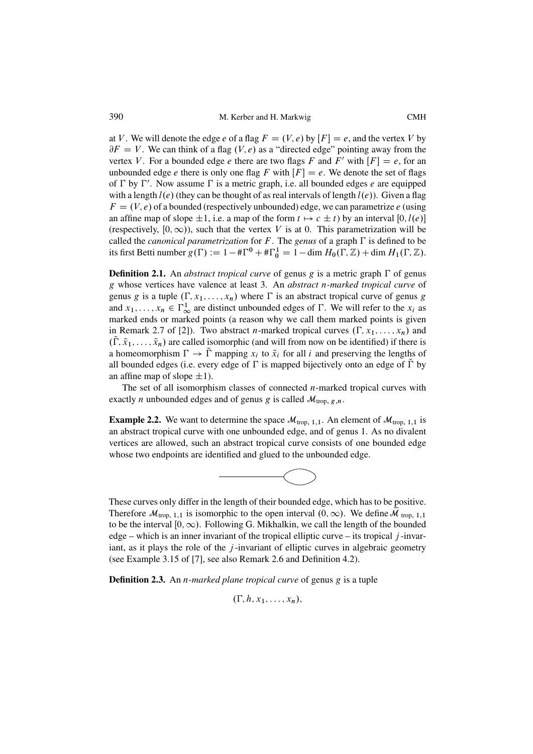at $V$. We will denote the edge $e$ of a flag $F = (V, e)$ by $[F] = e$, and the vertex $V$ by $\partial F = V$. We can think of a flag $(V, e)$ as a "directed edge" pointing away from the vertex $V$. For a bounded edge $e$ there are two flags $F$ and $F'$ with $[F] = e$, for an unbounded edge $e$ there is only one flag $F$ with $[F] = e$. We denote the set of flags of $\Gamma$ by $\Gamma'$. Now assume $\Gamma$ is a metric graph, i.e. all bounded edges $e$ are equipped with a length $l(e)$ (they can be thought of as real intervals of length $l(e)$). Given a flag $F = (V, e)$ of a bounded (respectively unbounded) edge, we can parametrize $e$ (using an affine map of slope $\pm 1$, i.e. a map of the form $t \mapsto c \pm t$) by an interval $[0, l(e)]$ (respectively, $[0, \infty)$), such that the vertex $V$ is at 0. This parametrization will be called the *canonical parametrization* for $F$. The *genus* of a graph $\Gamma$ is defined to be its first Betti number $g(\Gamma) := 1 - \#\Gamma^0 + \#\Gamma^1_0 = 1 - \dim H_0(\Gamma, \mathbb{Z}) + \dim H_1(\Gamma, \mathbb{Z})$.

**Definition 2.1.** An *abstract tropical curve* of genus $g$ is a metric graph $\Gamma$ of genus $g$ whose vertices have valence at least 3. An *abstract $n$-marked tropical curve* of genus $g$ is a tuple $(\Gamma, x_1, \dots, x_n)$ where $\Gamma$ is an abstract tropical curve of genus $g$ and $x_1, \dots, x_n \in \Gamma^1_\infty$ are distinct unbounded edges of $\Gamma$. We will refer to the $x_i$ as marked ends or marked points (a reason why we call them marked points is given in Remark 2.7 of [2]). Two abstract $n$-marked tropical curves $(\Gamma, x_1, \dots, x_n)$ and $(\tilde{\Gamma}, \tilde{x}_1, \dots, \tilde{x}_n)$ are called isomorphic (and will from now on be identified) if there is a homeomorphism $\Gamma \to \tilde{\Gamma}$ mapping $x_i$ to $\tilde{x}_i$ for all $i$ and preserving the lengths of all bounded edges (i.e. every edge of $\Gamma$ is mapped bijectively onto an edge of $\tilde{\Gamma}$ by an affine map of slope $\pm 1$).

The set of all isomorphism classes of connected $n$-marked tropical curves with exactly $n$ unbounded edges and of genus $g$ is called $\mathcal{M}_{\text{trop},\, g,n}$.

**Example 2.2.** We want to determine the space $\mathcal{M}_{\text{trop},\, 1,1}$. An element of $\mathcal{M}_{\text{trop},\, 1,1}$ is an abstract tropical curve with one unbounded edge, and of genus 1. As no divalent vertices are allowed, such an abstract tropical curve consists of one bounded edge whose two endpoints are identified and glued to the unbounded edge.

These curves only differ in the length of their bounded edge, which has to be positive. Therefore $\mathcal{M}_{\text{trop},\, 1,1}$ is isomorphic to the open interval $(0, \infty)$. We define $\overline{\mathcal{M}}_{\text{trop},\, 1,1}$ to be the interval $[0, \infty)$. Following G. Mikhalkin, we call the length of the bounded edge – which is an inner invariant of the tropical elliptic curve – its tropical $j$-invariant, as it plays the role of the $j$-invariant of elliptic curves in algebraic geometry (see Example 3.15 of [7], see also Remark 2.6 and Definition 4.2).

**Definition 2.3.** An *$n$-marked plane tropical curve* of genus $g$ is a tuple

$$(\Gamma, h, x_1, \dots, x_n),$$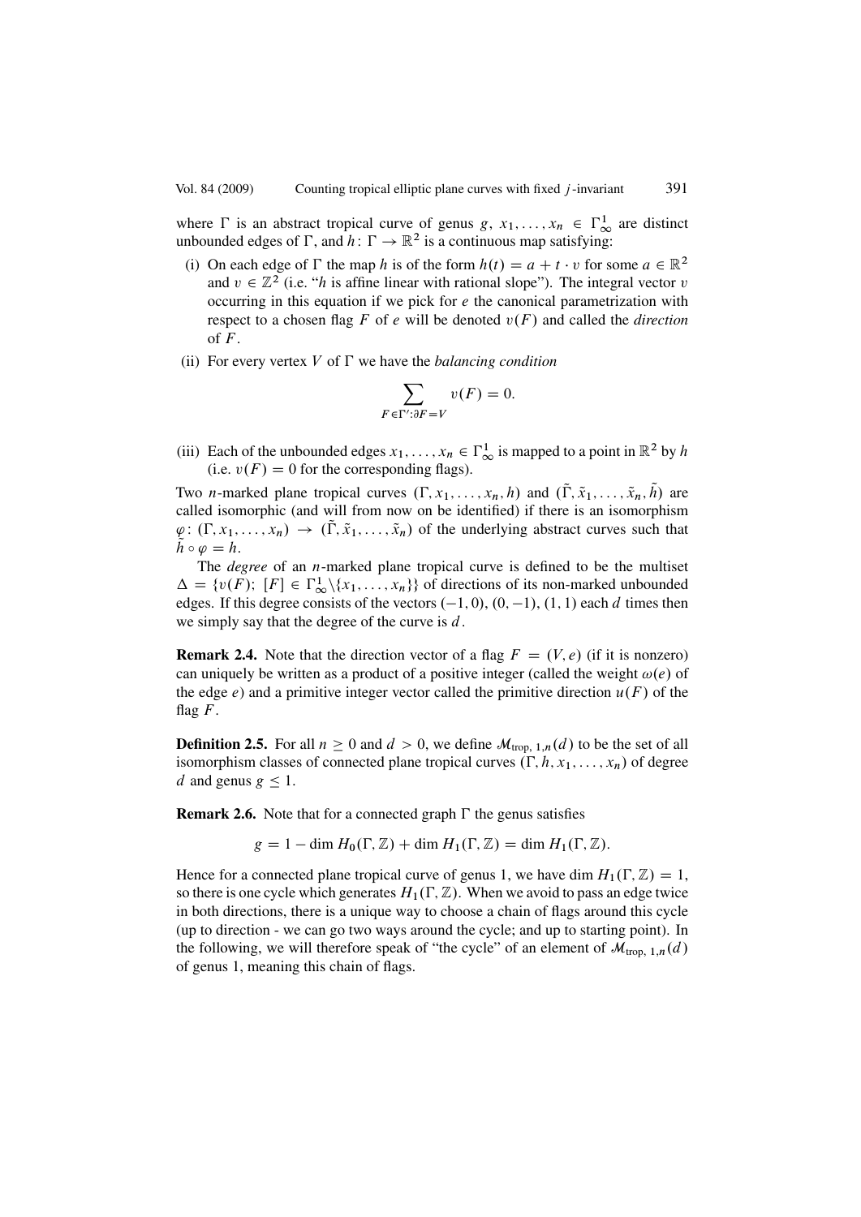where $\Gamma$ is an abstract tropical curve of genus $g$, $x_1, \dots, x_n \in \Gamma^1_\infty$ are distinct unbounded edges of $\Gamma$, and $h\colon \Gamma \to \mathbb{R}^2$ is a continuous map satisfying:

(i) On each edge of $\Gamma$ the map $h$ is of the form $h(t) = a + t \cdot v$ for some $a \in \mathbb{R}^2$ and $v \in \mathbb{Z}^2$ (i.e. "$h$ is affine linear with rational slope"). The integral vector $v$ occurring in this equation if we pick for $e$ the canonical parametrization with respect to a chosen flag $F$ of $e$ will be denoted $v(F)$ and called the *direction* of $F$.

(ii) For every vertex $V$ of $\Gamma$ we have the *balancing condition*

$$\sum_{F \in \Gamma' : \partial F = V} v(F) = 0.$$

(iii) Each of the unbounded edges $x_1, \dots, x_n \in \Gamma^1_\infty$ is mapped to a point in $\mathbb{R}^2$ by $h$ (i.e. $v(F) = 0$ for the corresponding flags).

Two $n$-marked plane tropical curves $(\Gamma, x_1, \dots, x_n, h)$ and $(\tilde{\Gamma}, \tilde{x}_1, \dots, \tilde{x}_n, \tilde{h})$ are called isomorphic (and will from now on be identified) if there is an isomorphism $\varphi\colon (\Gamma, x_1, \dots, x_n) \to (\tilde{\Gamma}, \tilde{x}_1, \dots, \tilde{x}_n)$ of the underlying abstract curves such that $\tilde{h} \circ \varphi = h$.

The *degree* of an $n$-marked plane tropical curve is defined to be the multiset $\Delta = \{v(F);\ [F] \in \Gamma^1_\infty \backslash \{x_1, \dots, x_n\}\}$ of directions of its non-marked unbounded edges. If this degree consists of the vectors $(-1, 0)$, $(0, -1)$, $(1, 1)$ each $d$ times then we simply say that the degree of the curve is $d$.

**Remark 2.4.** Note that the direction vector of a flag $F = (V, e)$ (if it is nonzero) can uniquely be written as a product of a positive integer (called the weight $\omega(e)$ of the edge $e$) and a primitive integer vector called the primitive direction $u(F)$ of the flag $F$.

**Definition 2.5.** For all $n \geq 0$ and $d > 0$, we define $\mathcal{M}_{\text{trop},\,1,n}(d)$ to be the set of all isomorphism classes of connected plane tropical curves $(\Gamma, h, x_1, \dots, x_n)$ of degree $d$ and genus $g \leq 1$.

**Remark 2.6.** Note that for a connected graph $\Gamma$ the genus satisfies

$$g = 1 - \dim H_0(\Gamma, \mathbb{Z}) + \dim H_1(\Gamma, \mathbb{Z}) = \dim H_1(\Gamma, \mathbb{Z}).$$

Hence for a connected plane tropical curve of genus 1, we have $\dim H_1(\Gamma, \mathbb{Z}) = 1$, so there is one cycle which generates $H_1(\Gamma, \mathbb{Z})$. When we avoid to pass an edge twice in both directions, there is a unique way to choose a chain of flags around this cycle (up to direction - we can go two ways around the cycle; and up to starting point). In the following, we will therefore speak of "the cycle" of an element of $\mathcal{M}_{\text{trop},\,1,n}(d)$ of genus 1, meaning this chain of flags.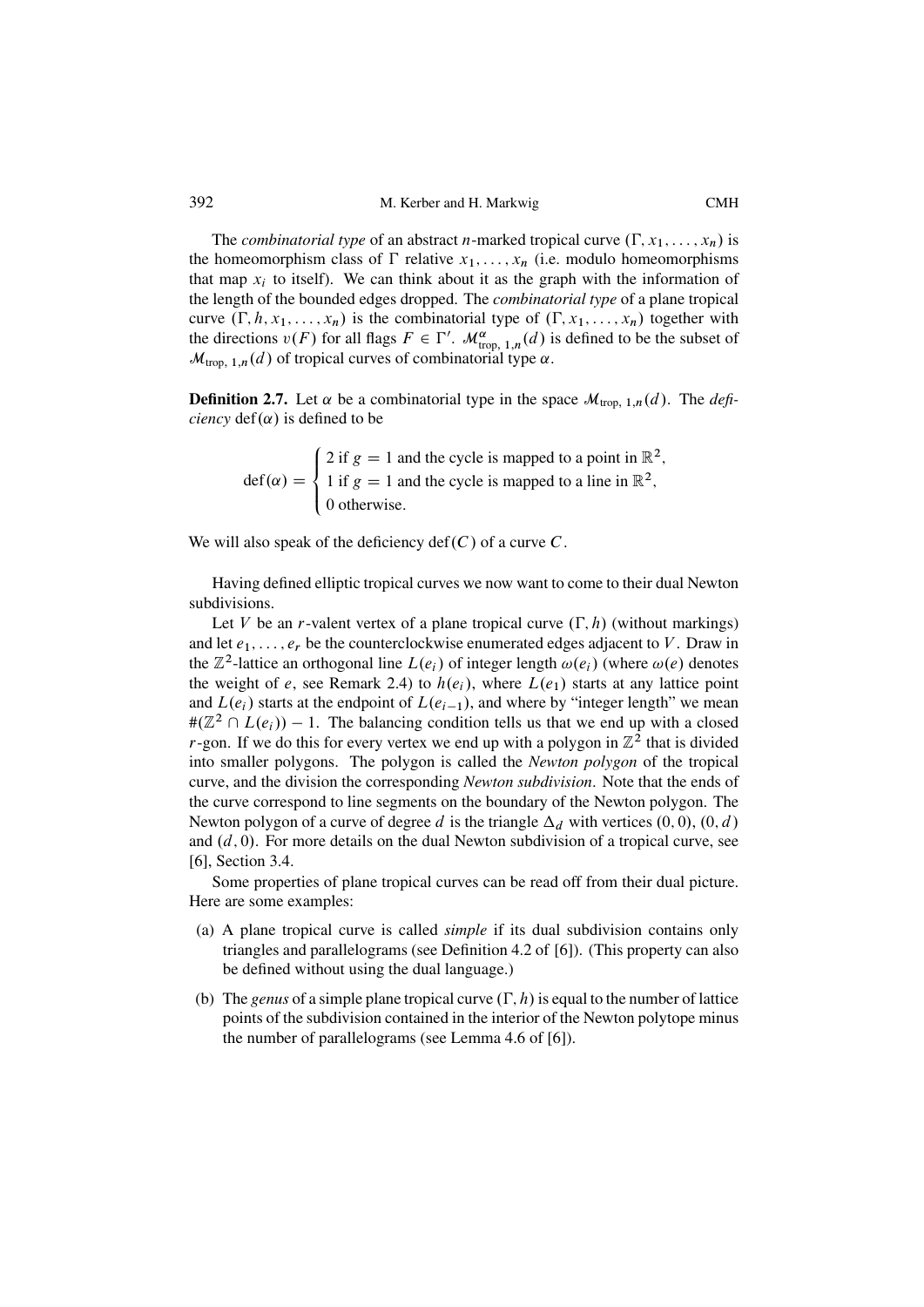The *combinatorial type* of an abstract $n$-marked tropical curve $(\Gamma, x_1, \dots, x_n)$ is the homeomorphism class of $\Gamma$ relative $x_1, \dots, x_n$ (i.e. modulo homeomorphisms that map $x_i$ to itself). We can think about it as the graph with the information of the length of the bounded edges dropped. The *combinatorial type* of a plane tropical curve $(\Gamma, h, x_1, \dots, x_n)$ is the combinatorial type of $(\Gamma, x_1, \dots, x_n)$ together with the directions $v(F)$ for all flags $F \in \Gamma'$. $\mathcal{M}^{\alpha}_{\text{trop},\,1,n}(d)$ is defined to be the subset of $\mathcal{M}_{\text{trop},\,1,n}(d)$ of tropical curves of combinatorial type $\alpha$.

**Definition 2.7.** Let $\alpha$ be a combinatorial type in the space $\mathcal{M}_{\text{trop},\,1,n}(d)$. The *deficiency* $\operatorname{def}(\alpha)$ is defined to be

$$\operatorname{def}(\alpha) = \begin{cases} 2 \text{ if } g = 1 \text{ and the cycle is mapped to a point in } \mathbb{R}^2, \\ 1 \text{ if } g = 1 \text{ and the cycle is mapped to a line in } \mathbb{R}^2, \\ 0 \text{ otherwise.} \end{cases}$$

We will also speak of the deficiency $\operatorname{def}(C)$ of a curve $C$.

Having defined elliptic tropical curves we now want to come to their dual Newton subdivisions.

Let $V$ be an $r$-valent vertex of a plane tropical curve $(\Gamma, h)$ (without markings) and let $e_1, \dots, e_r$ be the counterclockwise enumerated edges adjacent to $V$. Draw in the $\mathbb{Z}^2$-lattice an orthogonal line $L(e_i)$ of integer length $\omega(e_i)$ (where $\omega(e)$ denotes the weight of $e$, see Remark 2.4) to $h(e_i)$, where $L(e_1)$ starts at any lattice point and $L(e_i)$ starts at the endpoint of $L(e_{i-1})$, and where by "integer length" we mean $\#(\mathbb{Z}^2 \cap L(e_i)) - 1$. The balancing condition tells us that we end up with a closed $r$-gon. If we do this for every vertex we end up with a polygon in $\mathbb{Z}^2$ that is divided into smaller polygons. The polygon is called the *Newton polygon* of the tropical curve, and the division the corresponding *Newton subdivision*. Note that the ends of the curve correspond to line segments on the boundary of the Newton polygon. The Newton polygon of a curve of degree $d$ is the triangle $\Delta_d$ with vertices $(0,0)$, $(0,d)$ and $(d,0)$. For more details on the dual Newton subdivision of a tropical curve, see [6], Section 3.4.

Some properties of plane tropical curves can be read off from their dual picture. Here are some examples:

(a) A plane tropical curve is called *simple* if its dual subdivision contains only triangles and parallelograms (see Definition 4.2 of [6]). (This property can also be defined without using the dual language.)

(b) The *genus* of a simple plane tropical curve $(\Gamma, h)$ is equal to the number of lattice points of the subdivision contained in the interior of the Newton polytope minus the number of parallelograms (see Lemma 4.6 of [6]).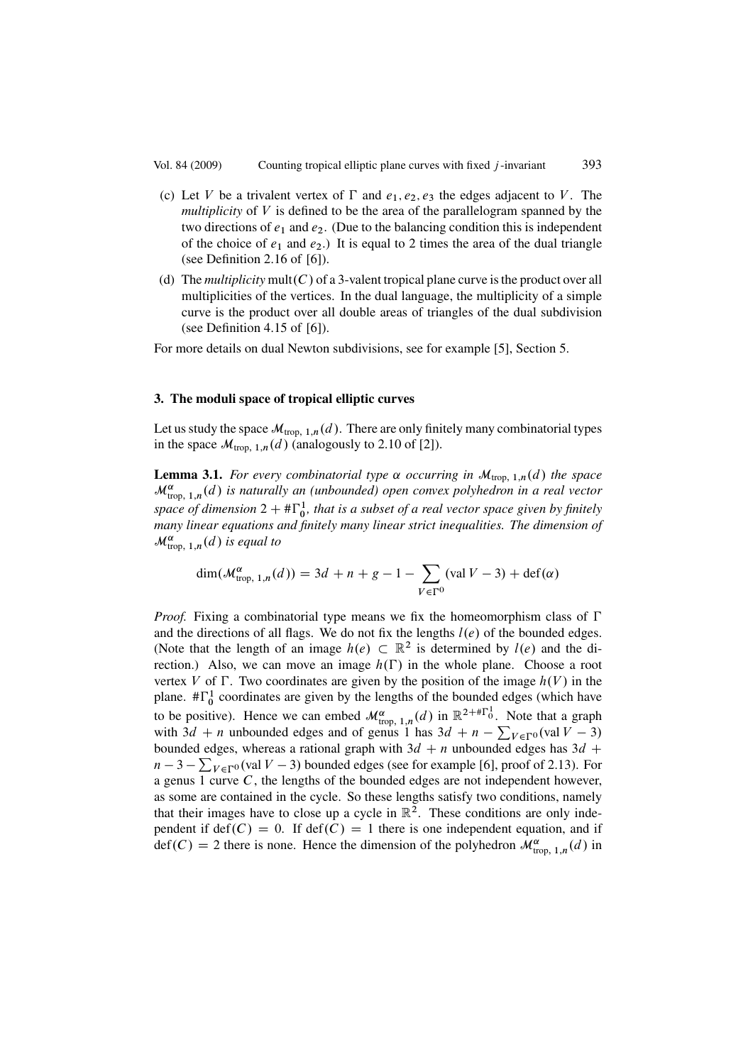(c) Let $V$ be a trivalent vertex of $\Gamma$ and $e_1, e_2, e_3$ the edges adjacent to $V$. The *multiplicity* of $V$ is defined to be the area of the parallelogram spanned by the two directions of $e_1$ and $e_2$. (Due to the balancing condition this is independent of the choice of $e_1$ and $e_2$.) It is equal to 2 times the area of the dual triangle (see Definition 2.16 of [6]).

(d) The *multiplicity* $\operatorname{mult}(C)$ of a 3-valent tropical plane curve is the product over all multiplicities of the vertices. In the dual language, the multiplicity of a simple curve is the product over all double areas of triangles of the dual subdivision (see Definition 4.15 of [6]).

For more details on dual Newton subdivisions, see for example [5], Section 5.

## 3. The moduli space of tropical elliptic curves

Let us study the space $\mathcal{M}_{\mathrm{trop},\,1,n}(d)$. There are only finitely many combinatorial types in the space $\mathcal{M}_{\mathrm{trop},\,1,n}(d)$ (analogously to 2.10 of [2]).

**Lemma 3.1.** *For every combinatorial type $\alpha$ occurring in $\mathcal{M}_{\mathrm{trop},\,1,n}(d)$ the space $\mathcal{M}^{\alpha}_{\mathrm{trop},\,1,n}(d)$ is naturally an (unbounded) open convex polyhedron in a real vector space of dimension $2 + \#\Gamma^1_0$, that is a subset of a real vector space given by finitely many linear equations and finitely many linear strict inequalities. The dimension of $\mathcal{M}^{\alpha}_{\mathrm{trop},\,1,n}(d)$ is equal to*

$$\dim(\mathcal{M}^{\alpha}_{\mathrm{trop},\,1,n}(d)) = 3d + n + g - 1 - \sum_{V \in \Gamma^0} (\operatorname{val} V - 3) + \operatorname{def}(\alpha)$$

*Proof.* Fixing a combinatorial type means we fix the homeomorphism class of $\Gamma$ and the directions of all flags. We do not fix the lengths $l(e)$ of the bounded edges. (Note that the length of an image $h(e) \subset \mathbb{R}^2$ is determined by $l(e)$ and the direction.) Also, we can move an image $h(\Gamma)$ in the whole plane. Choose a root vertex $V$ of $\Gamma$. Two coordinates are given by the position of the image $h(V)$ in the plane. $\#\Gamma^1_0$ coordinates are given by the lengths of the bounded edges (which have to be positive). Hence we can embed $\mathcal{M}^{\alpha}_{\mathrm{trop},\,1,n}(d)$ in $\mathbb{R}^{2+\#\Gamma^1_0}$. Note that a graph with $3d + n$ unbounded edges and of genus 1 has $3d + n - \sum_{V \in \Gamma^0}(\operatorname{val} V - 3)$ bounded edges, whereas a rational graph with $3d + n$ unbounded edges has $3d + n - 3 - \sum_{V \in \Gamma^0}(\operatorname{val} V - 3)$ bounded edges (see for example [6], proof of 2.13). For a genus 1 curve $C$, the lengths of the bounded edges are not independent however, as some are contained in the cycle. So these lengths satisfy two conditions, namely that their images have to close up a cycle in $\mathbb{R}^2$. These conditions are only independent if $\operatorname{def}(C) = 0$. If $\operatorname{def}(C) = 1$ there is one independent equation, and if $\operatorname{def}(C) = 2$ there is none. Hence the dimension of the polyhedron $\mathcal{M}^{\alpha}_{\mathrm{trop},\,1,n}(d)$ in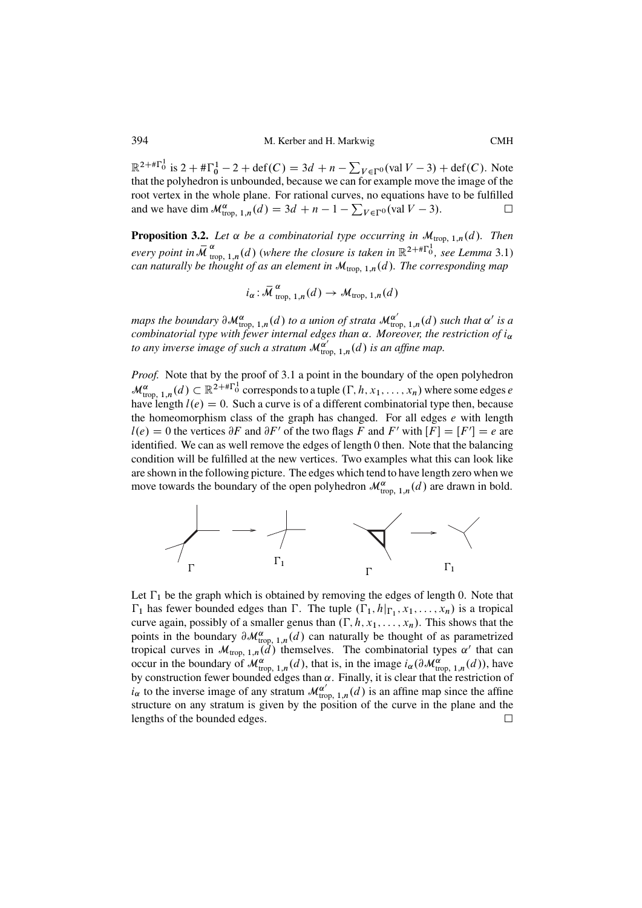$\mathbb{R}^{2+\#\Gamma_0^1}$ is $2 + \#\Gamma_0^1 - 2 + \operatorname{def}(C) = 3d + n - \sum_{V \in \Gamma^0}(\operatorname{val} V - 3) + \operatorname{def}(C)$. Note that the polyhedron is unbounded, because we can for example move the image of the root vertex in the whole plane. For rational curves, no equations have to be fulfilled and we have $\dim \mathcal{M}^{\alpha}_{\text{trop},\,1,n}(d) = 3d + n - 1 - \sum_{V \in \Gamma^0}(\operatorname{val} V - 3)$. $\square$

**Proposition 3.2.** *Let $\alpha$ be a combinatorial type occurring in $\mathcal{M}_{\text{trop},\,1,n}(d)$. Then every point in $\bar{\mathcal{M}}^{\,\alpha}_{\text{trop},\,1,n}(d)$ (where the closure is taken in $\mathbb{R}^{2+\#\Gamma_0^1}$, see Lemma 3.1) can naturally be thought of as an element in $\mathcal{M}_{\text{trop},\,1,n}(d)$. The corresponding map*

$$i_\alpha : \bar{\mathcal{M}}^{\,\alpha}_{\text{trop},\,1,n}(d) \to \mathcal{M}_{\text{trop},\,1,n}(d)$$

*maps the boundary $\partial \mathcal{M}^{\alpha}_{\text{trop},\,1,n}(d)$ to a union of strata $\mathcal{M}^{\alpha'}_{\text{trop},\,1,n}(d)$ such that $\alpha'$ is a combinatorial type with fewer internal edges than $\alpha$. Moreover, the restriction of $i_\alpha$ to any inverse image of such a stratum $\mathcal{M}^{\alpha'}_{\text{trop},\,1,n}(d)$ is an affine map.*

*Proof.* Note that by the proof of 3.1 a point in the boundary of the open polyhedron $\mathcal{M}^{\alpha}_{\text{trop},\,1,n}(d) \subset \mathbb{R}^{2+\#\Gamma_0^1}$ corresponds to a tuple $(\Gamma, h, x_1, \dots, x_n)$ where some edges $e$ have length $l(e) = 0$. Such a curve is of a different combinatorial type then, because the homeomorphism class of the graph has changed. For all edges $e$ with length $l(e) = 0$ the vertices $\partial F$ and $\partial F'$ of the two flags $F$ and $F'$ with $[F] = [F'] = e$ are identified. We can as well remove the edges of length 0 then. Note that the balancing condition will be fulfilled at the new vertices. Two examples what this can look like are shown in the following picture. The edges which tend to have length zero when we move towards the boundary of the open polyhedron $\mathcal{M}^{\alpha}_{\text{trop},\,1,n}(d)$ are drawn in bold.

$\Gamma$ $\Gamma_1$ $\Gamma$ $\Gamma_1$

Let $\Gamma_1$ be the graph which is obtained by removing the edges of length 0. Note that $\Gamma_1$ has fewer bounded edges than $\Gamma$. The tuple $(\Gamma_1, h|_{\Gamma_1}, x_1, \dots, x_n)$ is a tropical curve again, possibly of a smaller genus than $(\Gamma, h, x_1, \dots, x_n)$. This shows that the points in the boundary $\partial \mathcal{M}^{\alpha}_{\text{trop},\,1,n}(d)$ can naturally be thought of as parametrized tropical curves in $\mathcal{M}_{\text{trop},\,1,n}(d)$ themselves. The combinatorial types $\alpha'$ that can occur in the boundary of $\mathcal{M}^{\alpha}_{\text{trop},\,1,n}(d)$, that is, in the image $i_\alpha(\partial \mathcal{M}^{\alpha}_{\text{trop},\,1,n}(d))$, have by construction fewer bounded edges than $\alpha$. Finally, it is clear that the restriction of $i_\alpha$ to the inverse image of any stratum $\mathcal{M}^{\alpha'}_{\text{trop},\,1,n}(d)$ is an affine map since the affine structure on any stratum is given by the position of the curve in the plane and the lengths of the bounded edges. $\square$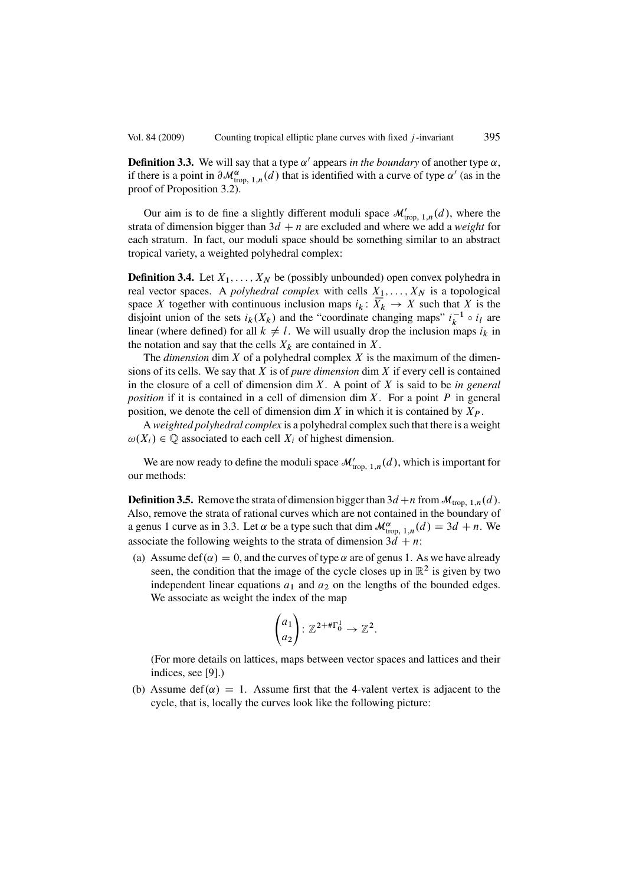**Definition 3.3.** We will say that a type $\alpha'$ appears *in the boundary* of another type $\alpha$, if there is a point in $\partial \mathcal{M}^{\alpha}_{\text{trop},\,1,n}(d)$ that is identified with a curve of type $\alpha'$ (as in the proof of Proposition 3.2).

Our aim is to de fine a slightly different moduli space $\mathcal{M}'_{\text{trop},\,1,n}(d)$, where the strata of dimension bigger than $3d + n$ are excluded and where we add a *weight* for each stratum. In fact, our moduli space should be something similar to an abstract tropical variety, a weighted polyhedral complex:

**Definition 3.4.** Let $X_1, \dots, X_N$ be (possibly unbounded) open convex polyhedra in real vector spaces. A *polyhedral complex* with cells $X_1, \dots, X_N$ is a topological space $X$ together with continuous inclusion maps $i_k \colon \overline{X_k} \to X$ such that $X$ is the disjoint union of the sets $i_k(X_k)$ and the "coordinate changing maps" $i_k^{-1} \circ i_l$ are linear (where defined) for all $k \neq l$. We will usually drop the inclusion maps $i_k$ in the notation and say that the cells $X_k$ are contained in $X$.

The *dimension* $\dim X$ of a polyhedral complex $X$ is the maximum of the dimensions of its cells. We say that $X$ is of *pure dimension* $\dim X$ if every cell is contained in the closure of a cell of dimension $\dim X$. A point of $X$ is said to be *in general position* if it is contained in a cell of dimension $\dim X$. For a point $P$ in general position, we denote the cell of dimension $\dim X$ in which it is contained by $X_P$.

A *weighted polyhedral complex* is a polyhedral complex such that there is a weight $\omega(X_i) \in \mathbb{Q}$ associated to each cell $X_i$ of highest dimension.

We are now ready to define the moduli space $\mathcal{M}'_{\text{trop},\,1,n}(d)$, which is important for our methods:

**Definition 3.5.** Remove the strata of dimension bigger than $3d+n$ from $\mathcal{M}_{\text{trop},\,1,n}(d)$. Also, remove the strata of rational curves which are not contained in the boundary of a genus 1 curve as in 3.3. Let $\alpha$ be a type such that $\dim \mathcal{M}^{\alpha}_{\text{trop},\,1,n}(d) = 3d + n$. We associate the following weights to the strata of dimension $3d + n$:

(a) Assume $\operatorname{def}(\alpha) = 0$, and the curves of type $\alpha$ are of genus 1. As we have already seen, the condition that the image of the cycle closes up in $\mathbb{R}^2$ is given by two independent linear equations $a_1$ and $a_2$ on the lengths of the bounded edges. We associate as weight the index of the map

$$\begin{pmatrix} a_1 \\ a_2 \end{pmatrix} \colon \mathbb{Z}^{2+\#\Gamma_0^1} \to \mathbb{Z}^2.$$

(For more details on lattices, maps between vector spaces and lattices and their indices, see [9].)

(b) Assume $\operatorname{def}(\alpha) = 1$. Assume first that the 4-valent vertex is adjacent to the cycle, that is, locally the curves look like the following picture: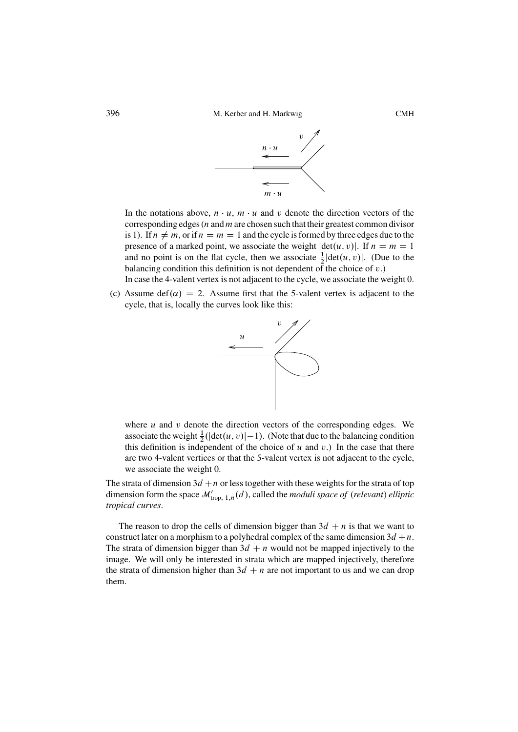In the notations above, $n \cdot u$, $m \cdot u$ and $v$ denote the direction vectors of the corresponding edges ($n$ and $m$ are chosen such that their greatest common divisor is 1). If $n \neq m$, or if $n = m = 1$ and the cycle is formed by three edges due to the presence of a marked point, we associate the weight $|\det(u, v)|$. If $n = m = 1$ and no point is on the flat cycle, then we associate $\frac{1}{2}|\det(u, v)|$. (Due to the balancing condition this definition is not dependent of the choice of $v$.)

In case the 4-valent vertex is not adjacent to the cycle, we associate the weight 0.

(c) Assume $\operatorname{def}(\alpha) = 2$. Assume first that the 5-valent vertex is adjacent to the cycle, that is, locally the curves look like this:

where $u$ and $v$ denote the direction vectors of the corresponding edges. We associate the weight $\frac{1}{2}(|\det(u, v)| - 1)$. (Note that due to the balancing condition this definition is independent of the choice of $u$ and $v$.) In the case that there are two 4-valent vertices or that the 5-valent vertex is not adjacent to the cycle, we associate the weight 0.

The strata of dimension $3d + n$ or less together with these weights for the strata of top dimension form the space $\mathcal{M}'_{\text{trop},1,n}(d)$, called the *moduli space of (relevant) elliptic tropical curves*.

The reason to drop the cells of dimension bigger than $3d + n$ is that we want to construct later on a morphism to a polyhedral complex of the same dimension $3d + n$. The strata of dimension bigger than $3d + n$ would not be mapped injectively to the image. We will only be interested in strata which are mapped injectively, therefore the strata of dimension higher than $3d + n$ are not important to us and we can drop them.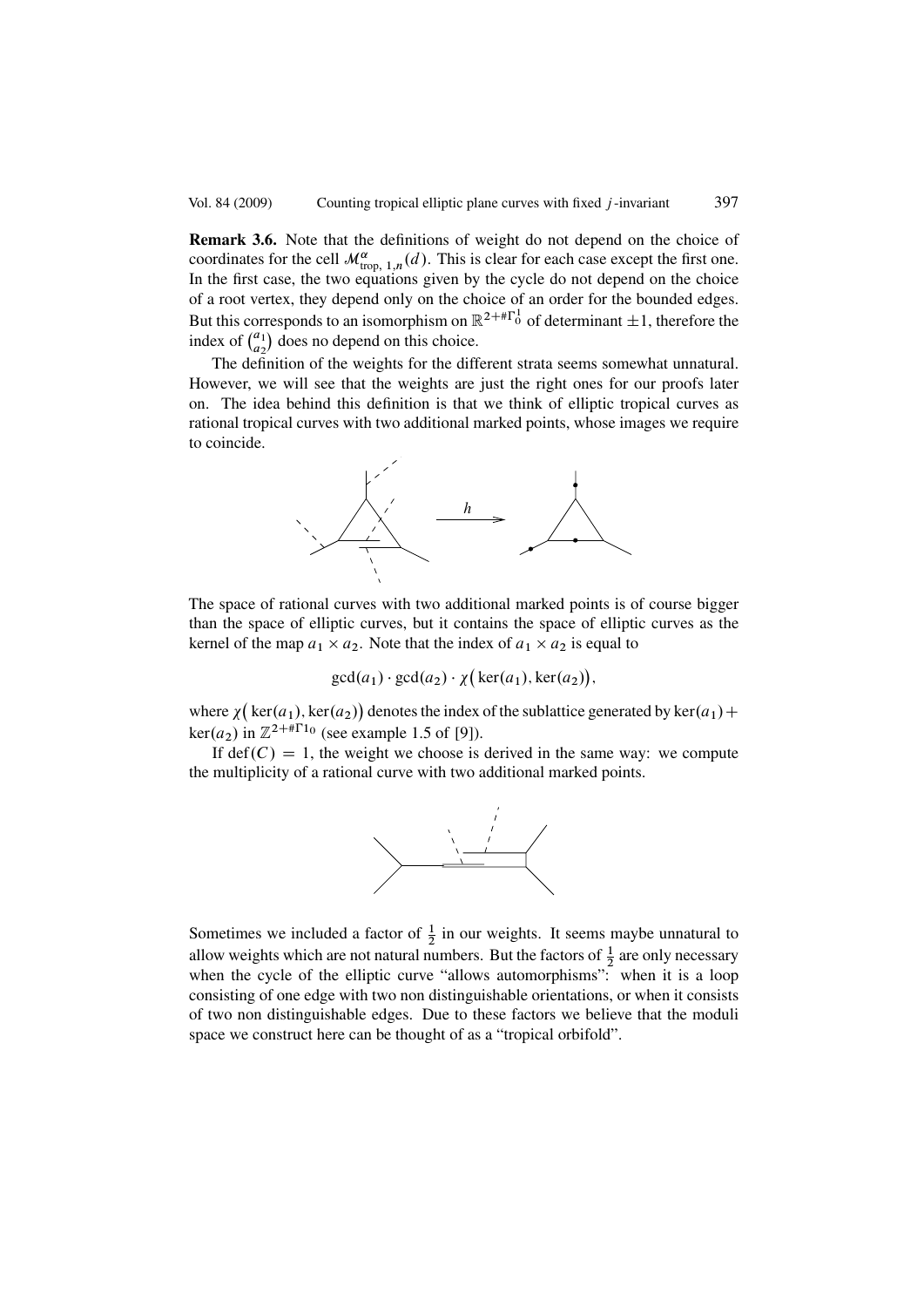**Remark 3.6.** Note that the definitions of weight do not depend on the choice of coordinates for the cell $\mathcal{M}^{\alpha}_{\text{trop},\,1,n}(d)$. This is clear for each case except the first one. In the first case, the two equations given by the cycle do not depend on the choice of a root vertex, they depend only on the choice of an order for the bounded edges. But this corresponds to an isomorphism on $\mathbb{R}^{2+\#\Gamma^1_0}$ of determinant $\pm 1$, therefore the index of $\binom{a_1}{a_2}$ does no depend on this choice.

The definition of the weights for the different strata seems somewhat unnatural. However, we will see that the weights are just the right ones for our proofs later on. The idea behind this definition is that we think of elliptic tropical curves as rational tropical curves with two additional marked points, whose images we require to coincide.

The space of rational curves with two additional marked points is of course bigger than the space of elliptic curves, but it contains the space of elliptic curves as the kernel of the map $a_1 \times a_2$. Note that the index of $a_1 \times a_2$ is equal to

$$\gcd(a_1) \cdot \gcd(a_2) \cdot \chi\big(\ker(a_1), \ker(a_2)\big),$$

where $\chi\big(\ker(a_1), \ker(a_2)\big)$ denotes the index of the sublattice generated by $\ker(a_1) + \ker(a_2)$ in $\mathbb{Z}^{2+\#\Gamma 1_0}$ (see example 1.5 of [9]).

If $\operatorname{def}(C) = 1$, the weight we choose is derived in the same way: we compute the multiplicity of a rational curve with two additional marked points.

Sometimes we included a factor of $\frac{1}{2}$ in our weights. It seems maybe unnatural to allow weights which are not natural numbers. But the factors of $\frac{1}{2}$ are only necessary when the cycle of the elliptic curve "allows automorphisms": when it is a loop consisting of one edge with two non distinguishable orientations, or when it consists of two non distinguishable edges. Due to these factors we believe that the moduli space we construct here can be thought of as a "tropical orbifold".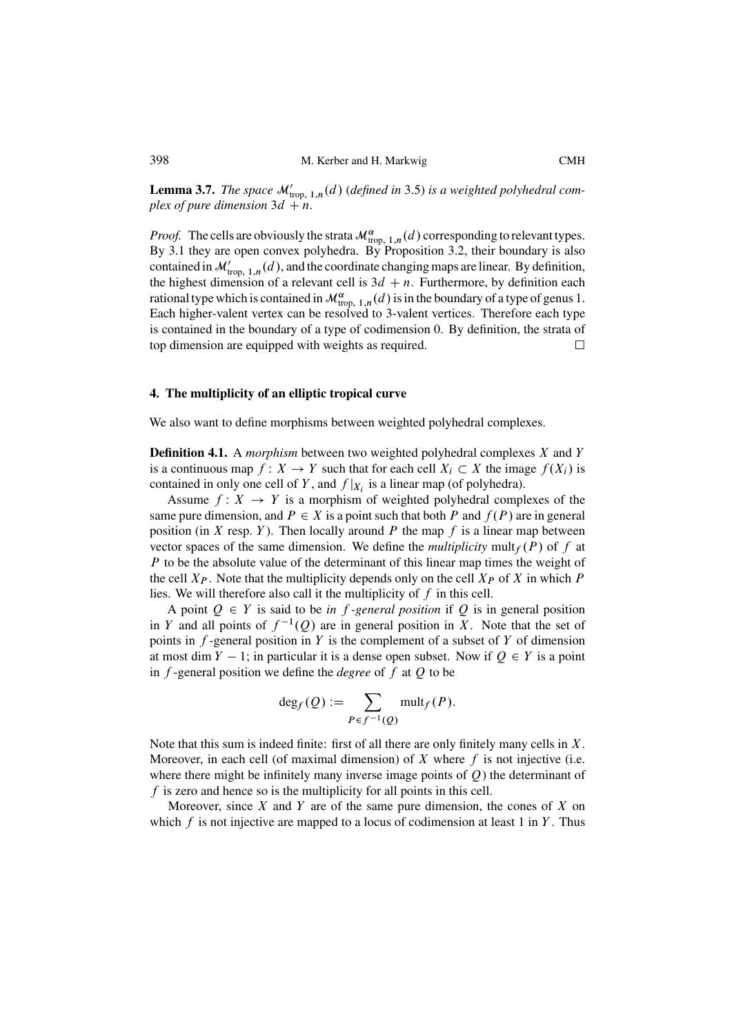**Lemma 3.7.** *The space* $\mathcal{M}'_{\text{trop},\,1,n}(d)$ *(defined in* 3.5*) is a weighted polyhedral complex of pure dimension* $3d+n$*.*

*Proof.* The cells are obviously the strata $\mathcal{M}^{\alpha}_{\text{trop},\,1,n}(d)$ corresponding to relevant types. By 3.1 they are open convex polyhedra. By Proposition 3.2, their boundary is also contained in $\mathcal{M}'_{\text{trop},\,1,n}(d)$, and the coordinate changing maps are linear. By definition, the highest dimension of a relevant cell is $3d+n$. Furthermore, by definition each rational type which is contained in $\mathcal{M}^{\alpha}_{\text{trop},\,1,n}(d)$ is in the boundary of a type of genus 1. Each higher-valent vertex can be resolved to 3-valent vertices. Therefore each type is contained in the boundary of a type of codimension 0. By definition, the strata of top dimension are equipped with weights as required. □

## 4. The multiplicity of an elliptic tropical curve

We also want to define morphisms between weighted polyhedral complexes.

**Definition 4.1.** A *morphism* between two weighted polyhedral complexes $X$ and $Y$ is a continuous map $f: X \to Y$ such that for each cell $X_i \subset X$ the image $f(X_i)$ is contained in only one cell of $Y$, and $f|_{X_i}$ is a linear map (of polyhedra).

Assume $f: X \to Y$ is a morphism of weighted polyhedral complexes of the same pure dimension, and $P \in X$ is a point such that both $P$ and $f(P)$ are in general position (in $X$ resp. $Y$). Then locally around $P$ the map $f$ is a linear map between vector spaces of the same dimension. We define the *multiplicity* $\text{mult}_f(P)$ of $f$ at $P$ to be the absolute value of the determinant of this linear map times the weight of the cell $X_P$. Note that the multiplicity depends only on the cell $X_P$ of $X$ in which $P$ lies. We will therefore also call it the multiplicity of $f$ in this cell.

A point $Q \in Y$ is said to be *in $f$-general position* if $Q$ is in general position in $Y$ and all points of $f^{-1}(Q)$ are in general position in $X$. Note that the set of points in $f$-general position in $Y$ is the complement of a subset of $Y$ of dimension at most $\dim Y - 1$; in particular it is a dense open subset. Now if $Q \in Y$ is a point in $f$-general position we define the *degree* of $f$ at $Q$ to be

$$\deg_f(Q) := \sum_{P \in f^{-1}(Q)} \text{mult}_f(P).$$

Note that this sum is indeed finite: first of all there are only finitely many cells in $X$. Moreover, in each cell (of maximal dimension) of $X$ where $f$ is not injective (i.e. where there might be infinitely many inverse image points of $Q$) the determinant of $f$ is zero and hence so is the multiplicity for all points in this cell.

Moreover, since $X$ and $Y$ are of the same pure dimension, the cones of $X$ on which $f$ is not injective are mapped to a locus of codimension at least 1 in $Y$. Thus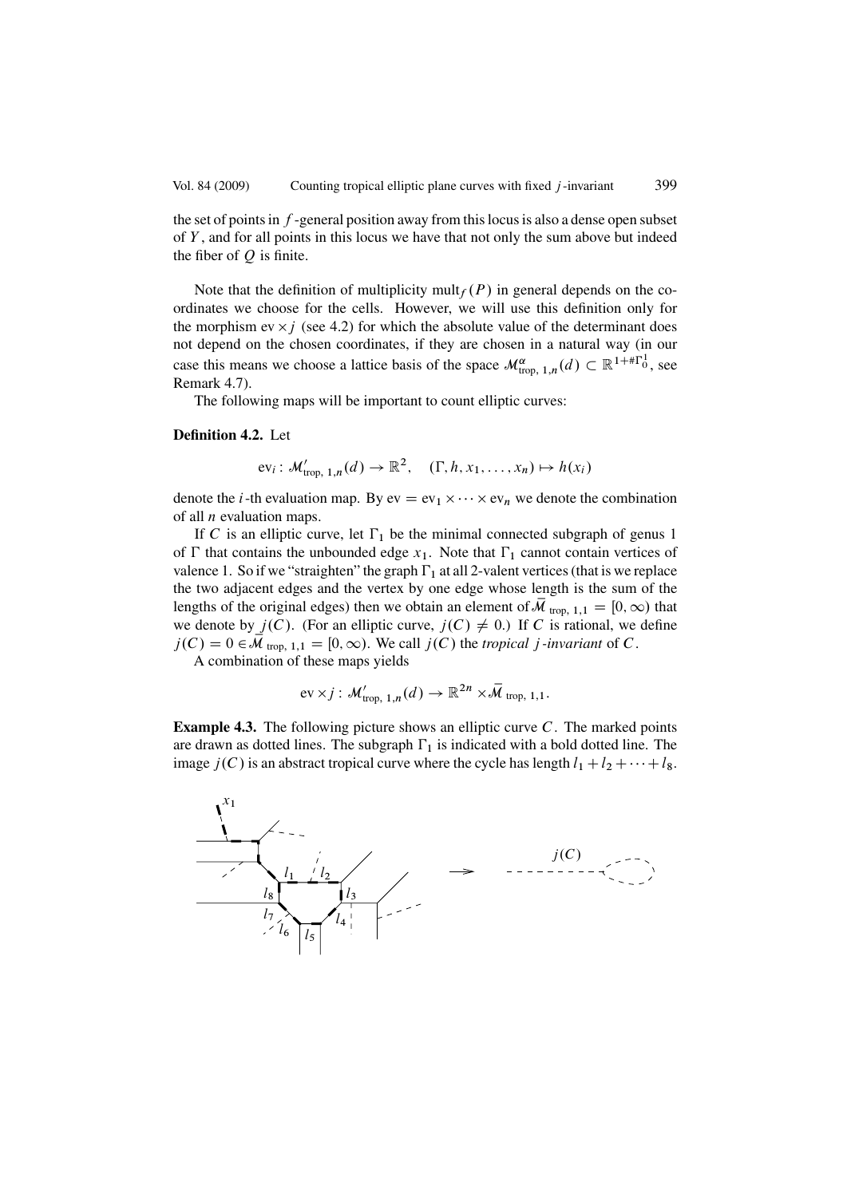the set of points in $f$-general position away from this locus is also a dense open subset of $Y$, and for all points in this locus we have that not only the sum above but indeed the fiber of $Q$ is finite.

Note that the definition of multiplicity $\operatorname{mult}_f(P)$ in general depends on the coordinates we choose for the cells. However, we will use this definition only for the morphism $\operatorname{ev} \times j$ (see 4.2) for which the absolute value of the determinant does not depend on the chosen coordinates, if they are chosen in a natural way (in our case this means we choose a lattice basis of the space $\mathcal{M}^{\alpha}_{\text{trop}, 1,n}(d) \subset \mathbb{R}^{1+\#\Gamma^1_0}$, see Remark 4.7).

The following maps will be important to count elliptic curves:

**Definition 4.2.** Let

$$\operatorname{ev}_i : \mathcal{M}'_{\text{trop}, 1,n}(d) \to \mathbb{R}^2, \quad (\Gamma, h, x_1, \dots, x_n) \mapsto h(x_i)$$

denote the $i$-th evaluation map. By $\operatorname{ev} = \operatorname{ev}_1 \times \dots \times \operatorname{ev}_n$ we denote the combination of all $n$ evaluation maps.

If $C$ is an elliptic curve, let $\Gamma_1$ be the minimal connected subgraph of genus 1 of $\Gamma$ that contains the unbounded edge $x_1$. Note that $\Gamma_1$ cannot contain vertices of valence 1. So if we "straighten" the graph $\Gamma_1$ at all 2-valent vertices (that is we replace the two adjacent edges and the vertex by one edge whose length is the sum of the lengths of the original edges) then we obtain an element of $\bar{\mathcal{M}}_{\text{trop}, 1,1} = [0, \infty)$ that we denote by $j(C)$. (For an elliptic curve, $j(C) \neq 0$.) If $C$ is rational, we define $j(C) = 0 \in \bar{\mathcal{M}}_{\text{trop}, 1,1} = [0, \infty)$. We call $j(C)$ the *tropical $j$-invariant* of $C$.

A combination of these maps yields

$$\operatorname{ev} \times j : \mathcal{M}'_{\text{trop}, 1,n}(d) \to \mathbb{R}^{2n} \times \bar{\mathcal{M}}_{\text{trop}, 1,1}.$$

**Example 4.3.** The following picture shows an elliptic curve $C$. The marked points are drawn as dotted lines. The subgraph $\Gamma_1$ is indicated with a bold dotted line. The image $j(C)$ is an abstract tropical curve where the cycle has length $l_1 + l_2 + \dots + l_8$.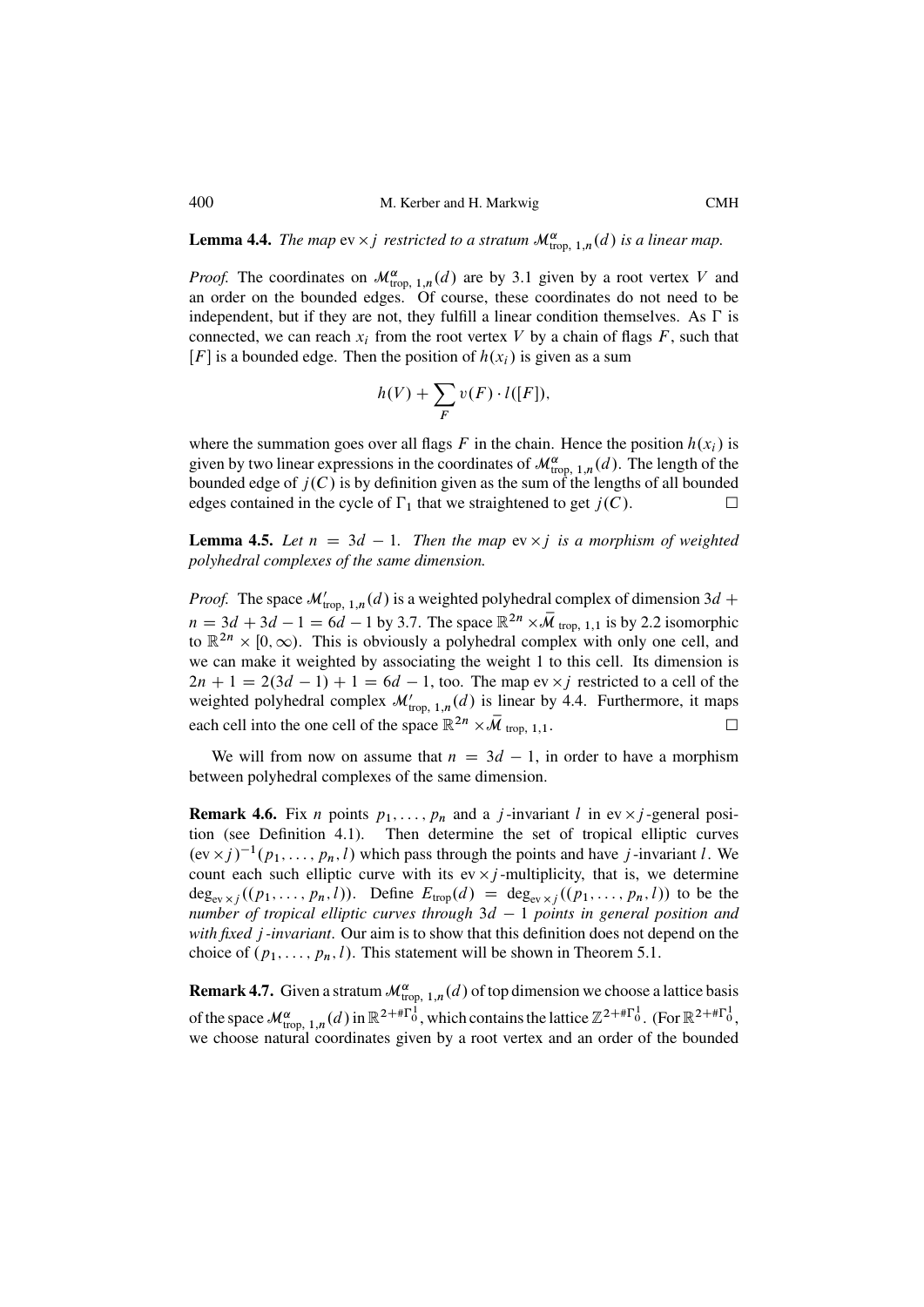**Lemma 4.4.** *The map* $\mathrm{ev} \times j$ *restricted to a stratum* $\mathcal{M}^{\alpha}_{\mathrm{trop},\,1,n}(d)$ *is a linear map.*

*Proof.* The coordinates on $\mathcal{M}^{\alpha}_{\mathrm{trop},\,1,n}(d)$ are by 3.1 given by a root vertex $V$ and an order on the bounded edges. Of course, these coordinates do not need to be independent, but if they are not, they fulfill a linear condition themselves. As $\Gamma$ is connected, we can reach $x_i$ from the root vertex $V$ by a chain of flags $F$, such that $[F]$ is a bounded edge. Then the position of $h(x_i)$ is given as a sum

$$h(V) + \sum_{F} v(F) \cdot l([F]),$$

where the summation goes over all flags $F$ in the chain. Hence the position $h(x_i)$ is given by two linear expressions in the coordinates of $\mathcal{M}^{\alpha}_{\mathrm{trop},\,1,n}(d)$. The length of the bounded edge of $j(C)$ is by definition given as the sum of the lengths of all bounded edges contained in the cycle of $\Gamma_1$ that we straightened to get $j(C)$. $\square$

**Lemma 4.5.** *Let* $n = 3d - 1$*. Then the map* $\mathrm{ev} \times j$ *is a morphism of weighted polyhedral complexes of the same dimension.*

*Proof.* The space $\mathcal{M}'_{\mathrm{trop},\,1,n}(d)$ is a weighted polyhedral complex of dimension $3d + n = 3d + 3d - 1 = 6d - 1$ by 3.7. The space $\mathbb{R}^{2n} \times \bar{\mathcal{M}}_{\mathrm{trop},\,1,1}$ is by 2.2 isomorphic to $\mathbb{R}^{2n} \times [0, \infty)$. This is obviously a polyhedral complex with only one cell, and we can make it weighted by associating the weight 1 to this cell. Its dimension is $2n + 1 = 2(3d - 1) + 1 = 6d - 1$, too. The map $\mathrm{ev} \times j$ restricted to a cell of the weighted polyhedral complex $\mathcal{M}'_{\mathrm{trop},\,1,n}(d)$ is linear by 4.4. Furthermore, it maps each cell into the one cell of the space $\mathbb{R}^{2n} \times \bar{\mathcal{M}}_{\mathrm{trop},\,1,1}$. $\square$

We will from now on assume that $n = 3d - 1$, in order to have a morphism between polyhedral complexes of the same dimension.

**Remark 4.6.** Fix $n$ points $p_1, \dots, p_n$ and a $j$-invariant $l$ in $\mathrm{ev} \times j$-general position (see Definition 4.1). Then determine the set of tropical elliptic curves $(\mathrm{ev} \times j)^{-1}(p_1, \dots, p_n, l)$ which pass through the points and have $j$-invariant $l$. We count each such elliptic curve with its $\mathrm{ev} \times j$-multiplicity, that is, we determine $\deg_{\mathrm{ev} \times j}((p_1, \dots, p_n, l))$. Define $E_{\mathrm{trop}}(d) = \deg_{\mathrm{ev} \times j}((p_1, \dots, p_n, l))$ to be the *number of tropical elliptic curves through* $3d - 1$ *points in general position and with fixed* $j$*-invariant*. Our aim is to show that this definition does not depend on the choice of $(p_1, \dots, p_n, l)$. This statement will be shown in Theorem 5.1.

**Remark 4.7.** Given a stratum $\mathcal{M}^{\alpha}_{\mathrm{trop},\,1,n}(d)$ of top dimension we choose a lattice basis of the space $\mathcal{M}^{\alpha}_{\mathrm{trop},\,1,n}(d)$ in $\mathbb{R}^{2+\#\Gamma^1_0}$, which contains the lattice $\mathbb{Z}^{2+\#\Gamma^1_0}$. (For $\mathbb{R}^{2+\#\Gamma^1_0}$, we choose natural coordinates given by a root vertex and an order of the bounded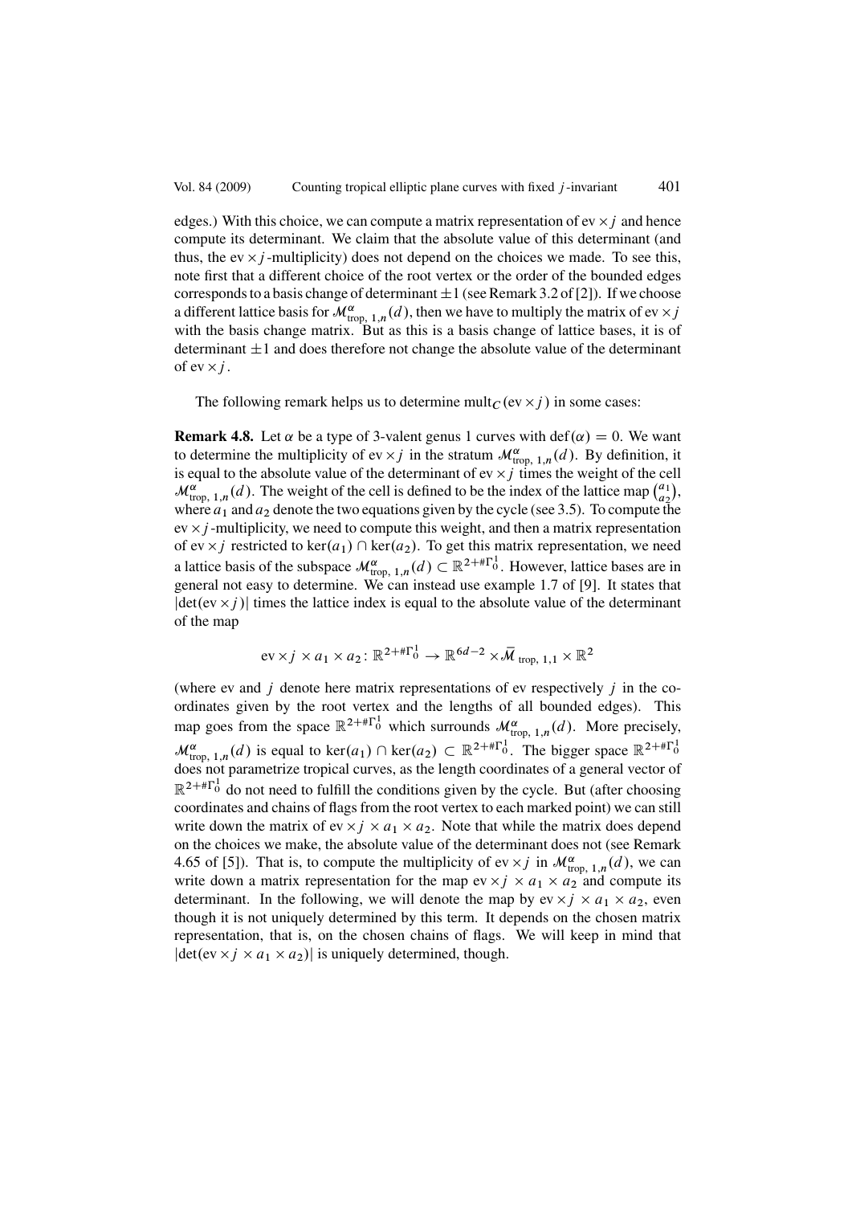edges.) With this choice, we can compute a matrix representation of $\mathrm{ev} \times j$ and hence compute its determinant. We claim that the absolute value of this determinant (and thus, the $\mathrm{ev} \times j$-multiplicity) does not depend on the choices we made. To see this, note first that a different choice of the root vertex or the order of the bounded edges corresponds to a basis change of determinant $\pm 1$ (see Remark 3.2 of [2]). If we choose a different lattice basis for $\mathcal{M}^{\alpha}_{\mathrm{trop},\,1,n}(d)$, then we have to multiply the matrix of $\mathrm{ev} \times j$ with the basis change matrix. But as this is a basis change of lattice bases, it is of determinant $\pm 1$ and does therefore not change the absolute value of the determinant of $\mathrm{ev} \times j$.

The following remark helps us to determine $\mathrm{mult}_C(\mathrm{ev} \times j)$ in some cases:

**Remark 4.8.** Let $\alpha$ be a type of 3-valent genus 1 curves with $\mathrm{def}(\alpha) = 0$. We want to determine the multiplicity of $\mathrm{ev} \times j$ in the stratum $\mathcal{M}^{\alpha}_{\mathrm{trop},\,1,n}(d)$. By definition, it is equal to the absolute value of the determinant of $\mathrm{ev} \times j$ times the weight of the cell $\mathcal{M}^{\alpha}_{\mathrm{trop},\,1,n}(d)$. The weight of the cell is defined to be the index of the lattice map $\binom{a_1}{a_2}$, where $a_1$ and $a_2$ denote the two equations given by the cycle (see 3.5). To compute the $\mathrm{ev} \times j$-multiplicity, we need to compute this weight, and then a matrix representation of $\mathrm{ev} \times j$ restricted to $\ker(a_1) \cap \ker(a_2)$. To get this matrix representation, we need a lattice basis of the subspace $\mathcal{M}^{\alpha}_{\mathrm{trop},\,1,n}(d) \subset \mathbb{R}^{2+\#\Gamma^1_0}$. However, lattice bases are in general not easy to determine. We can instead use example 1.7 of [9]. It states that $|\det(\mathrm{ev} \times j)|$ times the lattice index is equal to the absolute value of the determinant of the map

$$\mathrm{ev} \times j \times a_1 \times a_2 \colon \mathbb{R}^{2+\#\Gamma^1_0} \to \mathbb{R}^{6d-2} \times \bar{\mathcal{M}}_{\mathrm{trop},\,1,1} \times \mathbb{R}^2$$

(where ev and $j$ denote here matrix representations of ev respectively $j$ in the coordinates given by the root vertex and the lengths of all bounded edges). This map goes from the space $\mathbb{R}^{2+\#\Gamma^1_0}$ which surrounds $\mathcal{M}^{\alpha}_{\mathrm{trop},\,1,n}(d)$. More precisely, $\mathcal{M}^{\alpha}_{\mathrm{trop},\,1,n}(d)$ is equal to $\ker(a_1) \cap \ker(a_2) \subset \mathbb{R}^{2+\#\Gamma^1_0}$. The bigger space $\mathbb{R}^{2+\#\Gamma^1_0}$ does not parametrize tropical curves, as the length coordinates of a general vector of $\mathbb{R}^{2+\#\Gamma^1_0}$ do not need to fulfill the conditions given by the cycle. But (after choosing coordinates and chains of flags from the root vertex to each marked point) we can still write down the matrix of $\mathrm{ev} \times j \times a_1 \times a_2$. Note that while the matrix does depend on the choices we make, the absolute value of the determinant does not (see Remark 4.65 of [5]). That is, to compute the multiplicity of $\mathrm{ev} \times j$ in $\mathcal{M}^{\alpha}_{\mathrm{trop},\,1,n}(d)$, we can write down a matrix representation for the map $\mathrm{ev} \times j \times a_1 \times a_2$ and compute its determinant. In the following, we will denote the map by $\mathrm{ev} \times j \times a_1 \times a_2$, even though it is not uniquely determined by this term. It depends on the chosen matrix representation, that is, on the chosen chains of flags. We will keep in mind that $|\det(\mathrm{ev} \times j \times a_1 \times a_2)|$ is uniquely determined, though.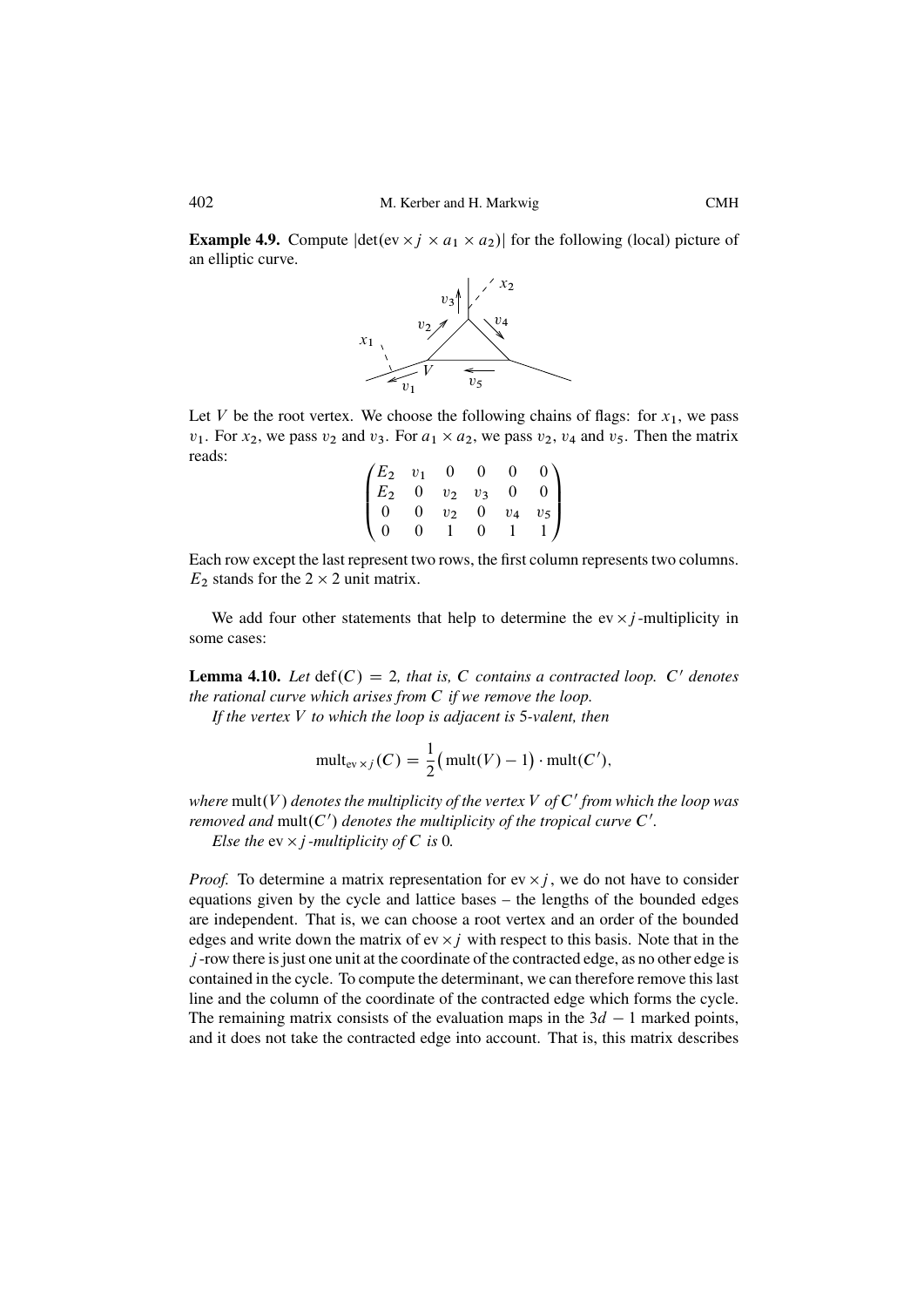**Example 4.9.** Compute $|\det(\mathrm{ev} \times j \times a_1 \times a_2)|$ for the following (local) picture of an elliptic curve.

Let $V$ be the root vertex. We choose the following chains of flags: for $x_1$, we pass $v_1$. For $x_2$, we pass $v_2$ and $v_3$. For $a_1 \times a_2$, we pass $v_2$, $v_4$ and $v_5$. Then the matrix reads:

$$\begin{pmatrix} E_2 & v_1 & 0 & 0 & 0 & 0 \\ E_2 & 0 & v_2 & v_3 & 0 & 0 \\ 0 & 0 & v_2 & 0 & v_4 & v_5 \\ 0 & 0 & 1 & 0 & 1 & 1 \end{pmatrix}$$

Each row except the last represent two rows, the first column represents two columns. $E_2$ stands for the $2 \times 2$ unit matrix.

We add four other statements that help to determine the $\mathrm{ev} \times j$-multiplicity in some cases:

**Lemma 4.10.** *Let $\mathrm{def}(C) = 2$, that is, $C$ contains a contracted loop. $C'$ denotes the rational curve which arises from $C$ if we remove the loop.*

*If the vertex $V$ to which the loop is adjacent is 5-valent, then*

$$\mathrm{mult}_{\mathrm{ev} \times j}(C) = \frac{1}{2}\big(\mathrm{mult}(V) - 1\big) \cdot \mathrm{mult}(C'),$$

*where $\mathrm{mult}(V)$ denotes the multiplicity of the vertex $V$ of $C'$ from which the loop was removed and $\mathrm{mult}(C')$ denotes the multiplicity of the tropical curve $C'$.*

*Else the $\mathrm{ev} \times j$-multiplicity of $C$ is 0.*

*Proof.* To determine a matrix representation for $\mathrm{ev} \times j$, we do not have to consider equations given by the cycle and lattice bases – the lengths of the bounded edges are independent. That is, we can choose a root vertex and an order of the bounded edges and write down the matrix of $\mathrm{ev} \times j$ with respect to this basis. Note that in the $j$-row there is just one unit at the coordinate of the contracted edge, as no other edge is contained in the cycle. To compute the determinant, we can therefore remove this last line and the column of the coordinate of the contracted edge which forms the cycle. The remaining matrix consists of the evaluation maps in the $3d - 1$ marked points, and it does not take the contracted edge into account. That is, this matrix describes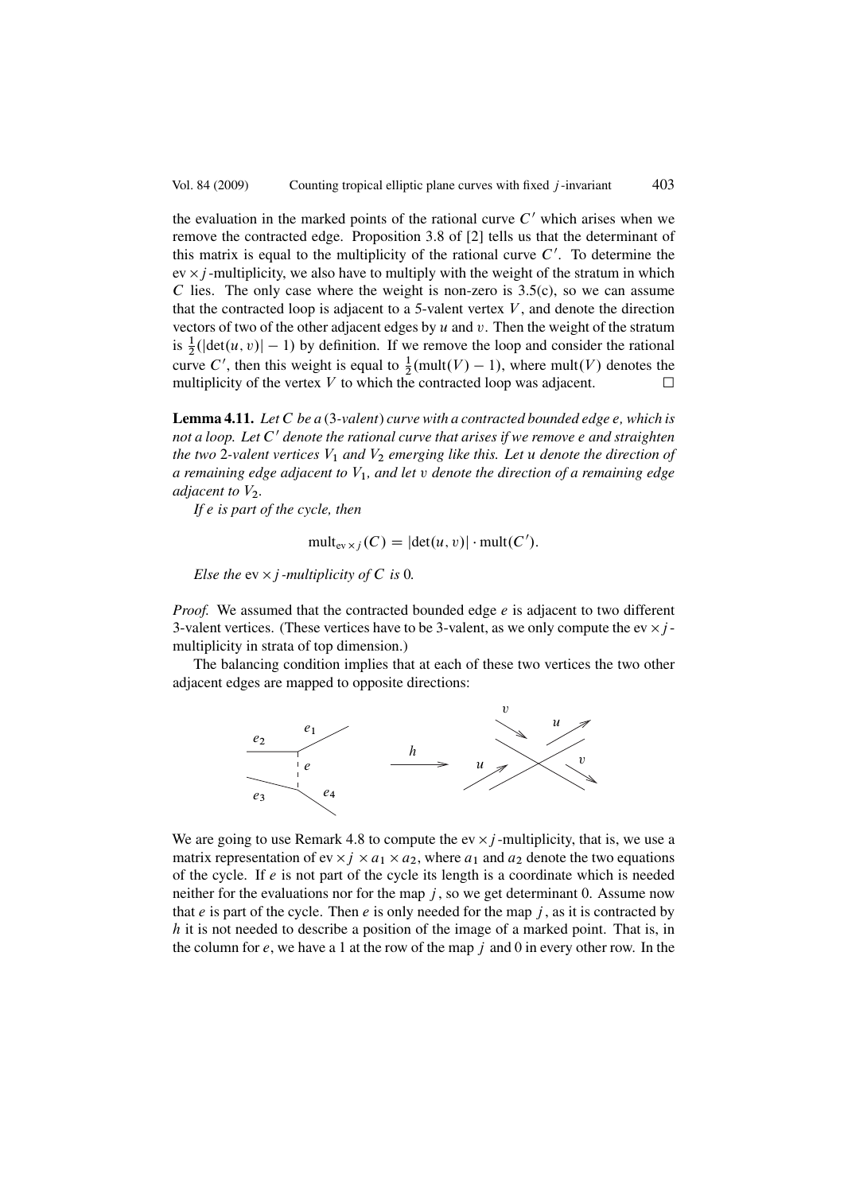the evaluation in the marked points of the rational curve $C'$ which arises when we remove the contracted edge. Proposition 3.8 of [2] tells us that the determinant of this matrix is equal to the multiplicity of the rational curve $C'$. To determine the $\mathrm{ev} \times j$-multiplicity, we also have to multiply with the weight of the stratum in which $C$ lies. The only case where the weight is non-zero is 3.5(c), so we can assume that the contracted loop is adjacent to a 5-valent vertex $V$, and denote the direction vectors of two of the other adjacent edges by $u$ and $v$. Then the weight of the stratum is $\frac{1}{2}(|\det(u,v)| - 1)$ by definition. If we remove the loop and consider the rational curve $C'$, then this weight is equal to $\frac{1}{2}(\mathrm{mult}(V) - 1)$, where $\mathrm{mult}(V)$ denotes the multiplicity of the vertex $V$ to which the contracted loop was adjacent. □

**Lemma 4.11.** *Let $C$ be a (3-valent) curve with a contracted bounded edge $e$, which is not a loop. Let $C'$ denote the rational curve that arises if we remove $e$ and straighten the two 2-valent vertices $V_1$ and $V_2$ emerging like this. Let $u$ denote the direction of a remaining edge adjacent to $V_1$, and let $v$ denote the direction of a remaining edge adjacent to $V_2$.*

*If $e$ is part of the cycle, then*

$$\mathrm{mult}_{\mathrm{ev} \times j}(C) = |\det(u,v)| \cdot \mathrm{mult}(C').$$

*Else the $\mathrm{ev} \times j$-multiplicity of $C$ is 0.*

*Proof.* We assumed that the contracted bounded edge $e$ is adjacent to two different 3-valent vertices. (These vertices have to be 3-valent, as we only compute the $\mathrm{ev} \times j$-multiplicity in strata of top dimension.)

The balancing condition implies that at each of these two vertices the two other adjacent edges are mapped to opposite directions:

We are going to use Remark 4.8 to compute the $\mathrm{ev} \times j$-multiplicity, that is, we use a matrix representation of $\mathrm{ev} \times j \times a_1 \times a_2$, where $a_1$ and $a_2$ denote the two equations of the cycle. If $e$ is not part of the cycle its length is a coordinate which is needed neither for the evaluations nor for the map $j$, so we get determinant 0. Assume now that $e$ is part of the cycle. Then $e$ is only needed for the map $j$, as it is contracted by $h$ it is not needed to describe a position of the image of a marked point. That is, in the column for $e$, we have a 1 at the row of the map $j$ and 0 in every other row. In the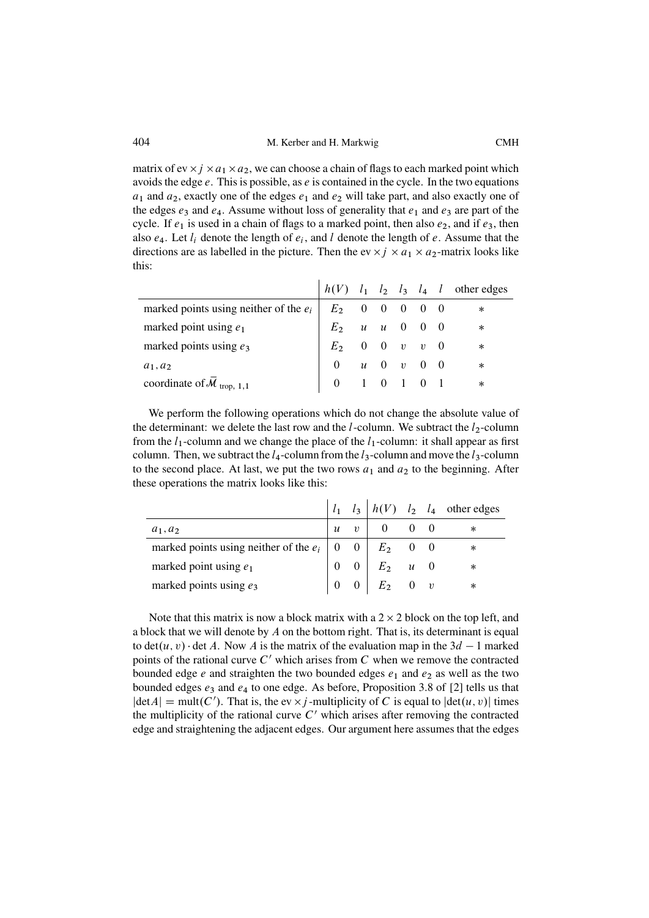matrix of $\text{ev} \times j \times a_1 \times a_2$, we can choose a chain of flags to each marked point which avoids the edge $e$. This is possible, as $e$ is contained in the cycle. In the two equations $a_1$ and $a_2$, exactly one of the edges $e_1$ and $e_2$ will take part, and also exactly one of the edges $e_3$ and $e_4$. Assume without loss of generality that $e_1$ and $e_3$ are part of the cycle. If $e_1$ is used in a chain of flags to a marked point, then also $e_2$, and if $e_3$, then also $e_4$. Let $l_i$ denote the length of $e_i$, and $l$ denote the length of $e$. Assume that the directions are as labelled in the picture. Then the $\text{ev} \times j \times a_1 \times a_2$-matrix looks like this:

| | $h(V)$ | $l_1$ | $l_2$ | $l_3$ | $l_4$ | $l$ | other edges |
|---|---|---|---|---|---|---|---|
| marked points using neither of the $e_i$ | $E_2$ | 0 | 0 | 0 | 0 | 0 | $*$ |
| marked point using $e_1$ | $E_2$ | $u$ | $u$ | 0 | 0 | 0 | $*$ |
| marked points using $e_3$ | $E_2$ | 0 | 0 | $v$ | $v$ | 0 | $*$ |
| $a_1, a_2$ | 0 | $u$ | 0 | $v$ | 0 | 0 | $*$ |
| coordinate of $\bar{\mathcal{M}}_{\text{trop}, 1, 1}$ | 0 | 1 | 0 | 1 | 0 | 1 | $*$ |

We perform the following operations which do not change the absolute value of the determinant: we delete the last row and the $l$-column. We subtract the $l_2$-column from the $l_1$-column and we change the place of the $l_1$-column: it shall appear as first column. Then, we subtract the $l_4$-column from the $l_3$-column and move the $l_3$-column to the second place. At last, we put the two rows $a_1$ and $a_2$ to the beginning. After these operations the matrix looks like this:

| | $l_1$ | $l_3$ | $h(V)$ | $l_2$ | $l_4$ | other edges |
|---|---|---|---|---|---|---|
| $a_1, a_2$ | $u$ | $v$ | 0 | 0 | 0 | $*$ |
| marked points using neither of the $e_i$ | 0 | 0 | $E_2$ | 0 | 0 | $*$ |
| marked point using $e_1$ | 0 | 0 | $E_2$ | $u$ | 0 | $*$ |
| marked points using $e_3$ | 0 | 0 | $E_2$ | 0 | $v$ | $*$ |

Note that this matrix is now a block matrix with a $2 \times 2$ block on the top left, and a block that we will denote by $A$ on the bottom right. That is, its determinant is equal to $\det(u, v) \cdot \det A$. Now $A$ is the matrix of the evaluation map in the $3d - 1$ marked points of the rational curve $C'$ which arises from $C$ when we remove the contracted bounded edge $e$ and straighten the two bounded edges $e_1$ and $e_2$ as well as the two bounded edges $e_3$ and $e_4$ to one edge. As before, Proposition 3.8 of [2] tells us that $|\det A| = \text{mult}(C')$. That is, the $\text{ev} \times j$-multiplicity of $C$ is equal to $|\det(u, v)|$ times the multiplicity of the rational curve $C'$ which arises after removing the contracted edge and straightening the adjacent edges. Our argument here assumes that the edges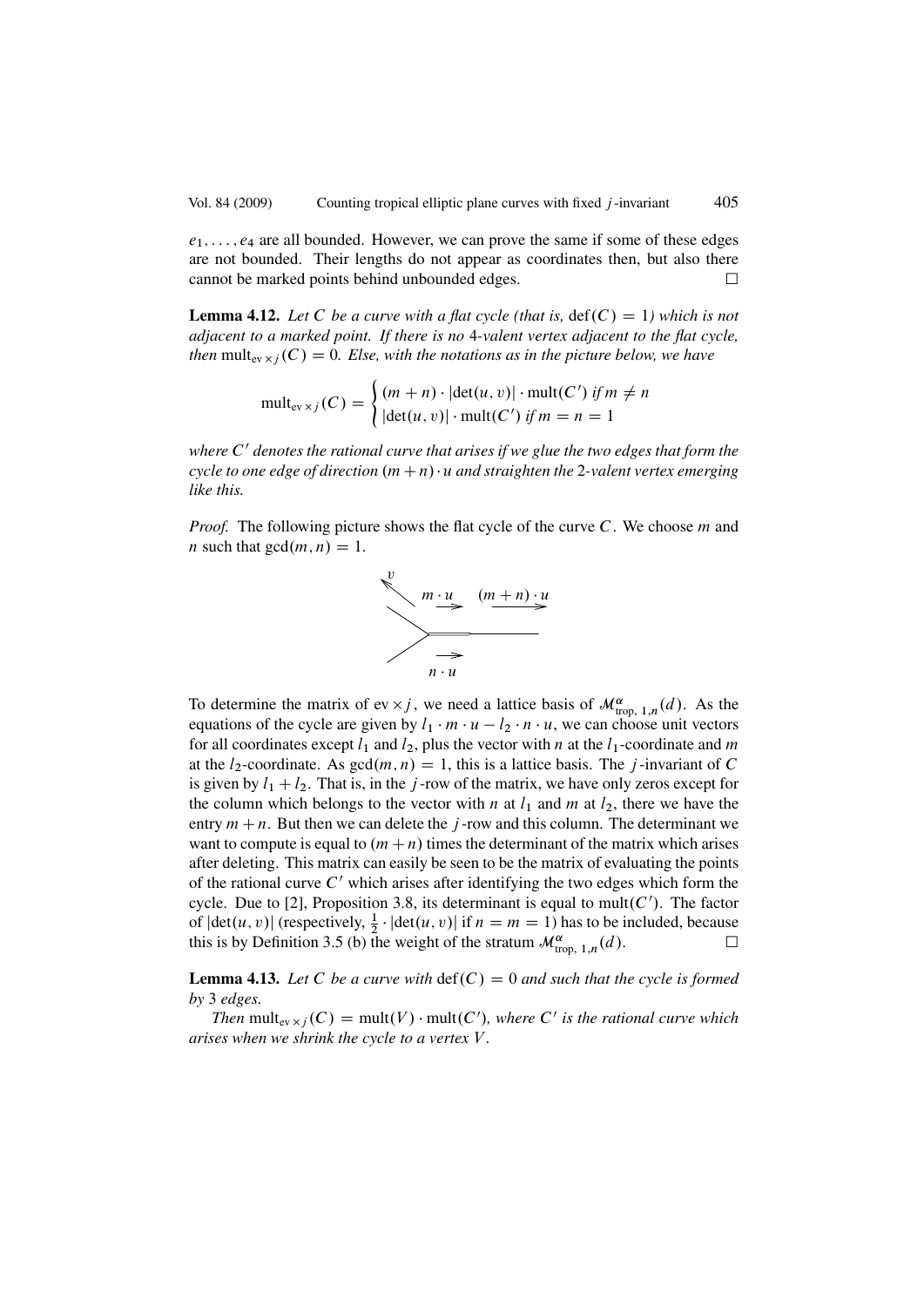$e_1, \ldots, e_4$ are all bounded. However, we can prove the same if some of these edges are not bounded. Their lengths do not appear as coordinates then, but also there cannot be marked points behind unbounded edges. □

**Lemma 4.12.** *Let $C$ be a curve with a flat cycle (that is, $\operatorname{def}(C) = 1$) which is not adjacent to a marked point. If there is no 4-valent vertex adjacent to the flat cycle, then $\operatorname{mult}_{\operatorname{ev} \times j}(C) = 0$. Else, with the notations as in the picture below, we have*

$$\operatorname{mult}_{\operatorname{ev} \times j}(C) = \begin{cases} (m+n) \cdot |\det(u,v)| \cdot \operatorname{mult}(C') & \text{if } m \neq n \\ |\det(u,v)| \cdot \operatorname{mult}(C') & \text{if } m = n = 1 \end{cases}$$

*where $C'$ denotes the rational curve that arises if we glue the two edges that form the cycle to one edge of direction $(m+n) \cdot u$ and straighten the 2-valent vertex emerging like this.*

*Proof.* The following picture shows the flat cycle of the curve $C$. We choose $m$ and $n$ such that $\gcd(m,n) = 1$.

To determine the matrix of $\operatorname{ev} \times j$, we need a lattice basis of $\mathcal{M}^{\alpha}_{\text{trop},\,1,n}(d)$. As the equations of the cycle are given by $l_1 \cdot m \cdot u - l_2 \cdot n \cdot u$, we can choose unit vectors for all coordinates except $l_1$ and $l_2$, plus the vector with $n$ at the $l_1$-coordinate and $m$ at the $l_2$-coordinate. As $\gcd(m,n) = 1$, this is a lattice basis. The $j$-invariant of $C$ is given by $l_1 + l_2$. That is, in the $j$-row of the matrix, we have only zeros except for the column which belongs to the vector with $n$ at $l_1$ and $m$ at $l_2$, there we have the entry $m + n$. But then we can delete the $j$-row and this column. The determinant we want to compute is equal to $(m+n)$ times the determinant of the matrix which arises after deleting. This matrix can easily be seen to be the matrix of evaluating the points of the rational curve $C'$ which arises after identifying the two edges which form the cycle. Due to [2], Proposition 3.8, its determinant is equal to $\operatorname{mult}(C')$. The factor of $|\det(u,v)|$ (respectively, $\frac{1}{2} \cdot |\det(u,v)|$ if $n = m = 1$) has to be included, because this is by Definition 3.5 (b) the weight of the stratum $\mathcal{M}^{\alpha}_{\text{trop},\,1,n}(d)$. □

**Lemma 4.13.** *Let $C$ be a curve with $\operatorname{def}(C) = 0$ and such that the cycle is formed by 3 edges.*

*Then $\operatorname{mult}_{\operatorname{ev} \times j}(C) = \operatorname{mult}(V) \cdot \operatorname{mult}(C')$, where $C'$ is the rational curve which arises when we shrink the cycle to a vertex $V$.*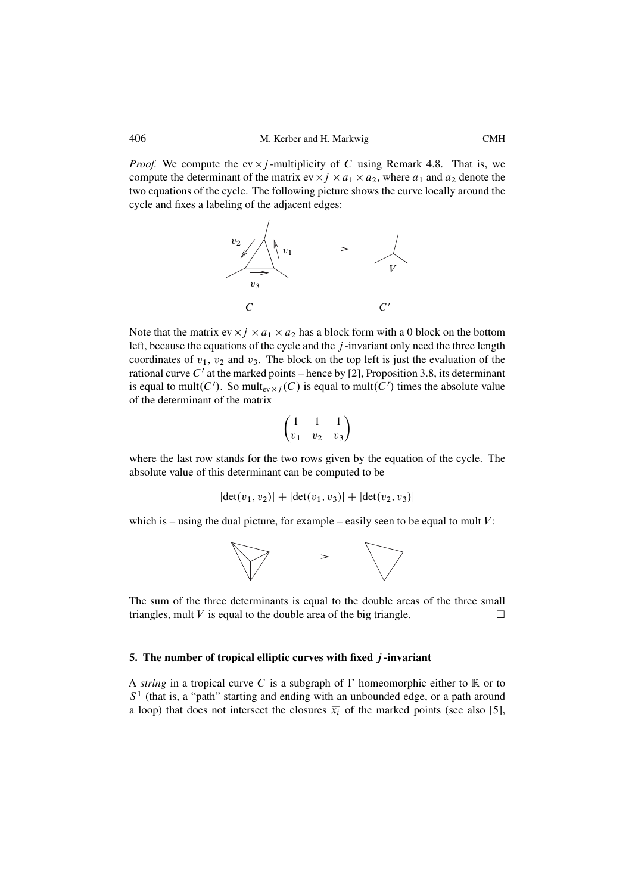*Proof.* We compute the $\mathrm{ev} \times j$-multiplicity of $C$ using Remark 4.8. That is, we compute the determinant of the matrix $\mathrm{ev} \times j \times a_1 \times a_2$, where $a_1$ and $a_2$ denote the two equations of the cycle. The following picture shows the curve locally around the cycle and fixes a labeling of the adjacent edges:

Note that the matrix $\mathrm{ev} \times j \times a_1 \times a_2$ has a block form with a 0 block on the bottom left, because the equations of the cycle and the $j$-invariant only need the three length coordinates of $v_1$, $v_2$ and $v_3$. The block on the top left is just the evaluation of the rational curve $C'$ at the marked points – hence by [2], Proposition 3.8, its determinant is equal to $\mathrm{mult}(C')$. So $\mathrm{mult}_{\mathrm{ev} \times j}(C)$ is equal to $\mathrm{mult}(C')$ times the absolute value of the determinant of the matrix

$$\begin{pmatrix} 1 & 1 & 1 \\ v_1 & v_2 & v_3 \end{pmatrix}$$

where the last row stands for the two rows given by the equation of the cycle. The absolute value of this determinant can be computed to be

$$|\det(v_1, v_2)| + |\det(v_1, v_3)| + |\det(v_2, v_3)|$$

which is – using the dual picture, for example – easily seen to be equal to $\mathrm{mult}\, V$:

The sum of the three determinants is equal to the double areas of the three small triangles, $\mathrm{mult}\, V$ is equal to the double area of the big triangle. $\square$

## 5. The number of tropical elliptic curves with fixed $j$-invariant

A *string* in a tropical curve $C$ is a subgraph of $\Gamma$ homeomorphic either to $\mathbb{R}$ or to $S^1$ (that is, a "path" starting and ending with an unbounded edge, or a path around a loop) that does not intersect the closures $\overline{x_i}$ of the marked points (see also [5],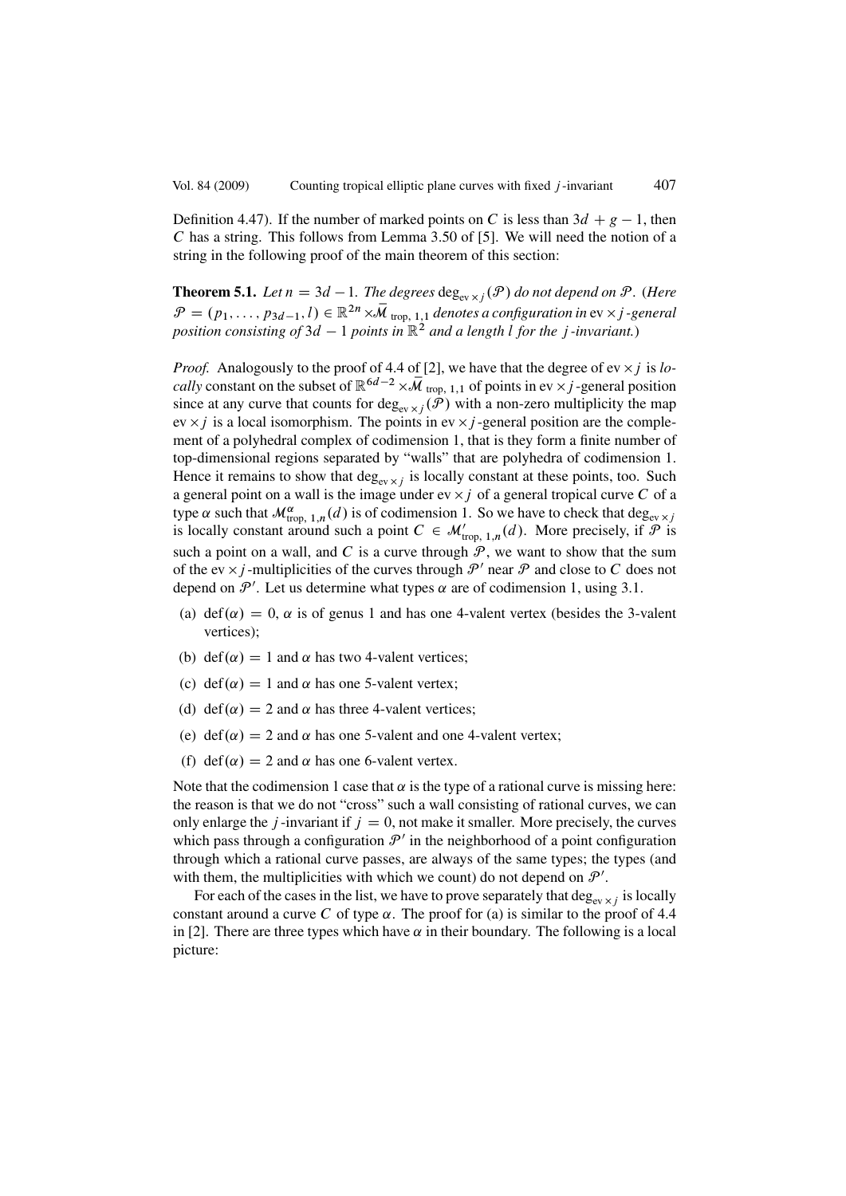Definition 4.47). If the number of marked points on $C$ is less than $3d + g - 1$, then $C$ has a string. This follows from Lemma 3.50 of [5]. We will need the notion of a string in the following proof of the main theorem of this section:

**Theorem 5.1.** *Let $n = 3d - 1$. The degrees $\deg_{\mathrm{ev}\times j}(\mathcal{P})$ do not depend on $\mathcal{P}$. (Here $\mathcal{P} = (p_1, \dots, p_{3d-1}, l) \in \mathbb{R}^{2n} \times \bar{\mathcal{M}}_{\mathrm{trop},1,1}$ denotes a configuration in $\mathrm{ev}\times j$-general position consisting of $3d - 1$ points in $\mathbb{R}^2$ and a length $l$ for the $j$-invariant.)*

*Proof.* Analogously to the proof of 4.4 of [2], we have that the degree of $\mathrm{ev}\times j$ is *locally* constant on the subset of $\mathbb{R}^{6d-2} \times \bar{\mathcal{M}}_{\mathrm{trop},1,1}$ of points in $\mathrm{ev}\times j$-general position since at any curve that counts for $\deg_{\mathrm{ev}\times j}(\mathcal{P})$ with a non-zero multiplicity the map $\mathrm{ev}\times j$ is a local isomorphism. The points in $\mathrm{ev}\times j$-general position are the complement of a polyhedral complex of codimension 1, that is they form a finite number of top-dimensional regions separated by "walls" that are polyhedra of codimension 1. Hence it remains to show that $\deg_{\mathrm{ev}\times j}$ is locally constant at these points, too. Such a general point on a wall is the image under $\mathrm{ev}\times j$ of a general tropical curve $C$ of a type $\alpha$ such that $\mathcal{M}^{\alpha}_{\mathrm{trop},1,n}(d)$ is of codimension 1. So we have to check that $\deg_{\mathrm{ev}\times j}$ is locally constant around such a point $C \in \mathcal{M}'_{\mathrm{trop},1,n}(d)$. More precisely, if $\mathcal{P}$ is such a point on a wall, and $C$ is a curve through $\mathcal{P}$, we want to show that the sum of the $\mathrm{ev}\times j$-multiplicities of the curves through $\mathcal{P}'$ near $\mathcal{P}$ and close to $C$ does not depend on $\mathcal{P}'$. Let us determine what types $\alpha$ are of codimension 1, using 3.1.

(a) $\mathrm{def}(\alpha) = 0$, $\alpha$ is of genus 1 and has one 4-valent vertex (besides the 3-valent vertices);

(b) $\mathrm{def}(\alpha) = 1$ and $\alpha$ has two 4-valent vertices;

(c) $\mathrm{def}(\alpha) = 1$ and $\alpha$ has one 5-valent vertex;

(d) $\mathrm{def}(\alpha) = 2$ and $\alpha$ has three 4-valent vertices;

(e) $\mathrm{def}(\alpha) = 2$ and $\alpha$ has one 5-valent and one 4-valent vertex;

(f) $\mathrm{def}(\alpha) = 2$ and $\alpha$ has one 6-valent vertex.

Note that the codimension 1 case that $\alpha$ is the type of a rational curve is missing here: the reason is that we do not "cross" such a wall consisting of rational curves, we can only enlarge the $j$-invariant if $j = 0$, not make it smaller. More precisely, the curves which pass through a configuration $\mathcal{P}'$ in the neighborhood of a point configuration through which a rational curve passes, are always of the same types; the types (and with them, the multiplicities with which we count) do not depend on $\mathcal{P}'$.

For each of the cases in the list, we have to prove separately that $\deg_{\mathrm{ev}\times j}$ is locally constant around a curve $C$ of type $\alpha$. The proof for (a) is similar to the proof of 4.4 in [2]. There are three types which have $\alpha$ in their boundary. The following is a local picture: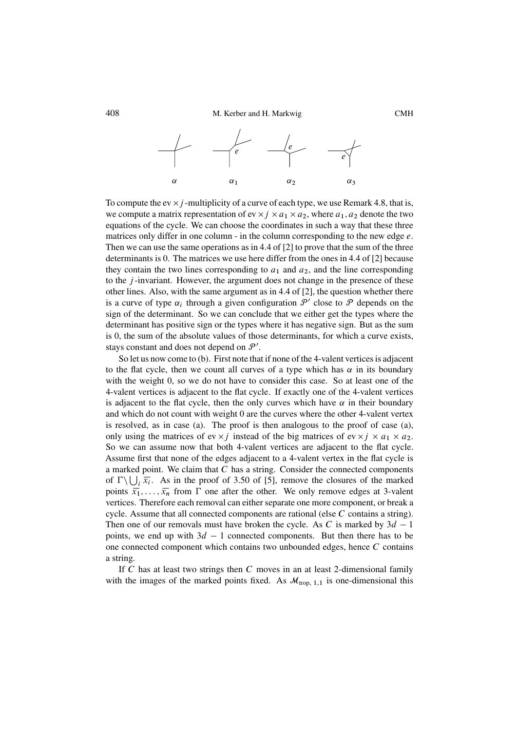$\alpha$ $\alpha_1$ $\alpha_2$ $\alpha_3$

To compute the $\mathrm{ev} \times j$-multiplicity of a curve of each type, we use Remark 4.8, that is, we compute a matrix representation of $\mathrm{ev} \times j \times a_1 \times a_2$, where $a_1, a_2$ denote the two equations of the cycle. We can choose the coordinates in such a way that these three matrices only differ in one column - in the column corresponding to the new edge $e$. Then we can use the same operations as in 4.4 of [2] to prove that the sum of the three determinants is 0. The matrices we use here differ from the ones in 4.4 of [2] because they contain the two lines corresponding to $a_1$ and $a_2$, and the line corresponding to the $j$-invariant. However, the argument does not change in the presence of these other lines. Also, with the same argument as in 4.4 of [2], the question whether there is a curve of type $\alpha_i$ through a given configuration $\mathcal{P}'$ close to $\mathcal{P}$ depends on the sign of the determinant. So we can conclude that we either get the types where the determinant has positive sign or the types where it has negative sign. But as the sum is 0, the sum of the absolute values of those determinants, for which a curve exists, stays constant and does not depend on $\mathcal{P}'$.

So let us now come to (b). First note that if none of the 4-valent vertices is adjacent to the flat cycle, then we count all curves of a type which has $\alpha$ in its boundary with the weight 0, so we do not have to consider this case. So at least one of the 4-valent vertices is adjacent to the flat cycle. If exactly one of the 4-valent vertices is adjacent to the flat cycle, then the only curves which have $\alpha$ in their boundary and which do not count with weight 0 are the curves where the other 4-valent vertex is resolved, as in case (a). The proof is then analogous to the proof of case (a), only using the matrices of $\mathrm{ev} \times j$ instead of the big matrices of $\mathrm{ev} \times j \times a_1 \times a_2$. So we can assume now that both 4-valent vertices are adjacent to the flat cycle. Assume first that none of the edges adjacent to a 4-valent vertex in the flat cycle is a marked point. We claim that $C$ has a string. Consider the connected components of $\Gamma \setminus \bigcup_i \overline{x_i}$. As in the proof of 3.50 of [5], remove the closures of the marked points $\overline{x_1}, \dots, \overline{x_n}$ from $\Gamma$ one after the other. We only remove edges at 3-valent vertices. Therefore each removal can either separate one more component, or break a cycle. Assume that all connected components are rational (else $C$ contains a string). Then one of our removals must have broken the cycle. As $C$ is marked by $3d-1$ points, we end up with $3d-1$ connected components. But then there has to be one connected component which contains two unbounded edges, hence $C$ contains a string.

If $C$ has at least two strings then $C$ moves in an at least 2-dimensional family with the images of the marked points fixed. As $\mathcal{M}_{\mathrm{trop},1,1}$ is one-dimensional this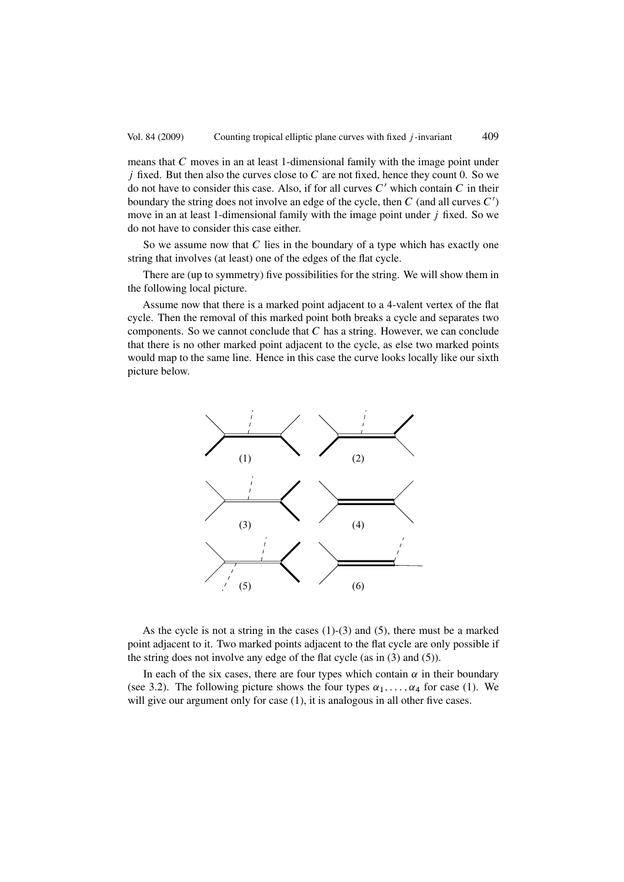means that $C$ moves in an at least 1-dimensional family with the image point under $j$ fixed. But then also the curves close to $C$ are not fixed, hence they count 0. So we do not have to consider this case. Also, if for all curves $C'$ which contain $C$ in their boundary the string does not involve an edge of the cycle, then $C$ (and all curves $C'$) move in an at least 1-dimensional family with the image point under $j$ fixed. So we do not have to consider this case either.

So we assume now that $C$ lies in the boundary of a type which has exactly one string that involves (at least) one of the edges of the flat cycle.

There are (up to symmetry) five possibilities for the string. We will show them in the following local picture.

Assume now that there is a marked point adjacent to a 4-valent vertex of the flat cycle. Then the removal of this marked point both breaks a cycle and separates two components. So we cannot conclude that $C$ has a string. However, we can conclude that there is no other marked point adjacent to the cycle, as else two marked points would map to the same line. Hence in this case the curve looks locally like our sixth picture below.

(1) (2)

(3) (4)

(5) (6)

As the cycle is not a string in the cases (1)-(3) and (5), there must be a marked point adjacent to it. Two marked points adjacent to the flat cycle are only possible if the string does not involve any edge of the flat cycle (as in (3) and (5)).

In each of the six cases, there are four types which contain $\alpha$ in their boundary (see 3.2). The following picture shows the four types $\alpha_1, \dots, \alpha_4$ for case (1). We will give our argument only for case (1), it is analogous in all other five cases.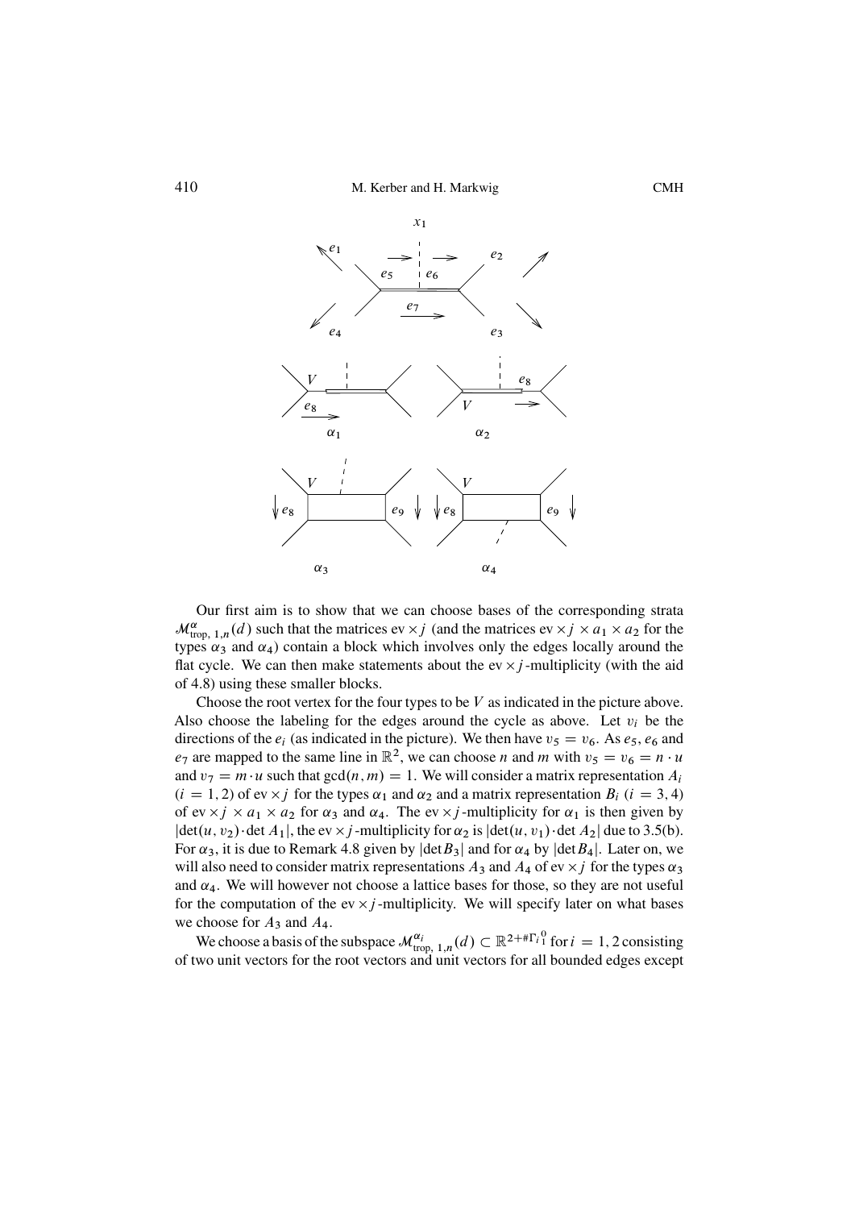Our first aim is to show that we can choose bases of the corresponding strata $\mathcal{M}^{\alpha}_{\text{trop},\,1,n}(d)$ such that the matrices $\text{ev} \times j$ (and the matrices $\text{ev} \times j \times a_1 \times a_2$ for the types $\alpha_3$ and $\alpha_4$) contain a block which involves only the edges locally around the flat cycle. We can then make statements about the $\text{ev} \times j$-multiplicity (with the aid of 4.8) using these smaller blocks.

Choose the root vertex for the four types to be $V$ as indicated in the picture above. Also choose the labeling for the edges around the cycle as above. Let $v_i$ be the directions of the $e_i$ (as indicated in the picture). We then have $v_5 = v_6$. As $e_5$, $e_6$ and $e_7$ are mapped to the same line in $\mathbb{R}^2$, we can choose $n$ and $m$ with $v_5 = v_6 = n \cdot u$ and $v_7 = m \cdot u$ such that $\gcd(n, m) = 1$. We will consider a matrix representation $A_i$ ($i = 1, 2$) of $\text{ev} \times j$ for the types $\alpha_1$ and $\alpha_2$ and a matrix representation $B_i$ ($i = 3, 4$) of $\text{ev} \times j \times a_1 \times a_2$ for $\alpha_3$ and $\alpha_4$. The $\text{ev} \times j$-multiplicity for $\alpha_1$ is then given by $|\det(u, v_2) \cdot \det A_1|$, the $\text{ev} \times j$-multiplicity for $\alpha_2$ is $|\det(u, v_1) \cdot \det A_2|$ due to 3.5(b). For $\alpha_3$, it is due to Remark 4.8 given by $|\det B_3|$ and for $\alpha_4$ by $|\det B_4|$. Later on, we will also need to consider matrix representations $A_3$ and $A_4$ of $\text{ev} \times j$ for the types $\alpha_3$ and $\alpha_4$. We will however not choose a lattice bases for those, so they are not useful for the computation of the $\text{ev} \times j$-multiplicity. We will specify later on what bases we choose for $A_3$ and $A_4$.

We choose a basis of the subspace $\mathcal{M}^{\alpha_i}_{\text{trop},\,1,n}(d) \subset \mathbb{R}^{2+\#\Gamma_i{}^0_1}$ for $i = 1, 2$ consisting of two unit vectors for the root vectors and unit vectors for all bounded edges except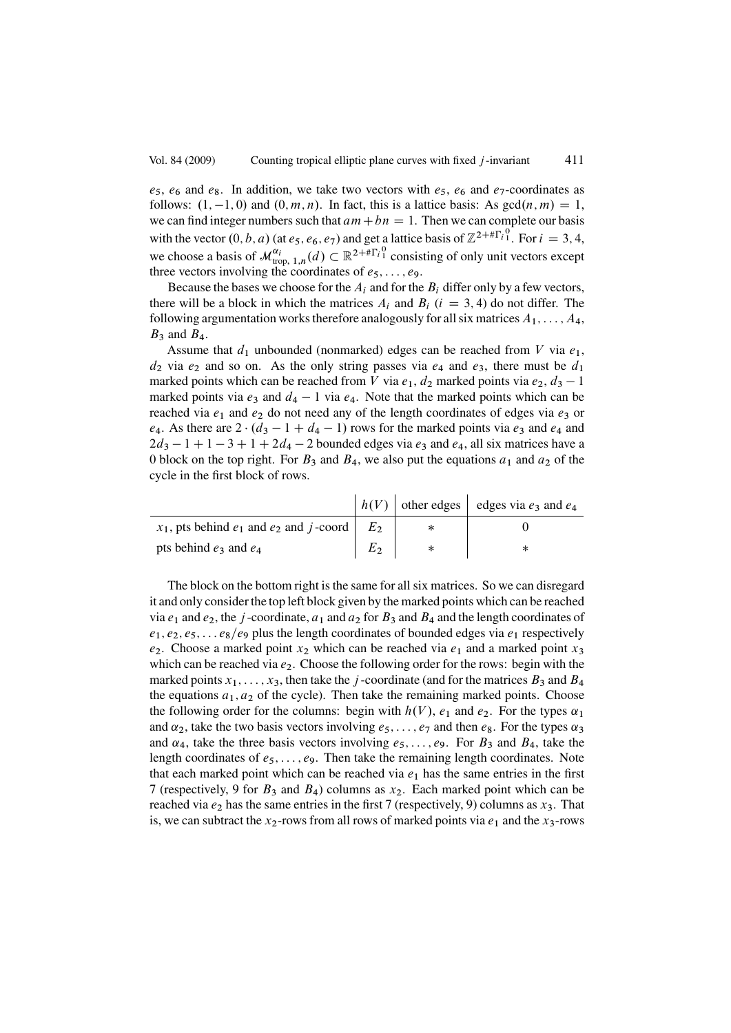$e_5$, $e_6$ and $e_8$. In addition, we take two vectors with $e_5$, $e_6$ and $e_7$-coordinates as follows: $(1,-1,0)$ and $(0,m,n)$. In fact, this is a lattice basis: As $\gcd(n,m)=1$, we can find integer numbers such that $am+bn=1$. Then we can complete our basis with the vector $(0,b,a)$ (at $e_5,e_6,e_7$) and get a lattice basis of $\mathbb{Z}^{2+\#\Gamma_i{}_1^0}$. For $i=3,4$, we choose a basis of $\mathcal{M}^{\alpha_i}_{\text{trop},\,1,n}(d) \subset \mathbb{R}^{2+\#\Gamma_i{}_1^0}$ consisting of only unit vectors except three vectors involving the coordinates of $e_5,\dots,e_9$.

Because the bases we choose for the $A_i$ and for the $B_i$ differ only by a few vectors, there will be a block in which the matrices $A_i$ and $B_i$ ($i=3,4$) do not differ. The following argumentation works therefore analogously for all six matrices $A_1,\dots,A_4$, $B_3$ and $B_4$.

Assume that $d_1$ unbounded (nonmarked) edges can be reached from $V$ via $e_1$, $d_2$ via $e_2$ and so on. As the only string passes via $e_4$ and $e_3$, there must be $d_1$ marked points which can be reached from $V$ via $e_1$, $d_2$ marked points via $e_2$, $d_3-1$ marked points via $e_3$ and $d_4-1$ via $e_4$. Note that the marked points which can be reached via $e_1$ and $e_2$ do not need any of the length coordinates of edges via $e_3$ or $e_4$. As there are $2\cdot(d_3-1+d_4-1)$ rows for the marked points via $e_3$ and $e_4$ and $2d_3-1+1-3+1+2d_4-2$ bounded edges via $e_3$ and $e_4$, all six matrices have a 0 block on the top right. For $B_3$ and $B_4$, we also put the equations $a_1$ and $a_2$ of the cycle in the first block of rows.

| | $h(V)$ | other edges | edges via $e_3$ and $e_4$ |
|---|---|---|---|
| $x_1$, pts behind $e_1$ and $e_2$ and $j$-coord | $E_2$ | $*$ | $0$ |
| pts behind $e_3$ and $e_4$ | $E_2$ | $*$ | $*$ |

The block on the bottom right is the same for all six matrices. So we can disregard it and only consider the top left block given by the marked points which can be reached via $e_1$ and $e_2$, the $j$-coordinate, $a_1$ and $a_2$ for $B_3$ and $B_4$ and the length coordinates of $e_1,e_2,e_5,\dots e_8/e_9$ plus the length coordinates of bounded edges via $e_1$ respectively $e_2$. Choose a marked point $x_2$ which can be reached via $e_1$ and a marked point $x_3$ which can be reached via $e_2$. Choose the following order for the rows: begin with the marked points $x_1,\dots,x_3$, then take the $j$-coordinate (and for the matrices $B_3$ and $B_4$ the equations $a_1,a_2$ of the cycle). Then take the remaining marked points. Choose the following order for the columns: begin with $h(V)$, $e_1$ and $e_2$. For the types $\alpha_1$ and $\alpha_2$, take the two basis vectors involving $e_5,\dots,e_7$ and then $e_8$. For the types $\alpha_3$ and $\alpha_4$, take the three basis vectors involving $e_5,\dots,e_9$. For $B_3$ and $B_4$, take the length coordinates of $e_5,\dots,e_9$. Then take the remaining length coordinates. Note that each marked point which can be reached via $e_1$ has the same entries in the first 7 (respectively, 9 for $B_3$ and $B_4$) columns as $x_2$. Each marked point which can be reached via $e_2$ has the same entries in the first 7 (respectively, 9) columns as $x_3$. That is, we can subtract the $x_2$-rows from all rows of marked points via $e_1$ and the $x_3$-rows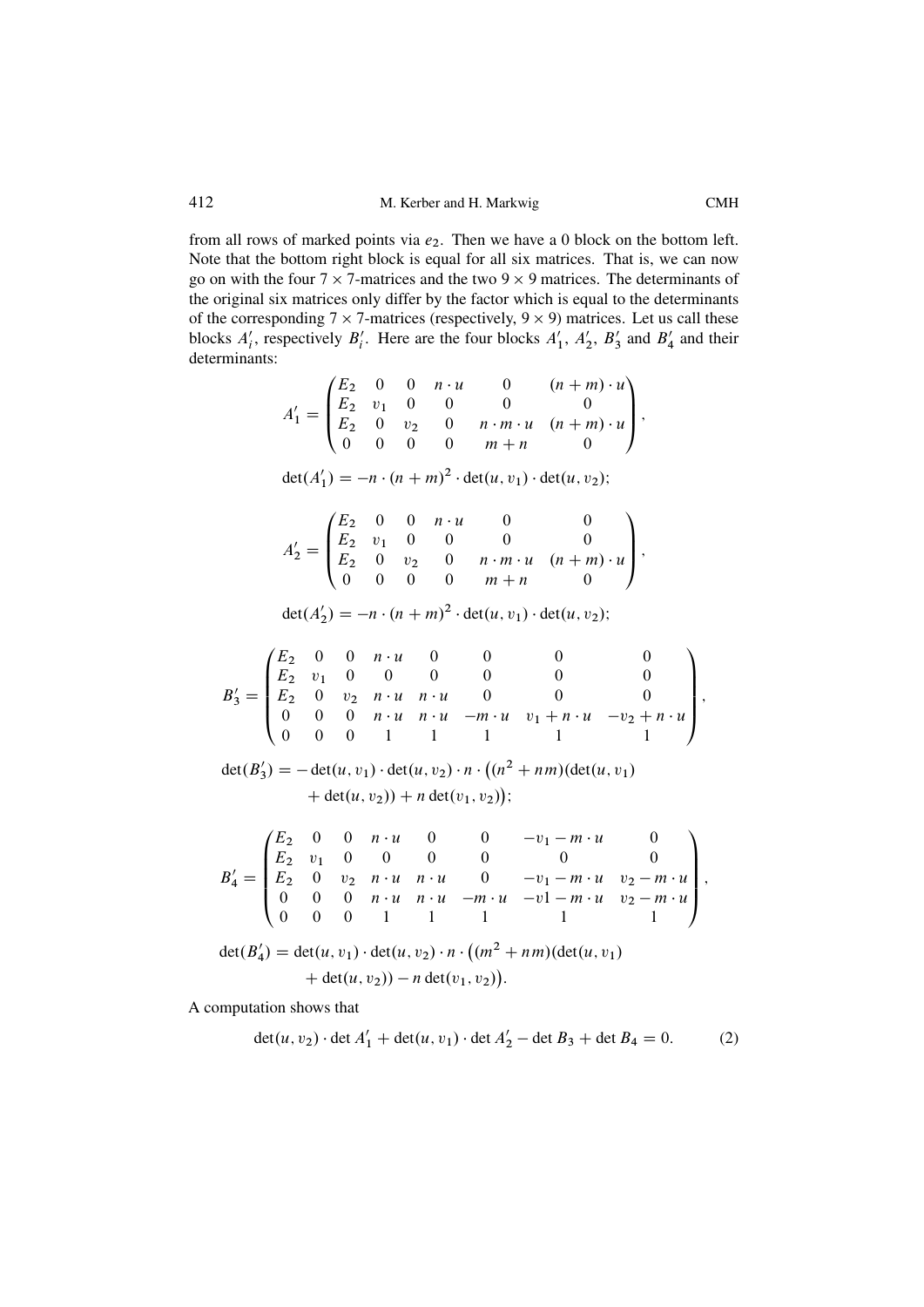from all rows of marked points via $e_2$. Then we have a 0 block on the bottom left. Note that the bottom right block is equal for all six matrices. That is, we can now go on with the four $7 \times 7$-matrices and the two $9 \times 9$ matrices. The determinants of the original six matrices only differ by the factor which is equal to the determinants of the corresponding $7 \times 7$-matrices (respectively, $9 \times 9$) matrices. Let us call these blocks $A_i'$, respectively $B_i'$. Here are the four blocks $A_1'$, $A_2'$, $B_3'$ and $B_4'$ and their determinants:

$$A_1' = \begin{pmatrix} E_2 & 0 & 0 & n \cdot u & 0 & (n+m) \cdot u \\ E_2 & v_1 & 0 & 0 & 0 & 0 \\ E_2 & 0 & v_2 & 0 & n \cdot m \cdot u & (n+m) \cdot u \\ 0 & 0 & 0 & 0 & m+n & 0 \end{pmatrix},$$

$$\det(A_1') = -n \cdot (n+m)^2 \cdot \det(u, v_1) \cdot \det(u, v_2);$$

$$A_2' = \begin{pmatrix} E_2 & 0 & 0 & n \cdot u & 0 & 0 \\ E_2 & v_1 & 0 & 0 & 0 & 0 \\ E_2 & 0 & v_2 & 0 & n \cdot m \cdot u & (n+m) \cdot u \\ 0 & 0 & 0 & 0 & m+n & 0 \end{pmatrix},$$

$$\det(A_2') = -n \cdot (n+m)^2 \cdot \det(u, v_1) \cdot \det(u, v_2);$$

$$B_3' = \begin{pmatrix} E_2 & 0 & 0 & n \cdot u & 0 & 0 & 0 & 0 \\ E_2 & v_1 & 0 & 0 & 0 & 0 & 0 & 0 \\ E_2 & 0 & v_2 & n \cdot u & n \cdot u & 0 & 0 & 0 \\ 0 & 0 & 0 & n \cdot u & n \cdot u & -m \cdot u & v_1 + n \cdot u & -v_2 + n \cdot u \\ 0 & 0 & 0 & 1 & 1 & 1 & 1 & 1 \end{pmatrix},$$

$$\begin{aligned} \det(B_3') = &-\det(u, v_1) \cdot \det(u, v_2) \cdot n \cdot \big((n^2 + nm)(\det(u, v_1) \\ &+ \det(u, v_2)) + n \det(v_1, v_2)\big); \end{aligned}$$

$$B_4' = \begin{pmatrix} E_2 & 0 & 0 & n \cdot u & 0 & 0 & -v_1 - m \cdot u & 0 \\ E_2 & v_1 & 0 & 0 & 0 & 0 & 0 & 0 \\ E_2 & 0 & v_2 & n \cdot u & n \cdot u & 0 & -v_1 - m \cdot u & v_2 - m \cdot u \\ 0 & 0 & 0 & n \cdot u & n \cdot u & -m \cdot u & -v1 - m \cdot u & v_2 - m \cdot u \\ 0 & 0 & 0 & 1 & 1 & 1 & 1 & 1 \end{pmatrix},$$

$$\begin{aligned} \det(B_4') = &\det(u, v_1) \cdot \det(u, v_2) \cdot n \cdot \big((m^2 + nm)(\det(u, v_1) \\ &+ \det(u, v_2)) - n \det(v_1, v_2)\big). \end{aligned}$$

A computation shows that

$$\det(u, v_2) \cdot \det A_1' + \det(u, v_1) \cdot \det A_2' - \det B_3 + \det B_4 = 0. \tag{2}$$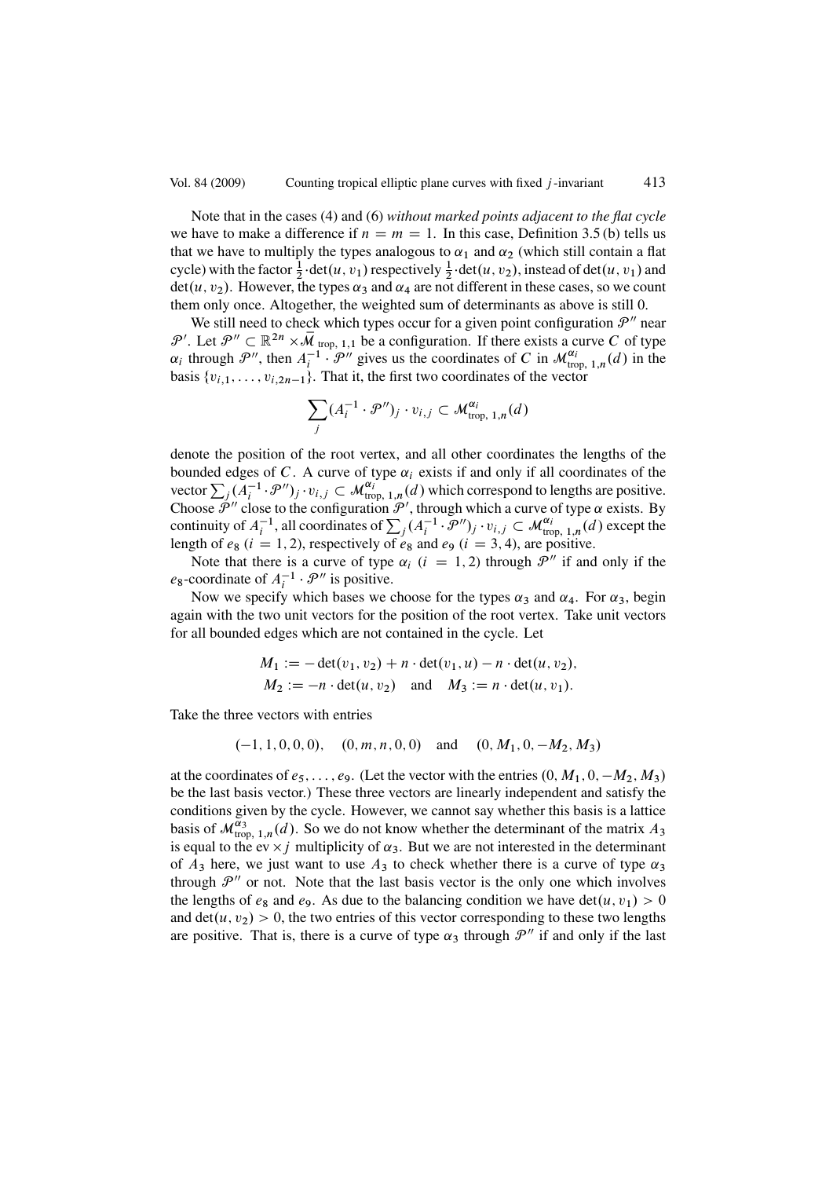Note that in the cases (4) and (6) *without marked points adjacent to the flat cycle* we have to make a difference if $n = m = 1$. In this case, Definition 3.5 (b) tells us that we have to multiply the types analogous to $\alpha_1$ and $\alpha_2$ (which still contain a flat cycle) with the factor $\frac{1}{2} \cdot \det(u, v_1)$ respectively $\frac{1}{2} \cdot \det(u, v_2)$, instead of $\det(u, v_1)$ and $\det(u, v_2)$. However, the types $\alpha_3$ and $\alpha_4$ are not different in these cases, so we count them only once. Altogether, the weighted sum of determinants as above is still 0.

We still need to check which types occur for a given point configuration $\mathcal{P}''$ near $\mathcal{P}'$. Let $\mathcal{P}'' \subset \mathbb{R}^{2n} \times \bar{\mathcal{M}}_{\text{trop},1,1}$ be a configuration. If there exists a curve $C$ of type $\alpha_i$ through $\mathcal{P}''$, then $A_i^{-1} \cdot \mathcal{P}''$ gives us the coordinates of $C$ in $\mathcal{M}^{\alpha_i}_{\text{trop},1,n}(d)$ in the basis $\{v_{i,1}, \ldots, v_{i,2n-1}\}$. That it, the first two coordinates of the vector

$$\sum_j (A_i^{-1} \cdot \mathcal{P}'')_j \cdot v_{i,j} \subset \mathcal{M}^{\alpha_i}_{\text{trop},1,n}(d)$$

denote the position of the root vertex, and all other coordinates the lengths of the bounded edges of $C$. A curve of type $\alpha_i$ exists if and only if all coordinates of the vector $\sum_j (A_i^{-1} \cdot \mathcal{P}'')_j \cdot v_{i,j} \subset \mathcal{M}^{\alpha_i}_{\text{trop},1,n}(d)$ which correspond to lengths are positive. Choose $\mathcal{P}''$ close to the configuration $\mathcal{P}'$, through which a curve of type $\alpha$ exists. By continuity of $A_i^{-1}$, all coordinates of $\sum_j (A_i^{-1} \cdot \mathcal{P}'')_j \cdot v_{i,j} \subset \mathcal{M}^{\alpha_i}_{\text{trop},1,n}(d)$ except the length of $e_8$ ($i = 1, 2$), respectively of $e_8$ and $e_9$ ($i = 3, 4$), are positive.

Note that there is a curve of type $\alpha_i$ ($i = 1, 2$) through $\mathcal{P}''$ if and only if the $e_8$-coordinate of $A_i^{-1} \cdot \mathcal{P}''$ is positive.

Now we specify which bases we choose for the types $\alpha_3$ and $\alpha_4$. For $\alpha_3$, begin again with the two unit vectors for the position of the root vertex. Take unit vectors for all bounded edges which are not contained in the cycle. Let

$$M_1 := -\det(v_1, v_2) + n \cdot \det(v_1, u) - n \cdot \det(u, v_2),$$
$$M_2 := -n \cdot \det(u, v_2) \quad \text{and} \quad M_3 := n \cdot \det(u, v_1).$$

Take the three vectors with entries

$$(-1, 1, 0, 0, 0), \quad (0, m, n, 0, 0) \quad \text{and} \quad (0, M_1, 0, -M_2, M_3)$$

at the coordinates of $e_5, \ldots, e_9$. (Let the vector with the entries $(0, M_1, 0, -M_2, M_3)$ be the last basis vector.) These three vectors are linearly independent and satisfy the conditions given by the cycle. However, we cannot say whether this basis is a lattice basis of $\mathcal{M}^{\alpha_3}_{\text{trop},1,n}(d)$. So we do not know whether the determinant of the matrix $A_3$ is equal to the $\text{ev} \times j$ multiplicity of $\alpha_3$. But we are not interested in the determinant of $A_3$ here, we just want to use $A_3$ to check whether there is a curve of type $\alpha_3$ through $\mathcal{P}''$ or not. Note that the last basis vector is the only one which involves the lengths of $e_8$ and $e_9$. As due to the balancing condition we have $\det(u, v_1) > 0$ and $\det(u, v_2) > 0$, the two entries of this vector corresponding to these two lengths are positive. That is, there is a curve of type $\alpha_3$ through $\mathcal{P}''$ if and only if the last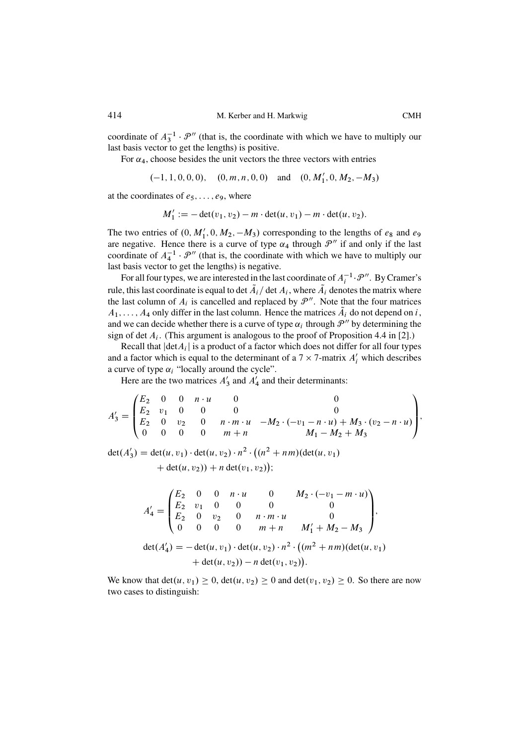coordinate of $A_3^{-1} \cdot \mathcal{P}''$ (that is, the coordinate with which we have to multiply our last basis vector to get the lengths) is positive.

For $\alpha_4$, choose besides the unit vectors the three vectors with entries

$$(-1, 1, 0, 0, 0), \quad (0, m, n, 0, 0) \quad \text{and} \quad (0, M_1', 0, M_2, -M_3)$$

at the coordinates of $e_5, \ldots, e_9$, where

$$M_1' := -\det(v_1, v_2) - m \cdot \det(u, v_1) - m \cdot \det(u, v_2).$$

The two entries of $(0, M_1', 0, M_2, -M_3)$ corresponding to the lengths of $e_8$ and $e_9$ are negative. Hence there is a curve of type $\alpha_4$ through $\mathcal{P}''$ if and only if the last coordinate of $A_4^{-1} \cdot \mathcal{P}''$ (that is, the coordinate with which we have to multiply our last basis vector to get the lengths) is negative.

For all four types, we are interested in the last coordinate of $A_i^{-1} \cdot \mathcal{P}''$. By Cramer's rule, this last coordinate is equal to $\det \tilde{A}_i / \det A_i$, where $\tilde{A}_i$ denotes the matrix where the last column of $A_i$ is cancelled and replaced by $\mathcal{P}''$. Note that the four matrices $A_1, \ldots, A_4$ only differ in the last column. Hence the matrices $\tilde{A}_i$ do not depend on $i$, and we can decide whether there is a curve of type $\alpha_i$ through $\mathcal{P}''$ by determining the sign of $\det A_i$. (This argument is analogous to the proof of Proposition 4.4 in [2].)

Recall that $|\det A_i|$ is a product of a factor which does not differ for all four types and a factor which is equal to the determinant of a $7 \times 7$-matrix $A_i'$ which describes a curve of type $\alpha_i$ "locally around the cycle".

Here are the two matrices $A_3'$ and $A_4'$ and their determinants:

$$A_3' = \begin{pmatrix} E_2 & 0 & 0 & n \cdot u & 0 & 0 \\ E_2 & v_1 & 0 & 0 & 0 & 0 \\ E_2 & 0 & v_2 & 0 & n \cdot m \cdot u & -M_2 \cdot (-v_1 - n \cdot u) + M_3 \cdot (v_2 - n \cdot u) \\ 0 & 0 & 0 & 0 & m + n & M_1 - M_2 + M_3 \end{pmatrix},$$

$$\begin{aligned}\det(A_3') = \det(u, v_1) \cdot \det(u, v_2) \cdot n^2 \cdot \big((n^2 + nm)(\det(u, v_1) \\ + \det(u, v_2)) + n \det(v_1, v_2)\big);\end{aligned}$$

$$A_4' = \begin{pmatrix} E_2 & 0 & 0 & n \cdot u & 0 & M_2 \cdot (-v_1 - m \cdot u) \\ E_2 & v_1 & 0 & 0 & 0 & 0 \\ E_2 & 0 & v_2 & 0 & n \cdot m \cdot u & 0 \\ 0 & 0 & 0 & 0 & m + n & M_1' + M_2 - M_3 \end{pmatrix},$$

$$\begin{aligned}\det(A_4') = -\det(u, v_1) \cdot \det(u, v_2) \cdot n^2 \cdot \big((m^2 + nm)(\det(u, v_1) \\ + \det(u, v_2)) - n \det(v_1, v_2)\big).\end{aligned}$$

We know that $\det(u, v_1) \geq 0$, $\det(u, v_2) \geq 0$ and $\det(v_1, v_2) \geq 0$. So there are now two cases to distinguish: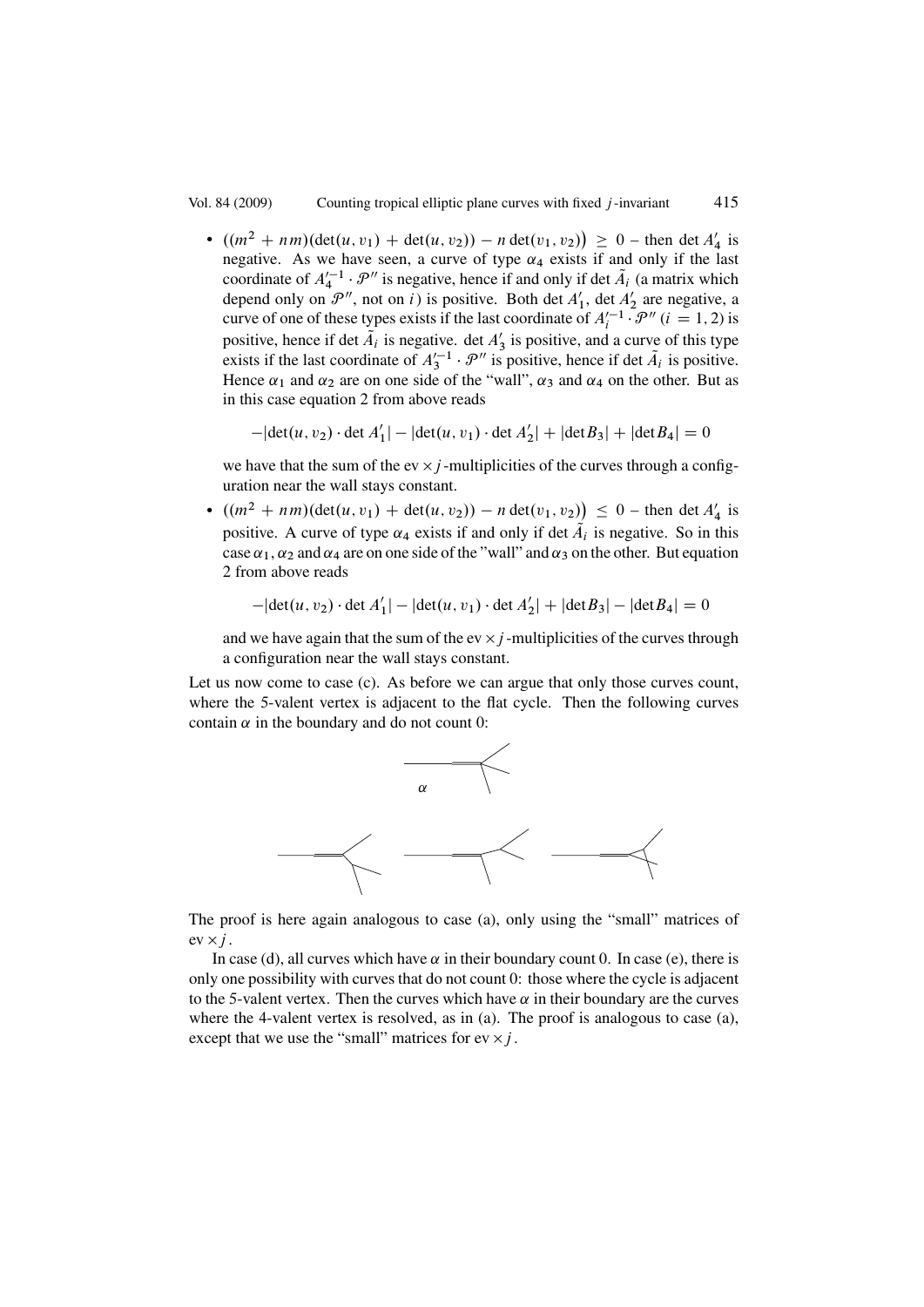- $((m^2 + nm)(\det(u, v_1) + \det(u, v_2)) - n \det(v_1, v_2)) \geq 0$ – then $\det A'_4$ is negative. As we have seen, a curve of type $\alpha_4$ exists if and only if the last coordinate of $A'^{-1}_4 \cdot \mathcal{P}''$ is negative, hence if and only if $\det \tilde{A}_i$ (a matrix which depend only on $\mathcal{P}''$, not on $i$) is positive. Both $\det A'_1$, $\det A'_2$ are negative, a curve of one of these types exists if the last coordinate of $A'^{-1}_i \cdot \mathcal{P}''$ $(i = 1, 2)$ is positive, hence if $\det \tilde{A}_i$ is negative. $\det A'_3$ is positive, and a curve of this type exists if the last coordinate of $A'^{-1}_3 \cdot \mathcal{P}''$ is positive, hence if $\det \tilde{A}_i$ is positive. Hence $\alpha_1$ and $\alpha_2$ are on one side of the "wall", $\alpha_3$ and $\alpha_4$ on the other. But as in this case equation 2 from above reads

$$-|\det(u, v_2) \cdot \det A'_1| - |\det(u, v_1) \cdot \det A'_2| + |\det B_3| + |\det B_4| = 0$$

we have that the sum of the $\mathrm{ev} \times j$-multiplicities of the curves through a configuration near the wall stays constant.

- $((m^2 + nm)(\det(u, v_1) + \det(u, v_2)) - n \det(v_1, v_2)) \leq 0$ – then $\det A'_4$ is positive. A curve of type $\alpha_4$ exists if and only if $\det \tilde{A}_i$ is negative. So in this case $\alpha_1$, $\alpha_2$ and $\alpha_4$ are on one side of the "wall" and $\alpha_3$ on the other. But equation 2 from above reads

$$-|\det(u, v_2) \cdot \det A'_1| - |\det(u, v_1) \cdot \det A'_2| + |\det B_3| - |\det B_4| = 0$$

and we have again that the sum of the $\mathrm{ev} \times j$-multiplicities of the curves through a configuration near the wall stays constant.

Let us now come to case (c). As before we can argue that only those curves count, where the 5-valent vertex is adjacent to the flat cycle. Then the following curves contain $\alpha$ in the boundary and do not count 0:

$\alpha$

The proof is here again analogous to case (a), only using the "small" matrices of $\mathrm{ev} \times j$.

In case (d), all curves which have $\alpha$ in their boundary count 0. In case (e), there is only one possibility with curves that do not count 0: those where the cycle is adjacent to the 5-valent vertex. Then the curves which have $\alpha$ in their boundary are the curves where the 4-valent vertex is resolved, as in (a). The proof is analogous to case (a), except that we use the "small" matrices for $\mathrm{ev} \times j$.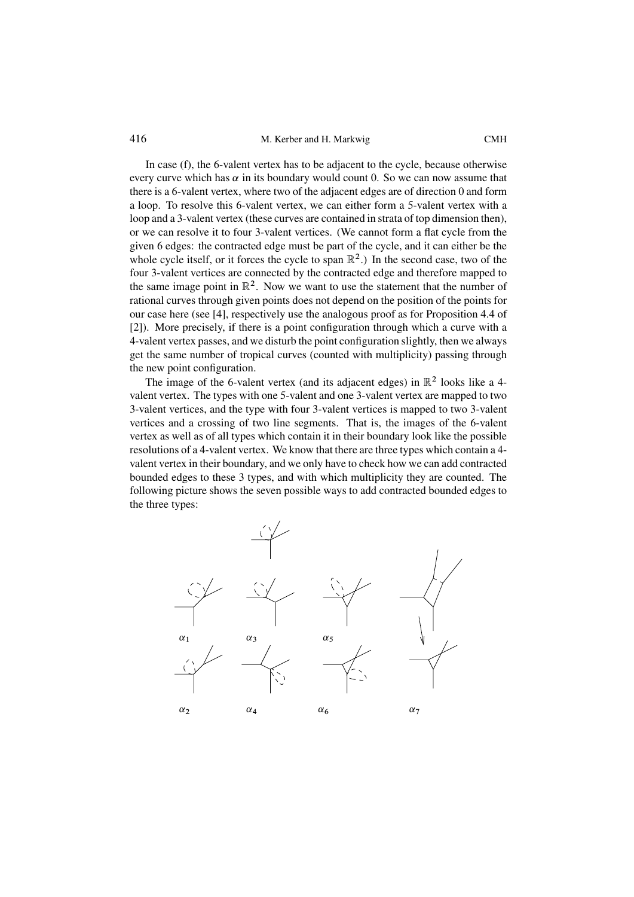In case (f), the 6-valent vertex has to be adjacent to the cycle, because otherwise every curve which has $\alpha$ in its boundary would count 0. So we can now assume that there is a 6-valent vertex, where two of the adjacent edges are of direction 0 and form a loop. To resolve this 6-valent vertex, we can either form a 5-valent vertex with a loop and a 3-valent vertex (these curves are contained in strata of top dimension then), or we can resolve it to four 3-valent vertices. (We cannot form a flat cycle from the given 6 edges: the contracted edge must be part of the cycle, and it can either be the whole cycle itself, or it forces the cycle to span $\mathbb{R}^2$.) In the second case, two of the four 3-valent vertices are connected by the contracted edge and therefore mapped to the same image point in $\mathbb{R}^2$. Now we want to use the statement that the number of rational curves through given points does not depend on the position of the points for our case here (see [4], respectively use the analogous proof as for Proposition 4.4 of [2]). More precisely, if there is a point configuration through which a curve with a 4-valent vertex passes, and we disturb the point configuration slightly, then we always get the same number of tropical curves (counted with multiplicity) passing through the new point configuration.

The image of the 6-valent vertex (and its adjacent edges) in $\mathbb{R}^2$ looks like a 4-valent vertex. The types with one 5-valent and one 3-valent vertex are mapped to two 3-valent vertices, and the type with four 3-valent vertices is mapped to two 3-valent vertices and a crossing of two line segments. That is, the images of the 6-valent vertex as well as of all types which contain it in their boundary look like the possible resolutions of a 4-valent vertex. We know that there are three types which contain a 4-valent vertex in their boundary, and we only have to check how we can add contracted bounded edges to these 3 types, and with which multiplicity they are counted. The following picture shows the seven possible ways to add contracted bounded edges to the three types:

$\alpha_1$ $\alpha_3$ $\alpha_5$

$\alpha_2$ $\alpha_4$ $\alpha_6$ $\alpha_7$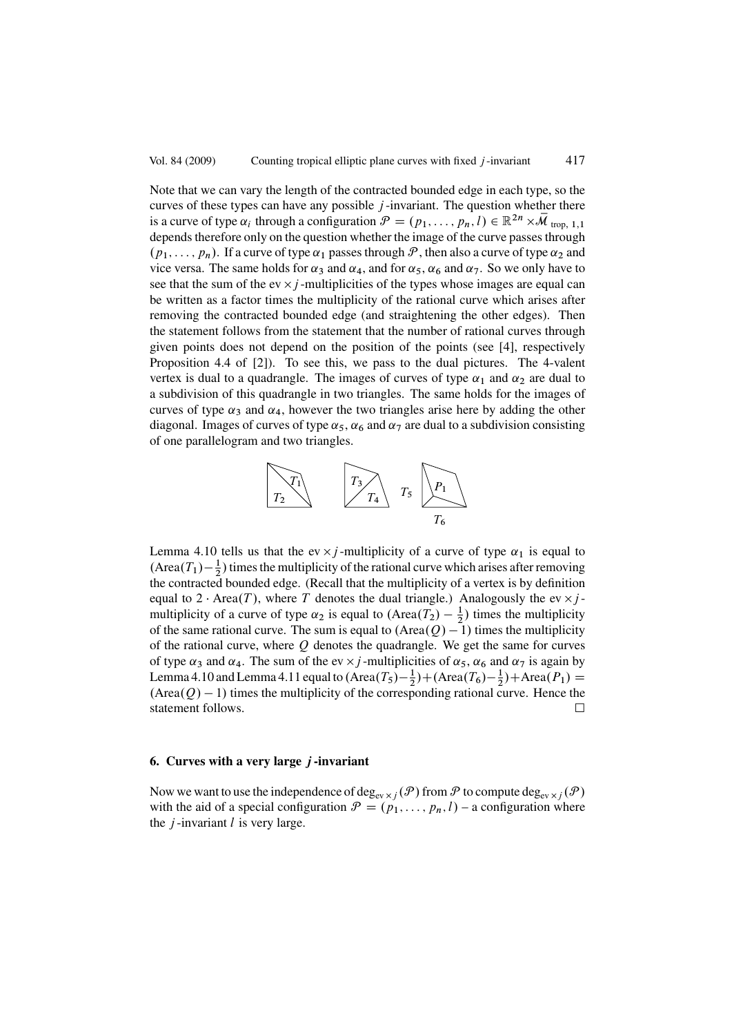Note that we can vary the length of the contracted bounded edge in each type, so the curves of these types can have any possible $j$-invariant. The question whether there is a curve of type $\alpha_i$ through a configuration $\mathcal{P} = (p_1, \dots, p_n, l) \in \mathbb{R}^{2n} \times \bar{\mathcal{M}}_{\text{trop},1,1}$ depends therefore only on the question whether the image of the curve passes through $(p_1, \dots, p_n)$. If a curve of type $\alpha_1$ passes through $\mathcal{P}$, then also a curve of type $\alpha_2$ and vice versa. The same holds for $\alpha_3$ and $\alpha_4$, and for $\alpha_5$, $\alpha_6$ and $\alpha_7$. So we only have to see that the sum of the $\text{ev} \times j$-multiplicities of the types whose images are equal can be written as a factor times the multiplicity of the rational curve which arises after removing the contracted bounded edge (and straightening the other edges). Then the statement follows from the statement that the number of rational curves through given points does not depend on the position of the points (see [4], respectively Proposition 4.4 of [2]). To see this, we pass to the dual pictures. The 4-valent vertex is dual to a quadrangle. The images of curves of type $\alpha_1$ and $\alpha_2$ are dual to a subdivision of this quadrangle in two triangles. The same holds for the images of curves of type $\alpha_3$ and $\alpha_4$, however the two triangles arise here by adding the other diagonal. Images of curves of type $\alpha_5$, $\alpha_6$ and $\alpha_7$ are dual to a subdivision consisting of one parallelogram and two triangles.

Lemma 4.10 tells us that the $\text{ev} \times j$-multiplicity of a curve of type $\alpha_1$ is equal to $(\text{Area}(T_1) - \frac{1}{2})$ times the multiplicity of the rational curve which arises after removing the contracted bounded edge. (Recall that the multiplicity of a vertex is by definition equal to $2 \cdot \text{Area}(T)$, where $T$ denotes the dual triangle.) Analogously the $\text{ev} \times j$-multiplicity of a curve of type $\alpha_2$ is equal to $(\text{Area}(T_2) - \frac{1}{2})$ times the multiplicity of the same rational curve. The sum is equal to $(\text{Area}(Q) - 1)$ times the multiplicity of the rational curve, where $Q$ denotes the quadrangle. We get the same for curves of type $\alpha_3$ and $\alpha_4$. The sum of the $\text{ev} \times j$-multiplicities of $\alpha_5$, $\alpha_6$ and $\alpha_7$ is again by Lemma 4.10 and Lemma 4.11 equal to $(\text{Area}(T_5) - \frac{1}{2}) + (\text{Area}(T_6) - \frac{1}{2}) + \text{Area}(P_1) = (\text{Area}(Q) - 1)$ times the multiplicity of the corresponding rational curve. Hence the statement follows. $\square$

## 6. Curves with a very large $j$-invariant

Now we want to use the independence of $\deg_{\text{ev} \times j}(\mathcal{P})$ from $\mathcal{P}$ to compute $\deg_{\text{ev} \times j}(\mathcal{P})$ with the aid of a special configuration $\mathcal{P} = (p_1, \dots, p_n, l)$ – a configuration where the $j$-invariant $l$ is very large.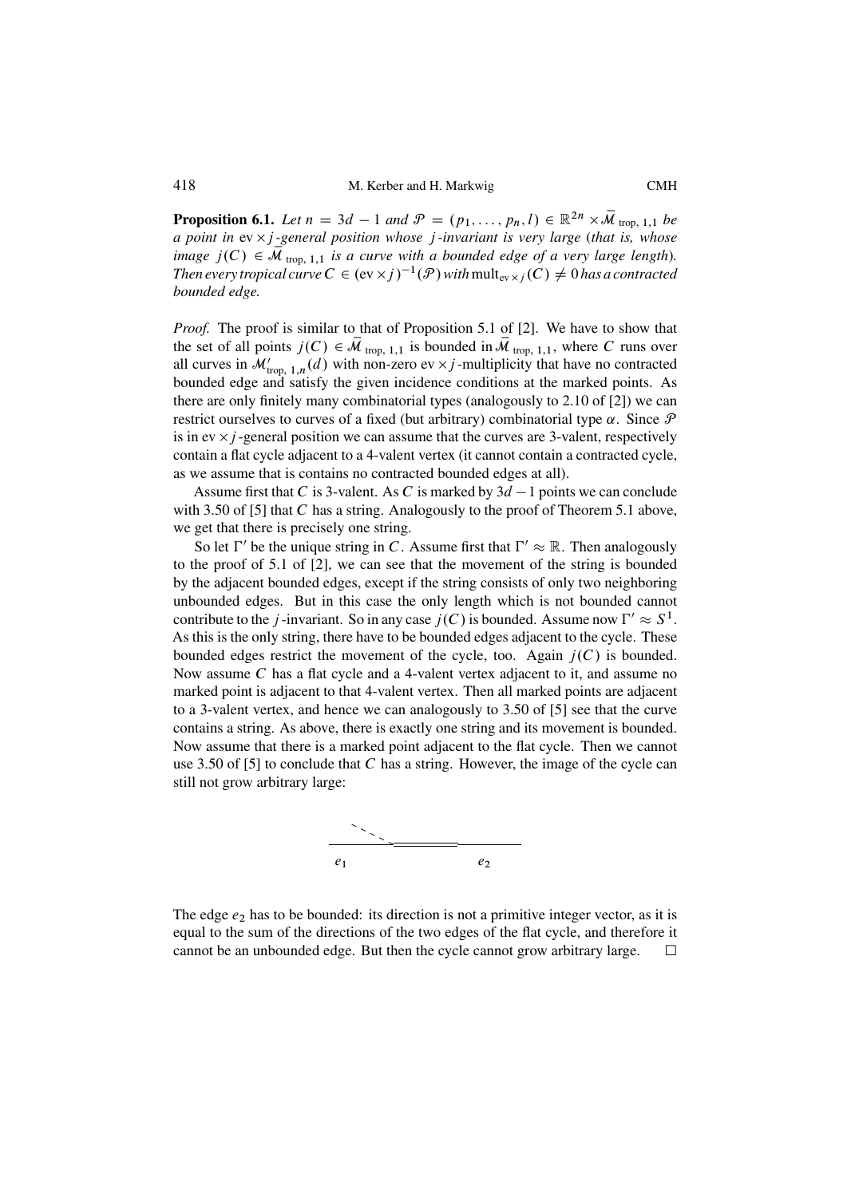**Proposition 6.1.** *Let $n = 3d - 1$ and $\mathcal{P} = (p_1, \dots, p_n, l) \in \mathbb{R}^{2n} \times \bar{\mathcal{M}}_{\text{trop},1,1}$ be a point in $\text{ev} \times j$-general position whose $j$-invariant is very large (that is, whose image $j(C) \in \bar{\mathcal{M}}_{\text{trop},1,1}$ is a curve with a bounded edge of a very large length). Then every tropical curve $C \in (\text{ev} \times j)^{-1}(\mathcal{P})$ with $\text{mult}_{\text{ev} \times j}(C) \neq 0$ has a contracted bounded edge.*

*Proof.* The proof is similar to that of Proposition 5.1 of [2]. We have to show that the set of all points $j(C) \in \bar{\mathcal{M}}_{\text{trop},1,1}$ is bounded in $\bar{\mathcal{M}}_{\text{trop},1,1}$, where $C$ runs over all curves in $\mathcal{M}'_{\text{trop},1,n}(d)$ with non-zero $\text{ev} \times j$-multiplicity that have no contracted bounded edge and satisfy the given incidence conditions at the marked points. As there are only finitely many combinatorial types (analogously to 2.10 of [2]) we can restrict ourselves to curves of a fixed (but arbitrary) combinatorial type $\alpha$. Since $\mathcal{P}$ is in $\text{ev} \times j$-general position we can assume that the curves are 3-valent, respectively contain a flat cycle adjacent to a 4-valent vertex (it cannot contain a contracted cycle, as we assume that is contains no contracted bounded edges at all).

Assume first that $C$ is 3-valent. As $C$ is marked by $3d - 1$ points we can conclude with 3.50 of [5] that $C$ has a string. Analogously to the proof of Theorem 5.1 above, we get that there is precisely one string.

So let $\Gamma'$ be the unique string in $C$. Assume first that $\Gamma' \approx \mathbb{R}$. Then analogously to the proof of 5.1 of [2], we can see that the movement of the string is bounded by the adjacent bounded edges, except if the string consists of only two neighboring unbounded edges. But in this case the only length which is not bounded cannot contribute to the $j$-invariant. So in any case $j(C)$ is bounded. Assume now $\Gamma' \approx S^1$. As this is the only string, there have to be bounded edges adjacent to the cycle. These bounded edges restrict the movement of the cycle, too. Again $j(C)$ is bounded. Now assume $C$ has a flat cycle and a 4-valent vertex adjacent to it, and assume no marked point is adjacent to that 4-valent vertex. Then all marked points are adjacent to a 3-valent vertex, and hence we can analogously to 3.50 of [5] see that the curve contains a string. As above, there is exactly one string and its movement is bounded. Now assume that there is a marked point adjacent to the flat cycle. Then we cannot use 3.50 of [5] to conclude that $C$ has a string. However, the image of the cycle can still not grow arbitrary large:

$e_1$ $e_2$

The edge $e_2$ has to be bounded: its direction is not a primitive integer vector, as it is equal to the sum of the directions of the two edges of the flat cycle, and therefore it cannot be an unbounded edge. But then the cycle cannot grow arbitrary large. $\square$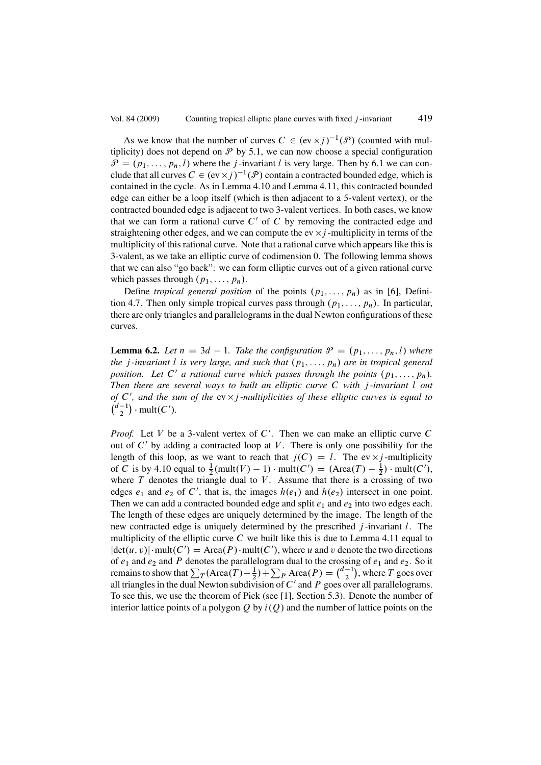As we know that the number of curves $C \in (\mathrm{ev} \times j)^{-1}(\mathcal{P})$ (counted with multiplicity) does not depend on $\mathcal{P}$ by 5.1, we can now choose a special configuration $\mathcal{P} = (p_1, \dots, p_n, l)$ where the $j$-invariant $l$ is very large. Then by 6.1 we can conclude that all curves $C \in (\mathrm{ev} \times j)^{-1}(\mathcal{P})$ contain a contracted bounded edge, which is contained in the cycle. As in Lemma 4.10 and Lemma 4.11, this contracted bounded edge can either be a loop itself (which is then adjacent to a 5-valent vertex), or the contracted bounded edge is adjacent to two 3-valent vertices. In both cases, we know that we can form a rational curve $C'$ of $C$ by removing the contracted edge and straightening other edges, and we can compute the $\mathrm{ev} \times j$-multiplicity in terms of the multiplicity of this rational curve. Note that a rational curve which appears like this is 3-valent, as we take an elliptic curve of codimension 0. The following lemma shows that we can also "go back": we can form elliptic curves out of a given rational curve which passes through $(p_1, \dots, p_n)$.

Define *tropical general position* of the points $(p_1, \dots, p_n)$ as in [6], Definition 4.7. Then only simple tropical curves pass through $(p_1, \dots, p_n)$. In particular, there are only triangles and parallelograms in the dual Newton configurations of these curves.

**Lemma 6.2.** *Let $n = 3d - 1$. Take the configuration $\mathcal{P} = (p_1, \dots, p_n, l)$ where the $j$-invariant $l$ is very large, and such that $(p_1, \dots, p_n)$ are in tropical general position. Let $C'$ a rational curve which passes through the points $(p_1, \dots, p_n)$. Then there are several ways to built an elliptic curve $C$ with $j$-invariant $l$ out of $C'$, and the sum of the* $\mathrm{ev} \times j$*-multiplicities of these elliptic curves is equal to $\binom{d-1}{2} \cdot \mathrm{mult}(C')$.*

*Proof.* Let $V$ be a 3-valent vertex of $C'$. Then we can make an elliptic curve $C$ out of $C'$ by adding a contracted loop at $V$. There is only one possibility for the length of this loop, as we want to reach that $j(C) = l$. The $\mathrm{ev} \times j$-multiplicity of $C$ is by 4.10 equal to $\frac{1}{2}(\mathrm{mult}(V) - 1) \cdot \mathrm{mult}(C') = (\mathrm{Area}(T) - \frac{1}{2}) \cdot \mathrm{mult}(C')$, where $T$ denotes the triangle dual to $V$. Assume that there is a crossing of two edges $e_1$ and $e_2$ of $C'$, that is, the images $h(e_1)$ and $h(e_2)$ intersect in one point. Then we can add a contracted bounded edge and split $e_1$ and $e_2$ into two edges each. The length of these edges are uniquely determined by the image. The length of the new contracted edge is uniquely determined by the prescribed $j$-invariant $l$. The multiplicity of the elliptic curve $C$ we built like this is due to Lemma 4.11 equal to $|\det(u, v)| \cdot \mathrm{mult}(C') = \mathrm{Area}(P) \cdot \mathrm{mult}(C')$, where $u$ and $v$ denote the two directions of $e_1$ and $e_2$ and $P$ denotes the parallelogram dual to the crossing of $e_1$ and $e_2$. So it remains to show that $\sum_T (\mathrm{Area}(T) - \frac{1}{2}) + \sum_P \mathrm{Area}(P) = \binom{d-1}{2}$, where $T$ goes over all triangles in the dual Newton subdivision of $C'$ and $P$ goes over all parallelograms. To see this, we use the theorem of Pick (see [1], Section 5.3). Denote the number of interior lattice points of a polygon $Q$ by $i(Q)$ and the number of lattice points on the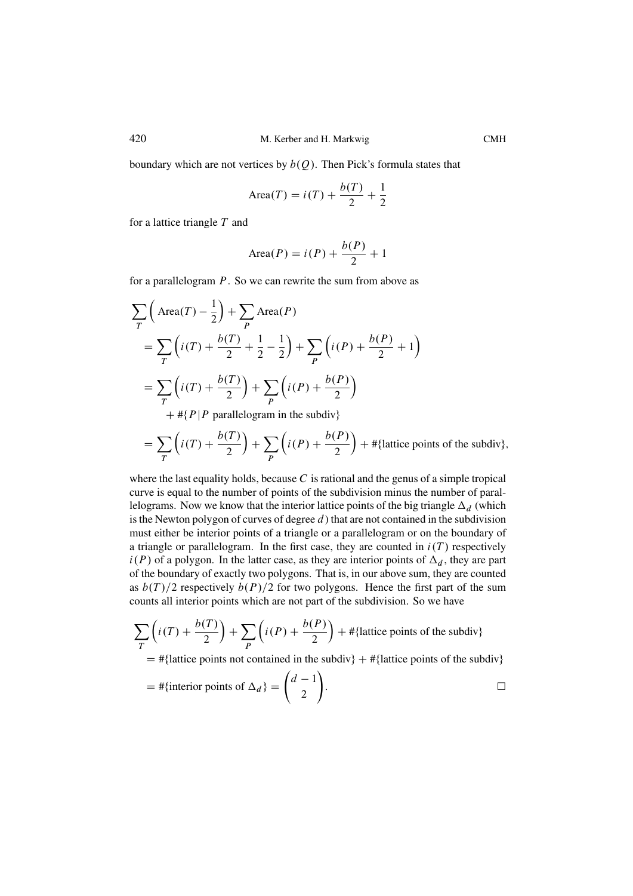boundary which are not vertices by $b(Q)$. Then Pick's formula states that

$$\operatorname{Area}(T) = i(T) + \frac{b(T)}{2} + \frac{1}{2}$$

for a lattice triangle $T$ and

$$\operatorname{Area}(P) = i(P) + \frac{b(P)}{2} + 1$$

for a parallelogram $P$. So we can rewrite the sum from above as

$$\begin{aligned}
&\sum_T \Big( \operatorname{Area}(T) - \frac{1}{2} \Big) + \sum_P \operatorname{Area}(P) \\
&\quad = \sum_T \Big( i(T) + \frac{b(T)}{2} + \frac{1}{2} - \frac{1}{2} \Big) + \sum_P \Big( i(P) + \frac{b(P)}{2} + 1 \Big) \\
&\quad = \sum_T \Big( i(T) + \frac{b(T)}{2} \Big) + \sum_P \Big( i(P) + \frac{b(P)}{2} \Big) \\
&\qquad\quad + \#\{P \mid P \text{ parallelogram in the subdiv}\} \\
&\quad = \sum_T \Big( i(T) + \frac{b(T)}{2} \Big) + \sum_P \Big( i(P) + \frac{b(P)}{2} \Big) + \#\{\text{lattice points of the subdiv}\},
\end{aligned}$$

where the last equality holds, because $C$ is rational and the genus of a simple tropical curve is equal to the number of points of the subdivision minus the number of parallelograms. Now we know that the interior lattice points of the big triangle $\Delta_d$ (which is the Newton polygon of curves of degree $d$) that are not contained in the subdivision must either be interior points of a triangle or a parallelogram or on the boundary of a triangle or parallelogram. In the first case, they are counted in $i(T)$ respectively $i(P)$ of a polygon. In the latter case, as they are interior points of $\Delta_d$, they are part of the boundary of exactly two polygons. That is, in our above sum, they are counted as $b(T)/2$ respectively $b(P)/2$ for two polygons. Hence the first part of the sum counts all interior points which are not part of the subdivision. So we have

$$\begin{aligned}
&\sum_T \Big( i(T) + \frac{b(T)}{2} \Big) + \sum_P \Big( i(P) + \frac{b(P)}{2} \Big) + \#\{\text{lattice points of the subdiv}\} \\
&\quad = \#\{\text{lattice points not contained in the subdiv}\} + \#\{\text{lattice points of the subdiv}\} \\
&\quad = \#\{\text{interior points of } \Delta_d\} = \binom{d-1}{2}. \qquad \square
\end{aligned}$$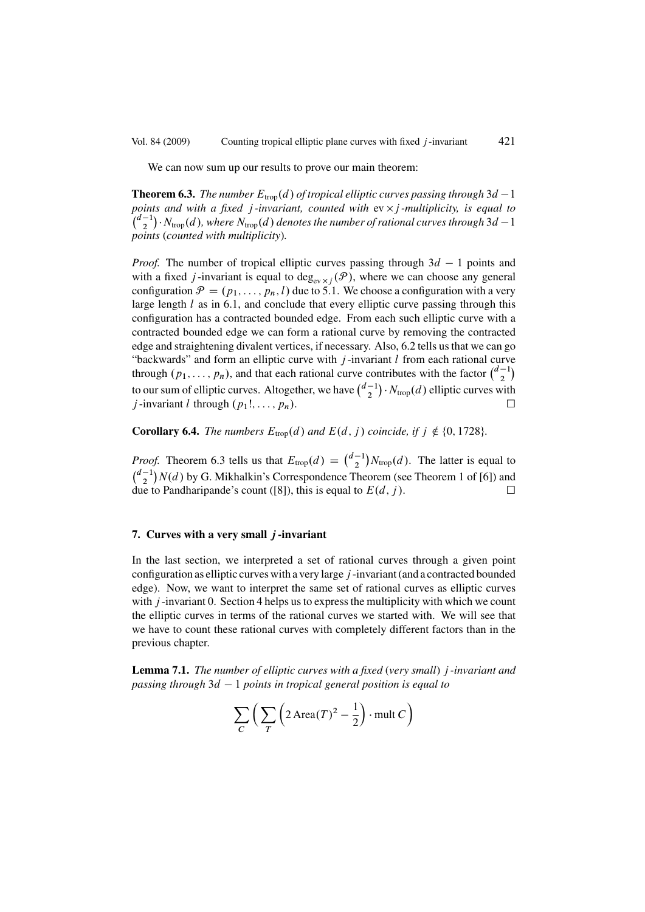We can now sum up our results to prove our main theorem:

**Theorem 6.3.** *The number $E_{\mathrm{trop}}(d)$ of tropical elliptic curves passing through $3d-1$ points and with a fixed $j$-invariant, counted with $\mathrm{ev} \times j$-multiplicity, is equal to $\binom{d-1}{2} \cdot N_{\mathrm{trop}}(d)$, where $N_{\mathrm{trop}}(d)$ denotes the number of rational curves through $3d-1$ points (counted with multiplicity).*

*Proof.* The number of tropical elliptic curves passing through $3d-1$ points and with a fixed $j$-invariant is equal to $\deg_{\mathrm{ev} \times j}(\mathcal{P})$, where we can choose any general configuration $\mathcal{P} = (p_1, \ldots, p_n, l)$ due to 5.1. We choose a configuration with a very large length $l$ as in 6.1, and conclude that every elliptic curve passing through this configuration has a contracted bounded edge. From each such elliptic curve with a contracted bounded edge we can form a rational curve by removing the contracted edge and straightening divalent vertices, if necessary. Also, 6.2 tells us that we can go "backwards" and form an elliptic curve with $j$-invariant $l$ from each rational curve through $(p_1, \ldots, p_n)$, and that each rational curve contributes with the factor $\binom{d-1}{2}$ to our sum of elliptic curves. Altogether, we have $\binom{d-1}{2} \cdot N_{\mathrm{trop}}(d)$ elliptic curves with $j$-invariant $l$ through $(p_1!, \ldots, p_n)$. $\square$

**Corollary 6.4.** *The numbers $E_{\mathrm{trop}}(d)$ and $E(d, j)$ coincide, if $j \notin \{0, 1728\}$.*

*Proof.* Theorem 6.3 tells us that $E_{\mathrm{trop}}(d) = \binom{d-1}{2} N_{\mathrm{trop}}(d)$. The latter is equal to $\binom{d-1}{2} N(d)$ by G. Mikhalkin's Correspondence Theorem (see Theorem 1 of [6]) and due to Pandharipande's count ([8]), this is equal to $E(d, j)$. $\square$

## 7. Curves with a very small $j$-invariant

In the last section, we interpreted a set of rational curves through a given point configuration as elliptic curves with a very large $j$-invariant (and a contracted bounded edge). Now, we want to interpret the same set of rational curves as elliptic curves with $j$-invariant 0. Section 4 helps us to express the multiplicity with which we count the elliptic curves in terms of the rational curves we started with. We will see that we have to count these rational curves with completely different factors than in the previous chapter.

**Lemma 7.1.** *The number of elliptic curves with a fixed (very small) $j$-invariant and passing through $3d-1$ points in tropical general position is equal to*

$$\sum_{C} \Big( \sum_{T} \Big( 2 \operatorname{Area}(T)^2 - \frac{1}{2} \Big) \cdot \operatorname{mult} C \Big)$$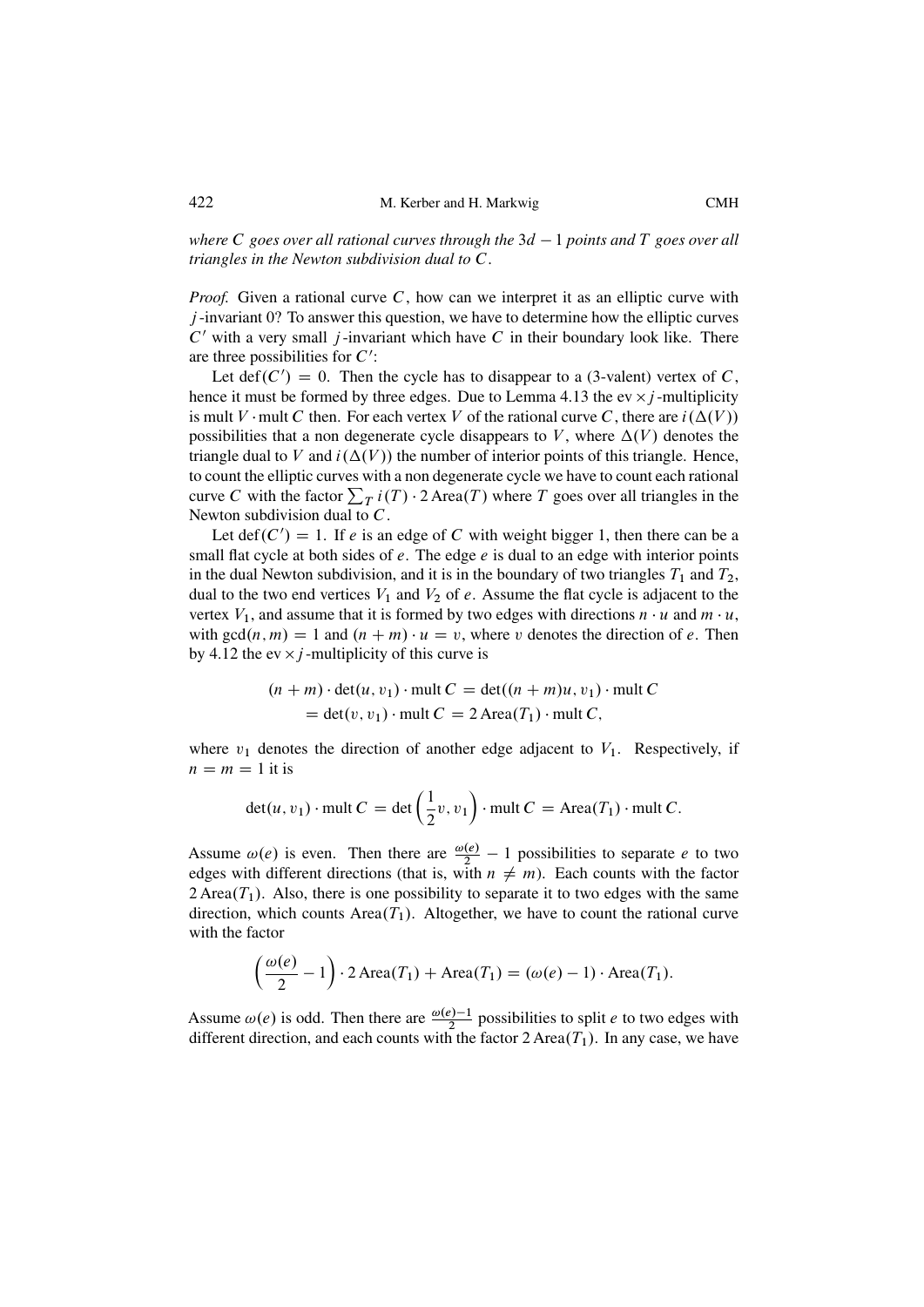*where $C$ goes over all rational curves through the $3d-1$ points and $T$ goes over all triangles in the Newton subdivision dual to $C$.*

*Proof.* Given a rational curve $C$, how can we interpret it as an elliptic curve with $j$-invariant 0? To answer this question, we have to determine how the elliptic curves $C'$ with a very small $j$-invariant which have $C$ in their boundary look like. There are three possibilities for $C'$:

Let $\operatorname{def}(C') = 0$. Then the cycle has to disappear to a (3-valent) vertex of $C$, hence it must be formed by three edges. Due to Lemma 4.13 the $\operatorname{ev} \times j$-multiplicity is $\operatorname{mult} V \cdot \operatorname{mult} C$ then. For each vertex $V$ of the rational curve $C$, there are $i(\Delta(V))$ possibilities that a non degenerate cycle disappears to $V$, where $\Delta(V)$ denotes the triangle dual to $V$ and $i(\Delta(V))$ the number of interior points of this triangle. Hence, to count the elliptic curves with a non degenerate cycle we have to count each rational curve $C$ with the factor $\sum_T i(T) \cdot 2\operatorname{Area}(T)$ where $T$ goes over all triangles in the Newton subdivision dual to $C$.

Let $\operatorname{def}(C') = 1$. If $e$ is an edge of $C$ with weight bigger 1, then there can be a small flat cycle at both sides of $e$. The edge $e$ is dual to an edge with interior points in the dual Newton subdivision, and it is in the boundary of two triangles $T_1$ and $T_2$, dual to the two end vertices $V_1$ and $V_2$ of $e$. Assume the flat cycle is adjacent to the vertex $V_1$, and assume that it is formed by two edges with directions $n \cdot u$ and $m \cdot u$, with $\gcd(n,m) = 1$ and $(n+m) \cdot u = v$, where $v$ denotes the direction of $e$. Then by 4.12 the $\operatorname{ev} \times j$-multiplicity of this curve is

$$
\begin{aligned}
(n+m) \cdot \det(u, v_1) \cdot \operatorname{mult} C &= \det((n+m)u, v_1) \cdot \operatorname{mult} C \\
&= \det(v, v_1) \cdot \operatorname{mult} C = 2\operatorname{Area}(T_1) \cdot \operatorname{mult} C,
\end{aligned}
$$

where $v_1$ denotes the direction of another edge adjacent to $V_1$. Respectively, if $n = m = 1$ it is

$$
\det(u, v_1) \cdot \operatorname{mult} C = \det\left(\frac{1}{2}v, v_1\right) \cdot \operatorname{mult} C = \operatorname{Area}(T_1) \cdot \operatorname{mult} C.
$$

Assume $\omega(e)$ is even. Then there are $\frac{\omega(e)}{2} - 1$ possibilities to separate $e$ to two edges with different directions (that is, with $n \neq m$). Each counts with the factor $2\operatorname{Area}(T_1)$. Also, there is one possibility to separate it to two edges with the same direction, which counts $\operatorname{Area}(T_1)$. Altogether, we have to count the rational curve with the factor

$$
\left(\frac{\omega(e)}{2} - 1\right) \cdot 2\operatorname{Area}(T_1) + \operatorname{Area}(T_1) = (\omega(e) - 1) \cdot \operatorname{Area}(T_1).
$$

Assume $\omega(e)$ is odd. Then there are $\frac{\omega(e)-1}{2}$ possibilities to split $e$ to two edges with different direction, and each counts with the factor $2\operatorname{Area}(T_1)$. In any case, we have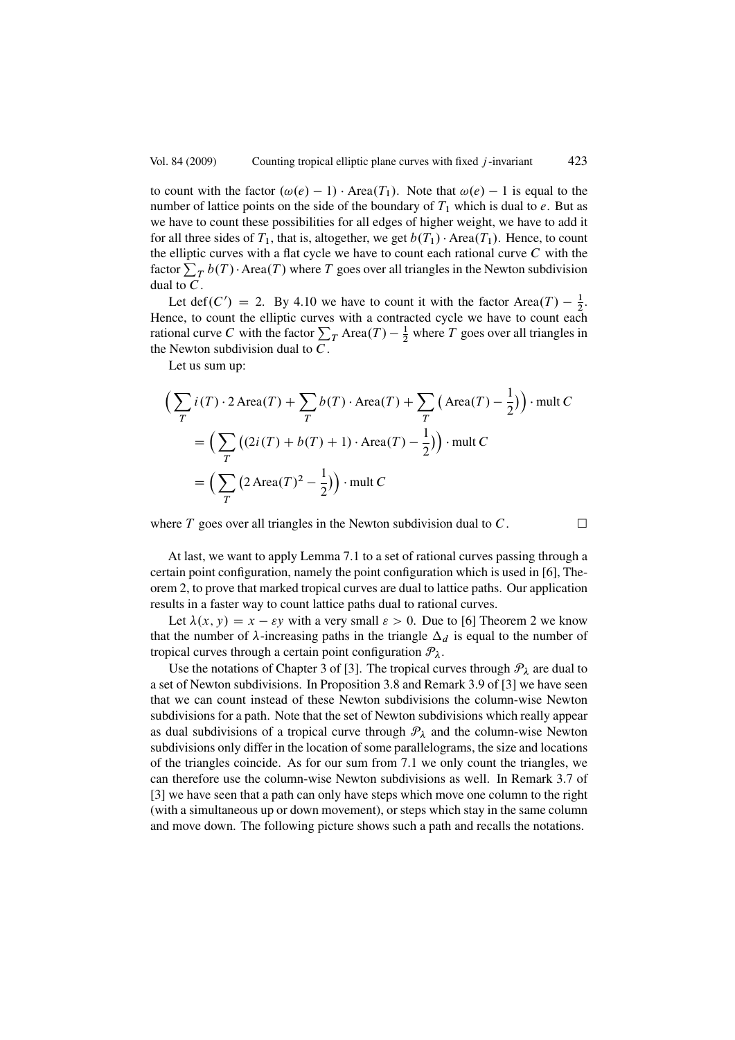to count with the factor $(\omega(e) - 1) \cdot \operatorname{Area}(T_1)$. Note that $\omega(e) - 1$ is equal to the number of lattice points on the side of the boundary of $T_1$ which is dual to $e$. But as we have to count these possibilities for all edges of higher weight, we have to add it for all three sides of $T_1$, that is, altogether, we get $b(T_1) \cdot \operatorname{Area}(T_1)$. Hence, to count the elliptic curves with a flat cycle we have to count each rational curve $C$ with the factor $\sum_T b(T) \cdot \operatorname{Area}(T)$ where $T$ goes over all triangles in the Newton subdivision dual to $C$.

Let $\operatorname{def}(C') = 2$. By 4.10 we have to count it with the factor $\operatorname{Area}(T) - \frac{1}{2}$. Hence, to count the elliptic curves with a contracted cycle we have to count each rational curve $C$ with the factor $\sum_T \operatorname{Area}(T) - \frac{1}{2}$ where $T$ goes over all triangles in the Newton subdivision dual to $C$.

Let us sum up:

$$
\begin{aligned}
&\Big( \sum_T i(T) \cdot 2 \operatorname{Area}(T) + \sum_T b(T) \cdot \operatorname{Area}(T) + \sum_T \big( \operatorname{Area}(T) - \frac{1}{2} \big) \Big) \cdot \operatorname{mult} C \\
&= \Big( \sum_T \big( (2i(T) + b(T) + 1) \cdot \operatorname{Area}(T) - \frac{1}{2} \big) \Big) \cdot \operatorname{mult} C \\
&= \Big( \sum_T \big( 2 \operatorname{Area}(T)^2 - \frac{1}{2} \big) \Big) \cdot \operatorname{mult} C
\end{aligned}
$$

where $T$ goes over all triangles in the Newton subdivision dual to $C$. $\square$

At last, we want to apply Lemma 7.1 to a set of rational curves passing through a certain point configuration, namely the point configuration which is used in [6], Theorem 2, to prove that marked tropical curves are dual to lattice paths. Our application results in a faster way to count lattice paths dual to rational curves.

Let $\lambda(x, y) = x - \varepsilon y$ with a very small $\varepsilon > 0$. Due to [6] Theorem 2 we know that the number of $\lambda$-increasing paths in the triangle $\Delta_d$ is equal to the number of tropical curves through a certain point configuration $\mathcal{P}_\lambda$.

Use the notations of Chapter 3 of [3]. The tropical curves through $\mathcal{P}_\lambda$ are dual to a set of Newton subdivisions. In Proposition 3.8 and Remark 3.9 of [3] we have seen that we can count instead of these Newton subdivisions the column-wise Newton subdivisions for a path. Note that the set of Newton subdivisions which really appear as dual subdivisions of a tropical curve through $\mathcal{P}_\lambda$ and the column-wise Newton subdivisions only differ in the location of some parallelograms, the size and locations of the triangles coincide. As for our sum from 7.1 we only count the triangles, we can therefore use the column-wise Newton subdivisions as well. In Remark 3.7 of [3] we have seen that a path can only have steps which move one column to the right (with a simultaneous up or down movement), or steps which stay in the same column and move down. The following picture shows such a path and recalls the notations.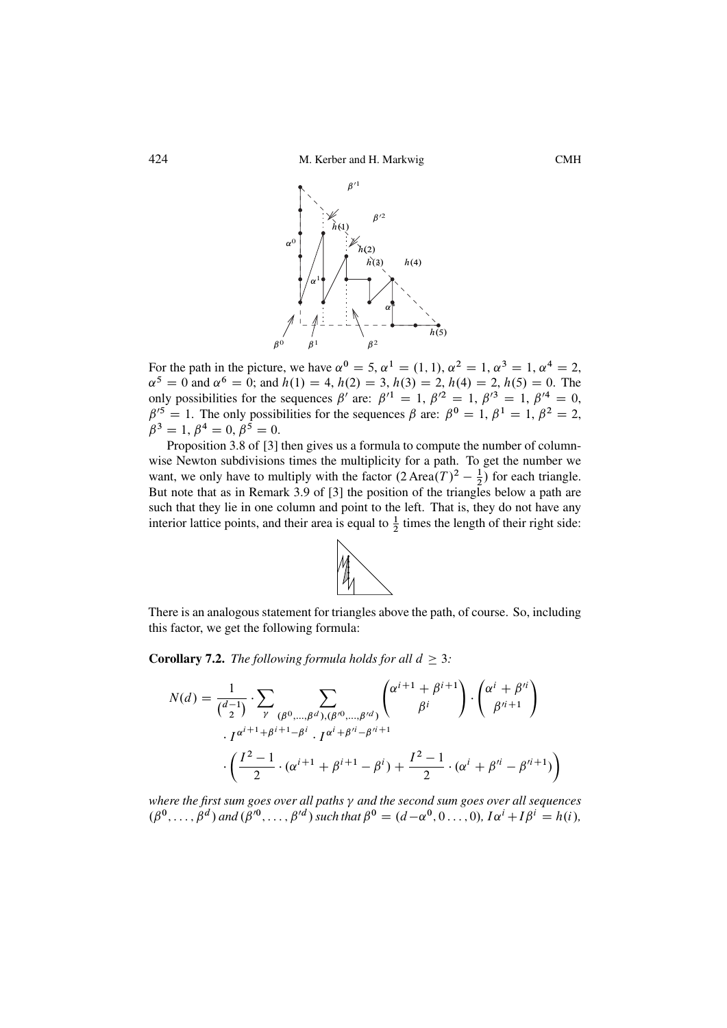For the path in the picture, we have $\alpha^0 = 5$, $\alpha^1 = (1,1)$, $\alpha^2 = 1$, $\alpha^3 = 1$, $\alpha^4 = 2$, $\alpha^5 = 0$ and $\alpha^6 = 0$; and $h(1) = 4$, $h(2) = 3$, $h(3) = 2$, $h(4) = 2$, $h(5) = 0$. The only possibilities for the sequences $\beta'$ are: $\beta'^1 = 1$, $\beta'^2 = 1$, $\beta'^3 = 1$, $\beta'^4 = 0$, $\beta'^5 = 1$. The only possibilities for the sequences $\beta$ are: $\beta^0 = 1$, $\beta^1 = 1$, $\beta^2 = 2$, $\beta^3 = 1$, $\beta^4 = 0$, $\beta^5 = 0$.

Proposition 3.8 of [3] then gives us a formula to compute the number of columnwise Newton subdivisions times the multiplicity for a path. To get the number we want, we only have to multiply with the factor $(2\,\mathrm{Area}(T)^2 - \frac{1}{2})$ for each triangle. But note that as in Remark 3.9 of [3] the position of the triangles below a path are such that they lie in one column and point to the left. That is, they do not have any interior lattice points, and their area is equal to $\frac{1}{2}$ times the length of their right side:

There is an analogous statement for triangles above the path, of course. So, including this factor, we get the following formula:

**Corollary 7.2.** *The following formula holds for all $d \geq 3$:*

$$N(d) = \frac{1}{\binom{d-1}{2}} \cdot \sum_{\gamma} \sum_{(\beta^0,\dots,\beta^d),(\beta'^0,\dots,\beta'^d)} \binom{\alpha^{i+1} + \beta^{i+1}}{\beta^i} \cdot \binom{\alpha^i + \beta'^i}{\beta'^{i+1}}$$
$$\cdot I^{\alpha^{i+1}+\beta^{i+1}-\beta^i} \cdot I^{\alpha^i + \beta'^i - \beta'^{i+1}}$$
$$\cdot \left( \frac{I^2 - 1}{2} \cdot (\alpha^{i+1} + \beta^{i+1} - \beta^i) + \frac{I^2-1}{2} \cdot (\alpha^i + \beta'^i - \beta'^{i+1}) \right)$$

*where the first sum goes over all paths $\gamma$ and the second sum goes over all sequences $(\beta^0, \dots, \beta^d)$ and $(\beta'^0, \dots, \beta'^d)$ such that $\beta^0 = (d - \alpha^0, 0 \dots, 0)$, $I\alpha^i + I\beta^i = h(i)$,*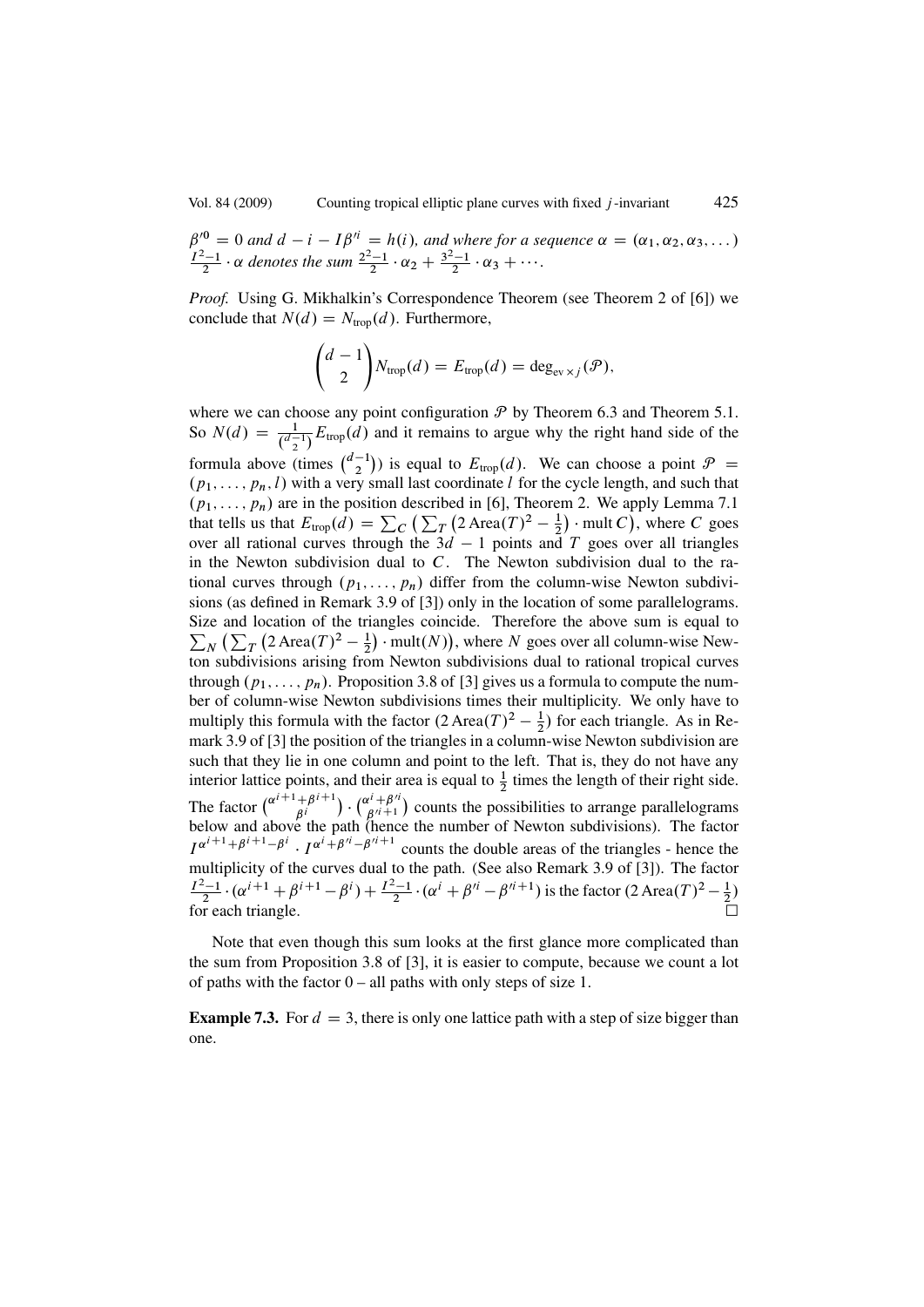$\beta'^0 = 0$ *and* $d - i - I\beta'^i = h(i)$, *and where for a sequence* $\alpha = (\alpha_1, \alpha_2, \alpha_3, \dots)$ $\frac{I^2-1}{2} \cdot \alpha$ *denotes the sum* $\frac{2^2-1}{2} \cdot \alpha_2 + \frac{3^2-1}{2} \cdot \alpha_3 + \cdots$.

*Proof.* Using G. Mikhalkin's Correspondence Theorem (see Theorem 2 of [6]) we conclude that $N(d) = N_{\text{trop}}(d)$. Furthermore,

$$\binom{d-1}{2} N_{\text{trop}}(d) = E_{\text{trop}}(d) = \deg_{\text{ev} \times j}(\mathcal{P}),$$

where we can choose any point configuration $\mathcal{P}$ by Theorem 6.3 and Theorem 5.1. So $N(d) = \frac{1}{\binom{d-1}{2}} E_{\text{trop}}(d)$ and it remains to argue why the right hand side of the formula above (times $\binom{d-1}{2}$) is equal to $E_{\text{trop}}(d)$. We can choose a point $\mathcal{P} = (p_1, \dots, p_n, l)$ with a very small last coordinate $l$ for the cycle length, and such that $(p_1, \dots, p_n)$ are in the position described in [6], Theorem 2. We apply Lemma 7.1 that tells us that $E_{\text{trop}}(d) = \sum_C \left( \sum_T \left( 2\operatorname{Area}(T)^2 - \frac{1}{2} \right) \cdot \operatorname{mult} C \right)$, where $C$ goes over all rational curves through the $3d - 1$ points and $T$ goes over all triangles in the Newton subdivision dual to $C$. The Newton subdivision dual to the rational curves through $(p_1, \dots, p_n)$ differ from the column-wise Newton subdivisions (as defined in Remark 3.9 of [3]) only in the location of some parallelograms. Size and location of the triangles coincide. Therefore the above sum is equal to $\sum_N \left( \sum_T \left( 2\operatorname{Area}(T)^2 - \frac{1}{2} \right) \cdot \operatorname{mult}(N) \right)$, where $N$ goes over all column-wise Newton subdivisions arising from Newton subdivisions dual to rational tropical curves through $(p_1, \dots, p_n)$. Proposition 3.8 of [3] gives us a formula to compute the number of column-wise Newton subdivisions times their multiplicity. We only have to multiply this formula with the factor $(2\operatorname{Area}(T)^2 - \frac{1}{2})$ for each triangle. As in Remark 3.9 of [3] the position of the triangles in a column-wise Newton subdivision are such that they lie in one column and point to the left. That is, they do not have any interior lattice points, and their area is equal to $\frac{1}{2}$ times the length of their right side. The factor $\binom{\alpha^{i+1}+\beta^{i+1}}{\beta^i} \cdot \binom{\alpha^i+\beta'^i}{\beta'^{i+1}}$ counts the possibilities to arrange parallelograms below and above the path (hence the number of Newton subdivisions). The factor $I^{\alpha^{i+1}+\beta^{i+1}-\beta^i} \cdot I^{\alpha^i+\beta'^i-\beta'^{i+1}}$ counts the double areas of the triangles - hence the multiplicity of the curves dual to the path. (See also Remark 3.9 of [3]). The factor $\frac{I^2-1}{2} \cdot (\alpha^{i+1} + \beta^{i+1} - \beta^i) + \frac{I^2-1}{2} \cdot (\alpha^i + \beta'^i - \beta'^{i+1})$ is the factor $(2\operatorname{Area}(T)^2 - \frac{1}{2})$ for each triangle. $\square$

Note that even though this sum looks at the first glance more complicated than the sum from Proposition 3.8 of [3], it is easier to compute, because we count a lot of paths with the factor 0 – all paths with only steps of size 1.

**Example 7.3.** For $d = 3$, there is only one lattice path with a step of size bigger than one.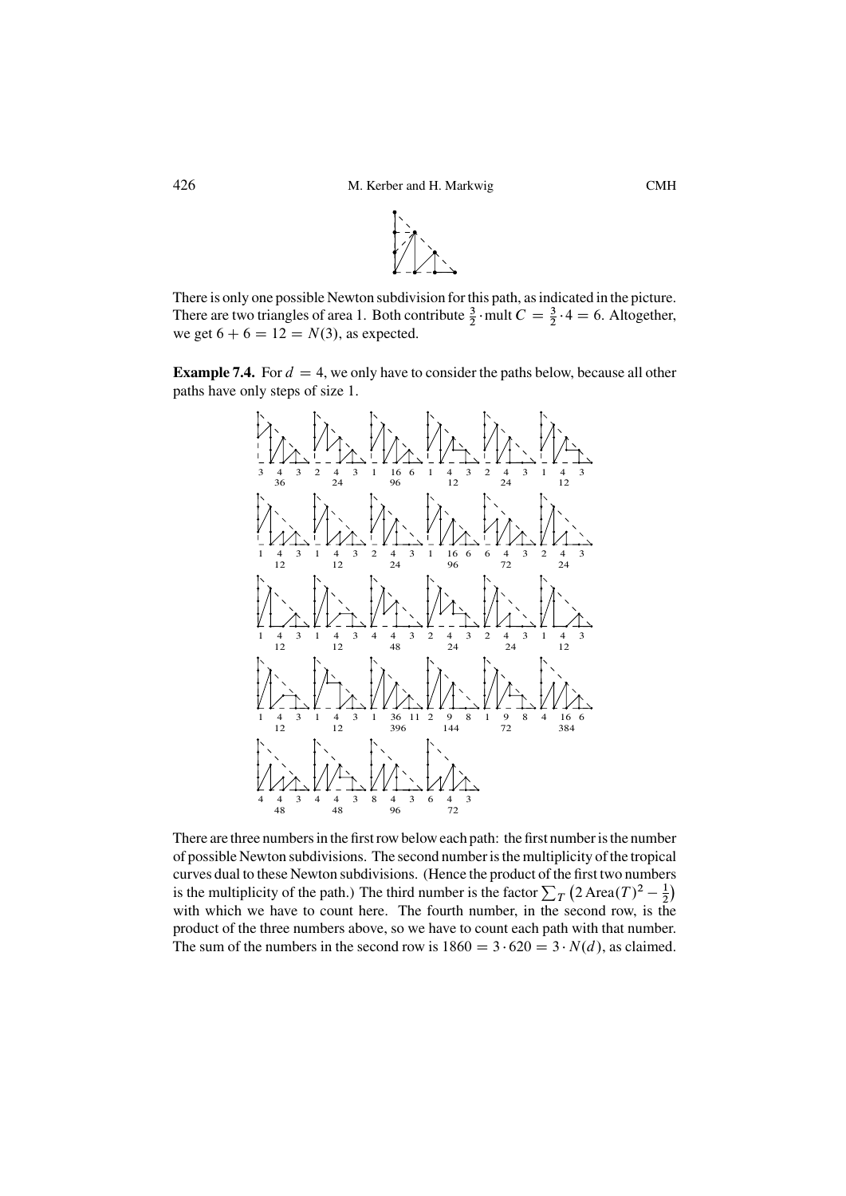There is only one possible Newton subdivision for this path, as indicated in the picture. There are two triangles of area 1. Both contribute $\frac{3}{2} \cdot \operatorname{mult} C = \frac{3}{2} \cdot 4 = 6$. Altogether, we get $6 + 6 = 12 = N(3)$, as expected.

**Example 7.4.** For $d = 4$, we only have to consider the paths below, because all other paths have only steps of size 1.

| | | | | | |
|---|---|---|---|---|---|
| 3 4 3 | 2 4 3 | 1 16 6 | 1 4 3 | 2 4 3 | 1 4 3 |
| 36 | 24 | 96 | 12 | 24 | 12 |
| 1 4 3 | 1 4 3 | 2 4 3 | 1 16 6 | 6 4 3 | 2 4 3 |
| 12 | 12 | 24 | 96 | 72 | 24 |
| 1 4 3 | 1 4 3 | 4 4 3 | 2 4 3 | 2 4 3 | 1 4 3 |
| 12 | 12 | 48 | 24 | 24 | 12 |
| 1 4 3 | 1 4 3 | 1 36 11 | 2 9 8 | 1 9 8 | 4 16 6 |
| 12 | 12 | 396 | 144 | 72 | 384 |
| 4 4 3 | 4 4 3 | 8 4 3 | 6 4 3 | | |
| 48 | 48 | 96 | 72 | | |

There are three numbers in the first row below each path: the first number is the number of possible Newton subdivisions. The second number is the multiplicity of the tropical curves dual to these Newton subdivisions. (Hence the product of the first two numbers is the multiplicity of the path.) The third number is the factor $\sum_T \left(2\operatorname{Area}(T)^2 - \frac{1}{2}\right)$ with which we have to count here. The fourth number, in the second row, is the product of the three numbers above, so we have to count each path with that number. The sum of the numbers in the second row is $1860 = 3 \cdot 620 = 3 \cdot N(d)$, as claimed.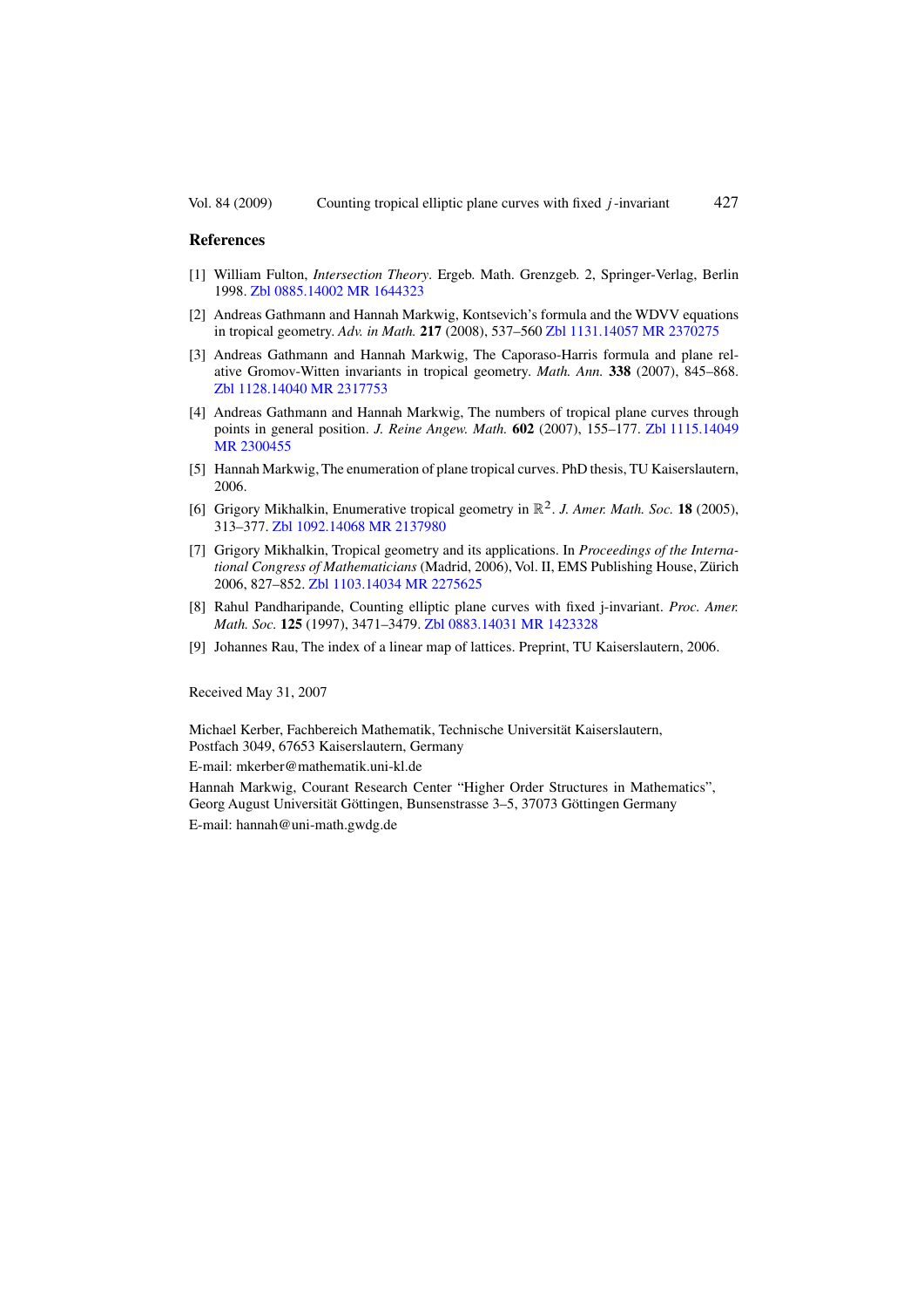## References

[1] William Fulton, *Intersection Theory*. Ergeb. Math. Grenzgeb. 2, Springer-Verlag, Berlin 1998. Zbl 0885.14002 MR 1644323

[2] Andreas Gathmann and Hannah Markwig, Kontsevich's formula and the WDVV equations in tropical geometry. *Adv. in Math.* **217** (2008), 537–560 Zbl 1131.14057 MR 2370275

[3] Andreas Gathmann and Hannah Markwig, The Caporaso-Harris formula and plane relative Gromov-Witten invariants in tropical geometry. *Math. Ann.* **338** (2007), 845–868. Zbl 1128.14040 MR 2317753

[4] Andreas Gathmann and Hannah Markwig, The numbers of tropical plane curves through points in general position. *J. Reine Angew. Math.* **602** (2007), 155–177. Zbl 1115.14049 MR 2300455

[5] Hannah Markwig, The enumeration of plane tropical curves. PhD thesis, TU Kaiserslautern, 2006.

[6] Grigory Mikhalkin, Enumerative tropical geometry in $\mathbb{R}^2$. *J. Amer. Math. Soc.* **18** (2005), 313–377. Zbl 1092.14068 MR 2137980

[7] Grigory Mikhalkin, Tropical geometry and its applications. In *Proceedings of the International Congress of Mathematicians* (Madrid, 2006), Vol. II, EMS Publishing House, Zürich 2006, 827–852. Zbl 1103.14034 MR 2275625

[8] Rahul Pandharipande, Counting elliptic plane curves with fixed j-invariant. *Proc. Amer. Math. Soc.* **125** (1997), 3471–3479. Zbl 0883.14031 MR 1423328

[9] Johannes Rau, The index of a linear map of lattices. Preprint, TU Kaiserslautern, 2006.

Received May 31, 2007

Michael Kerber, Fachbereich Mathematik, Technische Universität Kaiserslautern, Postfach 3049, 67653 Kaiserslautern, Germany

E-mail: mkerber@mathematik.uni-kl.de

Hannah Markwig, Courant Research Center "Higher Order Structures in Mathematics", Georg August Universität Göttingen, Bunsenstrasse 3–5, 37073 Göttingen Germany

E-mail: hannah@uni-math.gwdg.de